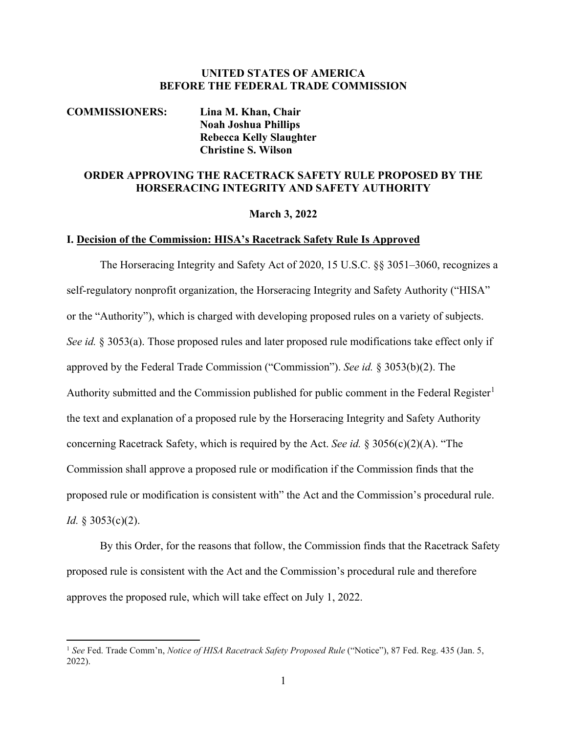**UNITED STATES OF AMERICA**
**BEFORE THE FEDERAL TRADE COMMISSION**

**COMMISSIONERS:** **Lina M. Khan, Chair**
**Noah Joshua Phillips**
**Rebecca Kelly Slaughter**
**Christine S. Wilson**

# ORDER APPROVING THE RACETRACK SAFETY RULE PROPOSED BY THE HORSERACING INTEGRITY AND SAFETY AUTHORITY

**March 3, 2022**

## I. Decision of the Commission: HISA's Racetrack Safety Rule Is Approved

The Horseracing Integrity and Safety Act of 2020, 15 U.S.C. §§ 3051–3060, recognizes a self-regulatory nonprofit organization, the Horseracing Integrity and Safety Authority ("HISA" or the "Authority"), which is charged with developing proposed rules on a variety of subjects. *See id.* § 3053(a). Those proposed rules and later proposed rule modifications take effect only if approved by the Federal Trade Commission ("Commission"). *See id.* § 3053(b)(2). The Authority submitted and the Commission published for public comment in the Federal Register[1] the text and explanation of a proposed rule by the Horseracing Integrity and Safety Authority concerning Racetrack Safety, which is required by the Act. *See id.* § 3056(c)(2)(A). "The Commission shall approve a proposed rule or modification if the Commission finds that the proposed rule or modification is consistent with" the Act and the Commission's procedural rule. *Id.* § 3053(c)(2).

By this Order, for the reasons that follow, the Commission finds that the Racetrack Safety proposed rule is consistent with the Act and the Commission's procedural rule and therefore approves the proposed rule, which will take effect on July 1, 2022.

[1] *See* Fed. Trade Comm'n, *Notice of HISA Racetrack Safety Proposed Rule* ("Notice"), 87 Fed. Reg. 435 (Jan. 5, 2022).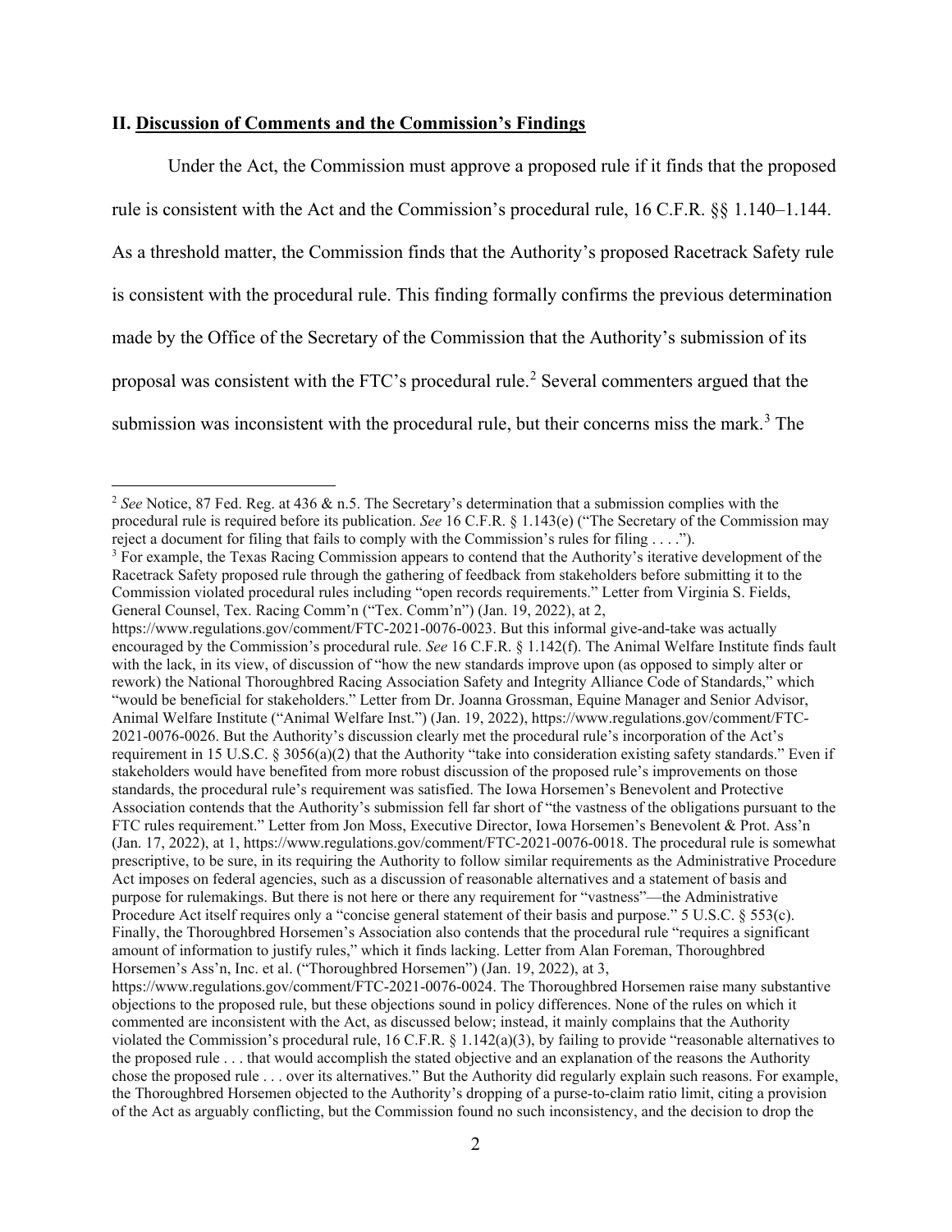## II. Discussion of Comments and the Commission's Findings

Under the Act, the Commission must approve a proposed rule if it finds that the proposed rule is consistent with the Act and the Commission's procedural rule, 16 C.F.R. §§ 1.140–1.144. As a threshold matter, the Commission finds that the Authority's proposed Racetrack Safety rule is consistent with the procedural rule. This finding formally confirms the previous determination made by the Office of the Secretary of the Commission that the Authority's submission of its proposal was consistent with the FTC's procedural rule.[2] Several commenters argued that the submission was inconsistent with the procedural rule, but their concerns miss the mark.[3] The

---

[2] *See* Notice, 87 Fed. Reg. at 436 & n.5. The Secretary's determination that a submission complies with the procedural rule is required before its publication. *See* 16 C.F.R. § 1.143(e) ("The Secretary of the Commission may reject a document for filing that fails to comply with the Commission's rules for filing . . . .").

[3] For example, the Texas Racing Commission appears to contend that the Authority's iterative development of the Racetrack Safety proposed rule through the gathering of feedback from stakeholders before submitting it to the Commission violated procedural rules including "open records requirements." Letter from Virginia S. Fields, General Counsel, Tex. Racing Comm'n ("Tex. Comm'n") (Jan. 19, 2022), at 2, https://www.regulations.gov/comment/FTC-2021-0076-0023. But this informal give-and-take was actually encouraged by the Commission's procedural rule. *See* 16 C.F.R. § 1.142(f). The Animal Welfare Institute finds fault with the lack, in its view, of discussion of "how the new standards improve upon (as opposed to simply alter or rework) the National Thoroughbred Racing Association Safety and Integrity Alliance Code of Standards," which "would be beneficial for stakeholders." Letter from Dr. Joanna Grossman, Equine Manager and Senior Advisor, Animal Welfare Institute ("Animal Welfare Inst.") (Jan. 19, 2022), https://www.regulations.gov/comment/FTC-2021-0076-0026. But the Authority's discussion clearly met the procedural rule's incorporation of the Act's requirement in 15 U.S.C. § 3056(a)(2) that the Authority "take into consideration existing safety standards." Even if stakeholders would have benefited from more robust discussion of the proposed rule's improvements on those standards, the procedural rule's requirement was satisfied. The Iowa Horsemen's Benevolent and Protective Association contends that the Authority's submission fell far short of "the vastness of the obligations pursuant to the FTC rules requirement." Letter from Jon Moss, Executive Director, Iowa Horsemen's Benevolent & Prot. Ass'n (Jan. 17, 2022), at 1, https://www.regulations.gov/comment/FTC-2021-0076-0018. The procedural rule is somewhat prescriptive, to be sure, in its requiring the Authority to follow similar requirements as the Administrative Procedure Act imposes on federal agencies, such as a discussion of reasonable alternatives and a statement of basis and purpose for rulemakings. But there is not here or there any requirement for "vastness"—the Administrative Procedure Act itself requires only a "concise general statement of their basis and purpose." 5 U.S.C. § 553(c). Finally, the Thoroughbred Horsemen's Association also contends that the procedural rule "requires a significant amount of information to justify rules," which it finds lacking. Letter from Alan Foreman, Thoroughbred Horsemen's Ass'n, Inc. et al. ("Thoroughbred Horsemen") (Jan. 19, 2022), at 3, https://www.regulations.gov/comment/FTC-2021-0076-0024. The Thoroughbred Horsemen raise many substantive objections to the proposed rule, but these objections sound in policy differences. None of the rules on which it commented are inconsistent with the Act, as discussed below; instead, it mainly complains that the Authority violated the Commission's procedural rule, 16 C.F.R. § 1.142(a)(3), by failing to provide "reasonable alternatives to the proposed rule . . . that would accomplish the stated objective and an explanation of the reasons the Authority chose the proposed rule . . . over its alternatives." But the Authority did regularly explain such reasons. For example, the Thoroughbred Horsemen objected to the Authority's dropping of a purse-to-claim ratio limit, citing a provision of the Act as arguably conflicting, but the Commission found no such inconsistency, and the decision to drop the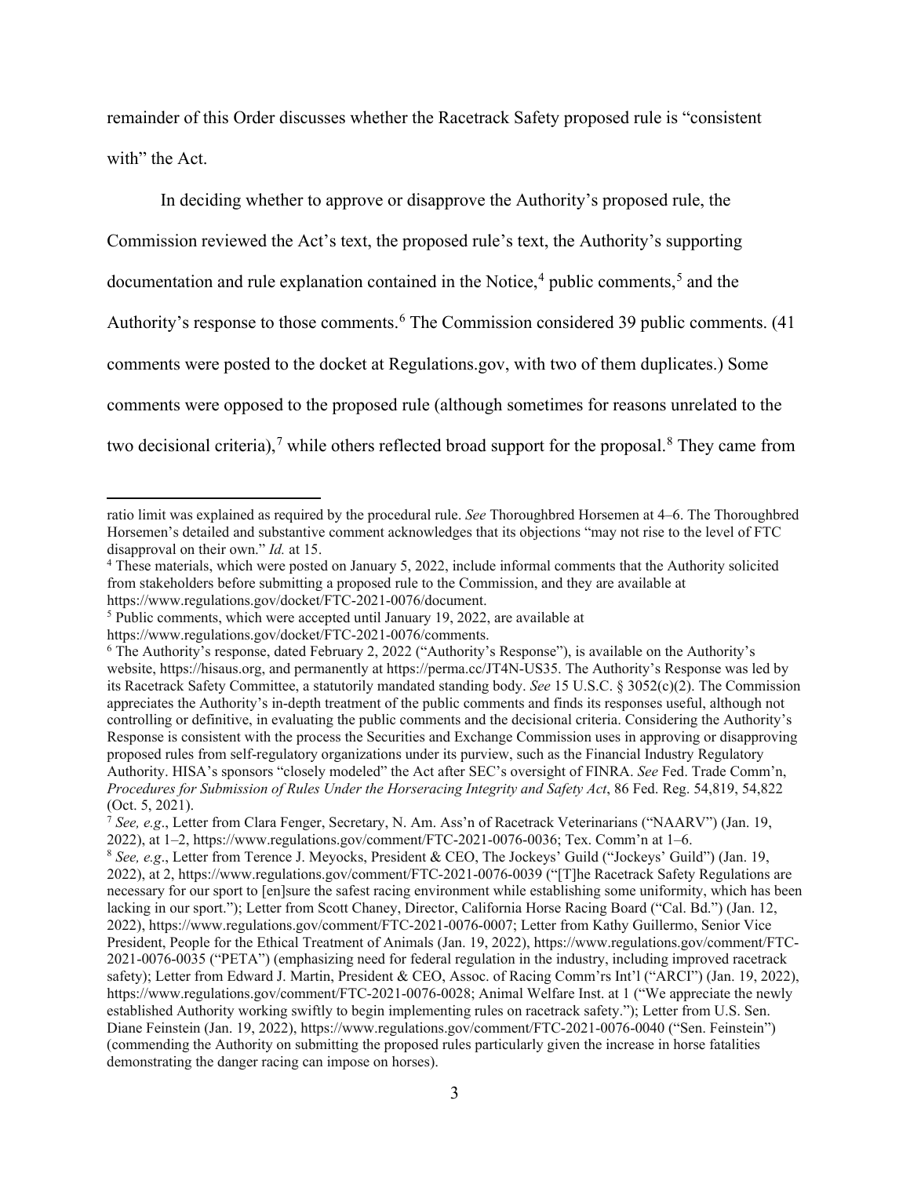remainder of this Order discusses whether the Racetrack Safety proposed rule is "consistent with" the Act.

In deciding whether to approve or disapprove the Authority's proposed rule, the Commission reviewed the Act's text, the proposed rule's text, the Authority's supporting documentation and rule explanation contained in the Notice,[4] public comments,[5] and the Authority's response to those comments.[6] The Commission considered 39 public comments. (41 comments were posted to the docket at Regulations.gov, with two of them duplicates.) Some comments were opposed to the proposed rule (although sometimes for reasons unrelated to the two decisional criteria),[7] while others reflected broad support for the proposal.[8] They came from

---

ratio limit was explained as required by the procedural rule. *See* Thoroughbred Horsemen at 4–6. The Thoroughbred Horsemen's detailed and substantive comment acknowledges that its objections "may not rise to the level of FTC disapproval on their own." *Id.* at 15.

[4] These materials, which were posted on January 5, 2022, include informal comments that the Authority solicited from stakeholders before submitting a proposed rule to the Commission, and they are available at https://www.regulations.gov/docket/FTC-2021-0076/document.

[5] Public comments, which were accepted until January 19, 2022, are available at https://www.regulations.gov/docket/FTC-2021-0076/comments.

[6] The Authority's response, dated February 2, 2022 ("Authority's Response"), is available on the Authority's website, https://hisaus.org, and permanently at https://perma.cc/JT4N-US35. The Authority's Response was led by its Racetrack Safety Committee, a statutorily mandated standing body. *See* 15 U.S.C. § 3052(c)(2). The Commission appreciates the Authority's in-depth treatment of the public comments and finds its responses useful, although not controlling or definitive, in evaluating the public comments and the decisional criteria. Considering the Authority's Response is consistent with the process the Securities and Exchange Commission uses in approving or disapproving proposed rules from self-regulatory organizations under its purview, such as the Financial Industry Regulatory Authority. HISA's sponsors "closely modeled" the Act after SEC's oversight of FINRA. *See* Fed. Trade Comm'n, *Procedures for Submission of Rules Under the Horseracing Integrity and Safety Act*, 86 Fed. Reg. 54,819, 54,822 (Oct. 5, 2021).

[7] *See, e.g*., Letter from Clara Fenger, Secretary, N. Am. Ass'n of Racetrack Veterinarians ("NAARV") (Jan. 19, 2022), at 1–2, https://www.regulations.gov/comment/FTC-2021-0076-0036; Tex. Comm'n at 1–6.

[8] *See, e.g*., Letter from Terence J. Meyocks, President & CEO, The Jockeys' Guild ("Jockeys' Guild") (Jan. 19, 2022), at 2, https://www.regulations.gov/comment/FTC-2021-0076-0039 ("[T]he Racetrack Safety Regulations are necessary for our sport to [en]sure the safest racing environment while establishing some uniformity, which has been lacking in our sport."); Letter from Scott Chaney, Director, California Horse Racing Board ("Cal. Bd.") (Jan. 12, 2022), https://www.regulations.gov/comment/FTC-2021-0076-0007; Letter from Kathy Guillermo, Senior Vice President, People for the Ethical Treatment of Animals (Jan. 19, 2022), https://www.regulations.gov/comment/FTC-2021-0076-0035 ("PETA") (emphasizing need for federal regulation in the industry, including improved racetrack safety); Letter from Edward J. Martin, President & CEO, Assoc. of Racing Comm'rs Int'l ("ARCI") (Jan. 19, 2022), https://www.regulations.gov/comment/FTC-2021-0076-0028; Animal Welfare Inst. at 1 ("We appreciate the newly established Authority working swiftly to begin implementing rules on racetrack safety."); Letter from U.S. Sen. Diane Feinstein (Jan. 19, 2022), https://www.regulations.gov/comment/FTC-2021-0076-0040 ("Sen. Feinstein") (commending the Authority on submitting the proposed rules particularly given the increase in horse fatalities demonstrating the danger racing can impose on horses).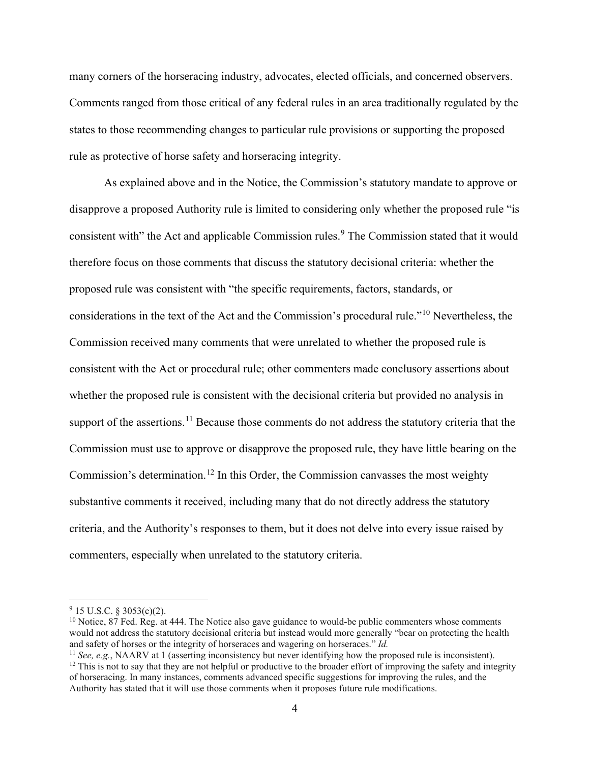many corners of the horseracing industry, advocates, elected officials, and concerned observers. Comments ranged from those critical of any federal rules in an area traditionally regulated by the states to those recommending changes to particular rule provisions or supporting the proposed rule as protective of horse safety and horseracing integrity.

As explained above and in the Notice, the Commission's statutory mandate to approve or disapprove a proposed Authority rule is limited to considering only whether the proposed rule "is consistent with" the Act and applicable Commission rules.[9] The Commission stated that it would therefore focus on those comments that discuss the statutory decisional criteria: whether the proposed rule was consistent with "the specific requirements, factors, standards, or considerations in the text of the Act and the Commission's procedural rule."[10] Nevertheless, the Commission received many comments that were unrelated to whether the proposed rule is consistent with the Act or procedural rule; other commenters made conclusory assertions about whether the proposed rule is consistent with the decisional criteria but provided no analysis in support of the assertions.[11] Because those comments do not address the statutory criteria that the Commission must use to approve or disapprove the proposed rule, they have little bearing on the Commission's determination.[12] In this Order, the Commission canvasses the most weighty substantive comments it received, including many that do not directly address the statutory criteria, and the Authority's responses to them, but it does not delve into every issue raised by commenters, especially when unrelated to the statutory criteria.

---

[9] 15 U.S.C. § 3053(c)(2).

[10] Notice, 87 Fed. Reg. at 444. The Notice also gave guidance to would-be public commenters whose comments would not address the statutory decisional criteria but instead would more generally "bear on protecting the health and safety of horses or the integrity of horseraces and wagering on horseraces." *Id.*

[11] *See, e.g.*, NAARV at 1 (asserting inconsistency but never identifying how the proposed rule is inconsistent).

[12] This is not to say that they are not helpful or productive to the broader effort of improving the safety and integrity of horseracing. In many instances, comments advanced specific suggestions for improving the rules, and the Authority has stated that it will use those comments when it proposes future rule modifications.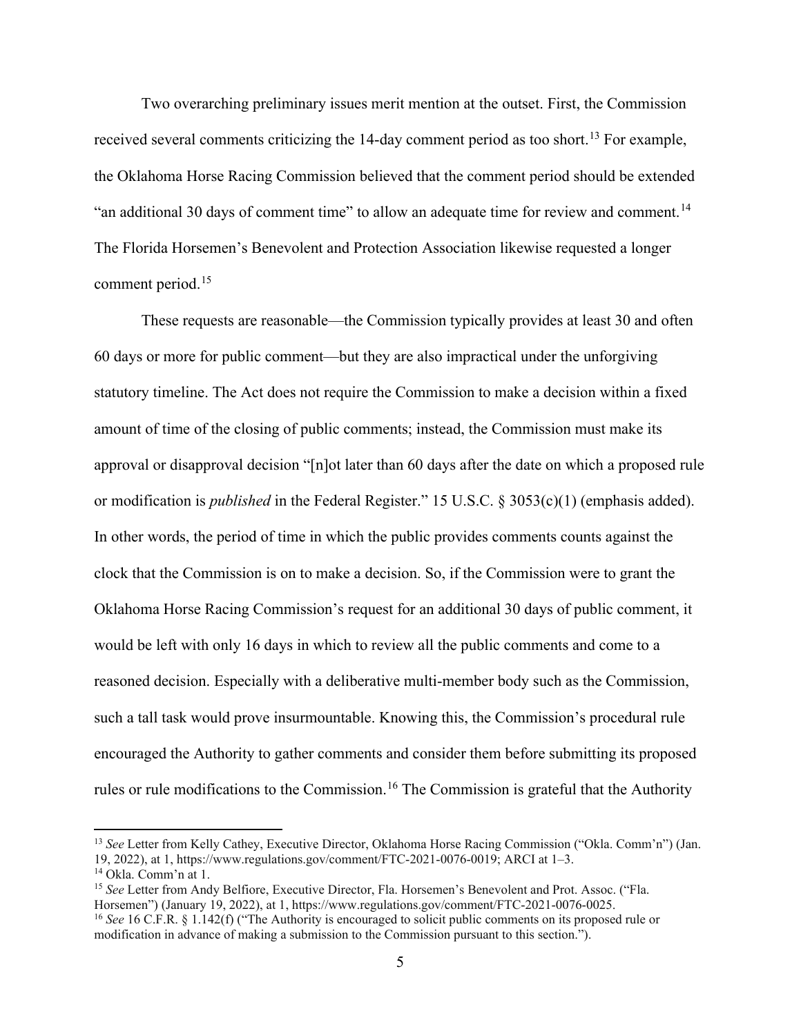Two overarching preliminary issues merit mention at the outset. First, the Commission received several comments criticizing the 14-day comment period as too short.[13] For example, the Oklahoma Horse Racing Commission believed that the comment period should be extended "an additional 30 days of comment time" to allow an adequate time for review and comment.[14] The Florida Horsemen's Benevolent and Protection Association likewise requested a longer comment period.[15]

These requests are reasonable—the Commission typically provides at least 30 and often 60 days or more for public comment—but they are also impractical under the unforgiving statutory timeline. The Act does not require the Commission to make a decision within a fixed amount of time of the closing of public comments; instead, the Commission must make its approval or disapproval decision "[n]ot later than 60 days after the date on which a proposed rule or modification is *published* in the Federal Register." 15 U.S.C. § 3053(c)(1) (emphasis added). In other words, the period of time in which the public provides comments counts against the clock that the Commission is on to make a decision. So, if the Commission were to grant the Oklahoma Horse Racing Commission's request for an additional 30 days of public comment, it would be left with only 16 days in which to review all the public comments and come to a reasoned decision. Especially with a deliberative multi-member body such as the Commission, such a tall task would prove insurmountable. Knowing this, the Commission's procedural rule encouraged the Authority to gather comments and consider them before submitting its proposed rules or rule modifications to the Commission.[16] The Commission is grateful that the Authority

---

[13] *See* Letter from Kelly Cathey, Executive Director, Oklahoma Horse Racing Commission ("Okla. Comm'n") (Jan. 19, 2022), at 1, https://www.regulations.gov/comment/FTC-2021-0076-0019; ARCI at 1–3.

[14] Okla. Comm'n at 1.

[15] *See* Letter from Andy Belfiore, Executive Director, Fla. Horsemen's Benevolent and Prot. Assoc. ("Fla. Horsemen") (January 19, 2022), at 1, https://www.regulations.gov/comment/FTC-2021-0076-0025.

[16] *See* 16 C.F.R. § 1.142(f) ("The Authority is encouraged to solicit public comments on its proposed rule or modification in advance of making a submission to the Commission pursuant to this section.").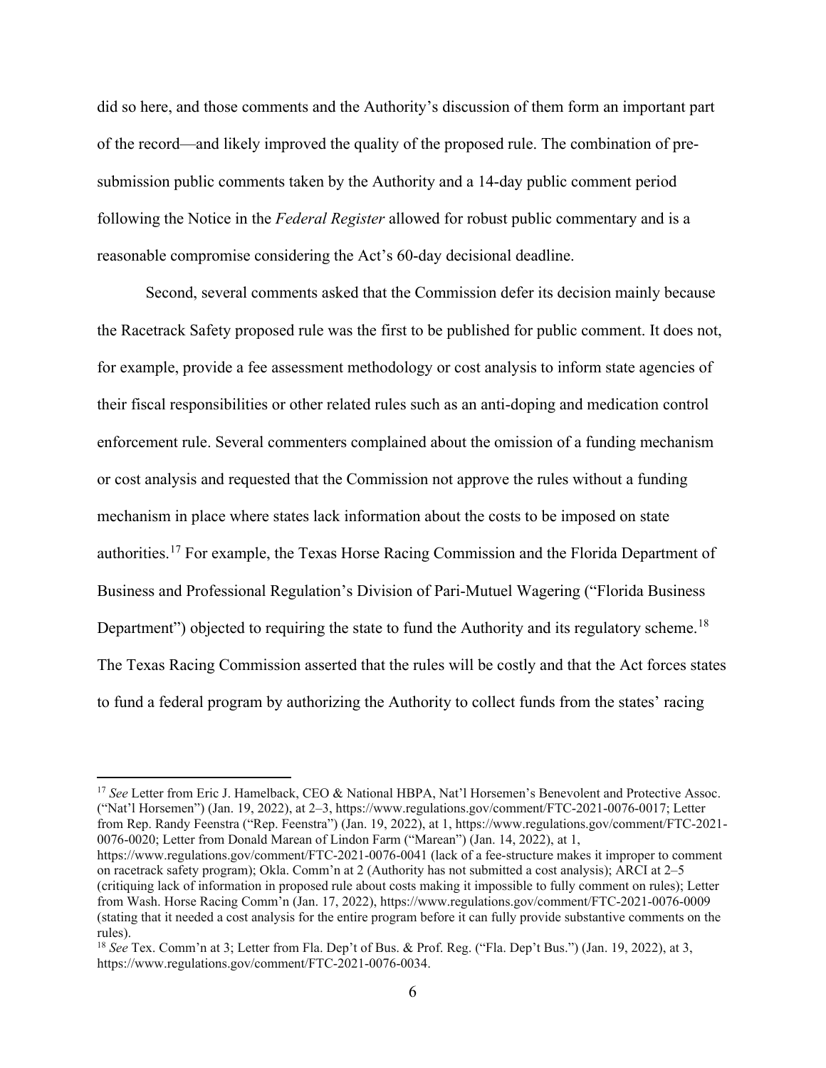did so here, and those comments and the Authority's discussion of them form an important part of the record—and likely improved the quality of the proposed rule. The combination of pre-submission public comments taken by the Authority and a 14-day public comment period following the Notice in the *Federal Register* allowed for robust public commentary and is a reasonable compromise considering the Act's 60-day decisional deadline.

Second, several comments asked that the Commission defer its decision mainly because the Racetrack Safety proposed rule was the first to be published for public comment. It does not, for example, provide a fee assessment methodology or cost analysis to inform state agencies of their fiscal responsibilities or other related rules such as an anti-doping and medication control enforcement rule. Several commenters complained about the omission of a funding mechanism or cost analysis and requested that the Commission not approve the rules without a funding mechanism in place where states lack information about the costs to be imposed on state authorities.[17] For example, the Texas Horse Racing Commission and the Florida Department of Business and Professional Regulation's Division of Pari-Mutuel Wagering ("Florida Business Department") objected to requiring the state to fund the Authority and its regulatory scheme.[18] The Texas Racing Commission asserted that the rules will be costly and that the Act forces states to fund a federal program by authorizing the Authority to collect funds from the states' racing

[17] *See* Letter from Eric J. Hamelback, CEO & National HBPA, Nat'l Horsemen's Benevolent and Protective Assoc. ("Nat'l Horsemen") (Jan. 19, 2022), at 2–3, https://www.regulations.gov/comment/FTC-2021-0076-0017; Letter from Rep. Randy Feenstra ("Rep. Feenstra") (Jan. 19, 2022), at 1, https://www.regulations.gov/comment/FTC-2021-0076-0020; Letter from Donald Marean of Lindon Farm ("Marean") (Jan. 14, 2022), at 1, https://www.regulations.gov/comment/FTC-2021-0076-0041 (lack of a fee-structure makes it improper to comment on racetrack safety program); Okla. Comm'n at 2 (Authority has not submitted a cost analysis); ARCI at 2–5 (critiquing lack of information in proposed rule about costs making it impossible to fully comment on rules); Letter from Wash. Horse Racing Comm'n (Jan. 17, 2022), https://www.regulations.gov/comment/FTC-2021-0076-0009 (stating that it needed a cost analysis for the entire program before it can fully provide substantive comments on the rules).

[18] *See* Tex. Comm'n at 3; Letter from Fla. Dep't of Bus. & Prof. Reg. ("Fla. Dep't Bus.") (Jan. 19, 2022), at 3, https://www.regulations.gov/comment/FTC-2021-0076-0034.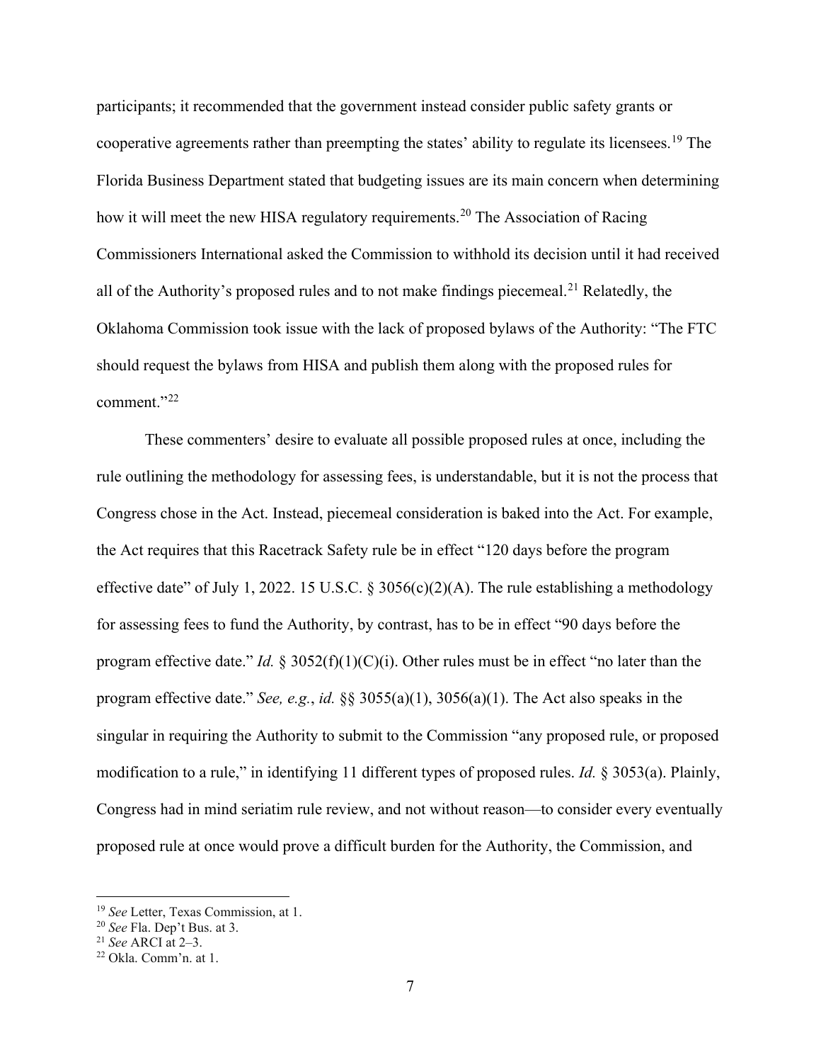participants; it recommended that the government instead consider public safety grants or cooperative agreements rather than preempting the states' ability to regulate its licensees.[19] The Florida Business Department stated that budgeting issues are its main concern when determining how it will meet the new HISA regulatory requirements.[20] The Association of Racing Commissioners International asked the Commission to withhold its decision until it had received all of the Authority's proposed rules and to not make findings piecemeal.[21] Relatedly, the Oklahoma Commission took issue with the lack of proposed bylaws of the Authority: "The FTC should request the bylaws from HISA and publish them along with the proposed rules for comment."[22]

These commenters' desire to evaluate all possible proposed rules at once, including the rule outlining the methodology for assessing fees, is understandable, but it is not the process that Congress chose in the Act. Instead, piecemeal consideration is baked into the Act. For example, the Act requires that this Racetrack Safety rule be in effect "120 days before the program effective date" of July 1, 2022. 15 U.S.C. § 3056(c)(2)(A). The rule establishing a methodology for assessing fees to fund the Authority, by contrast, has to be in effect "90 days before the program effective date." *Id.* § 3052(f)(1)(C)(i). Other rules must be in effect "no later than the program effective date." *See, e.g.*, *id.* §§ 3055(a)(1), 3056(a)(1). The Act also speaks in the singular in requiring the Authority to submit to the Commission "any proposed rule, or proposed modification to a rule," in identifying 11 different types of proposed rules. *Id.* § 3053(a). Plainly, Congress had in mind seriatim rule review, and not without reason—to consider every eventually proposed rule at once would prove a difficult burden for the Authority, the Commission, and

[19] *See* Letter, Texas Commission, at 1.
[20] *See* Fla. Dep't Bus. at 3.
[21] *See* ARCI at 2–3.
[22] Okla. Comm'n. at 1.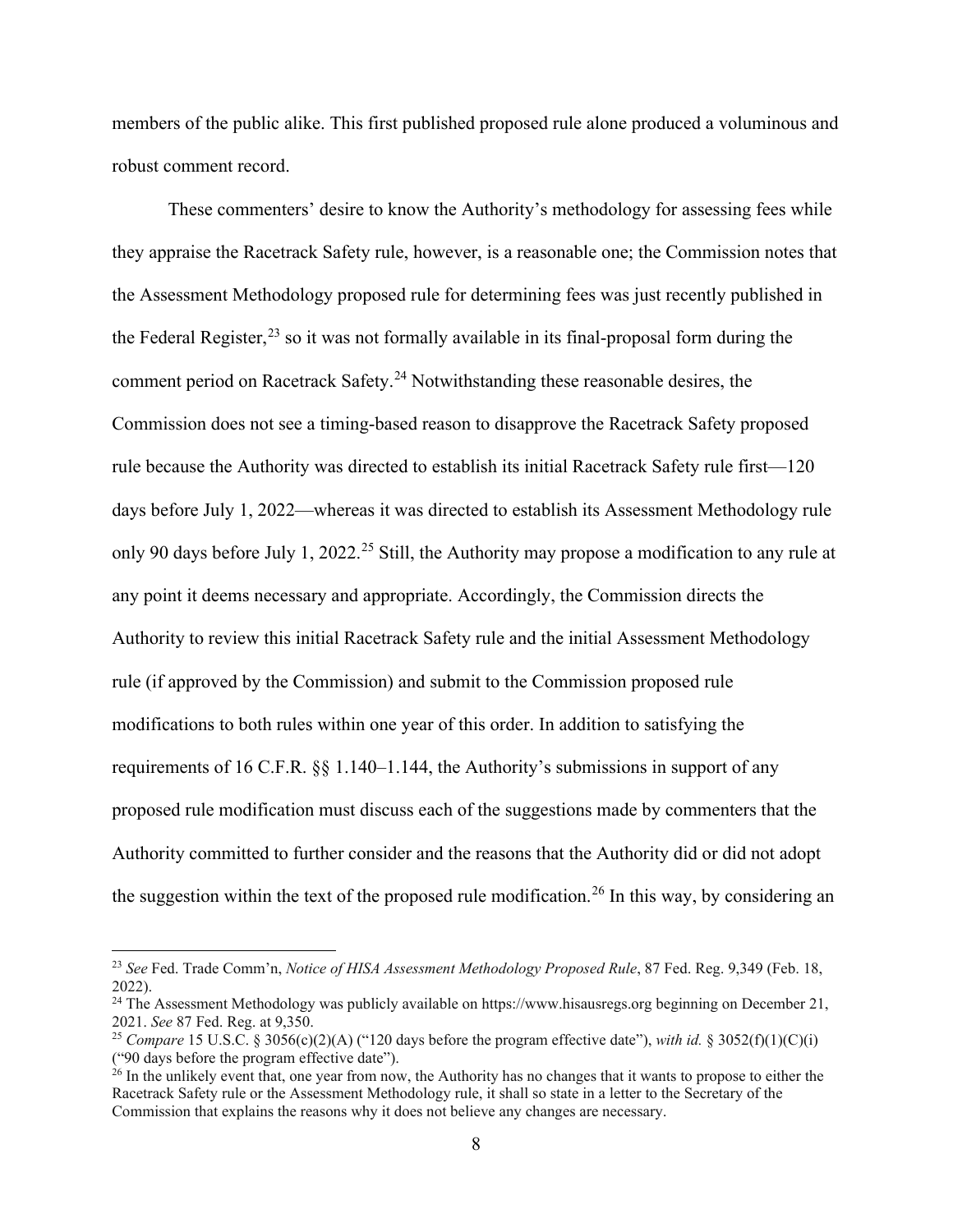members of the public alike. This first published proposed rule alone produced a voluminous and robust comment record.

These commenters' desire to know the Authority's methodology for assessing fees while they appraise the Racetrack Safety rule, however, is a reasonable one; the Commission notes that the Assessment Methodology proposed rule for determining fees was just recently published in the Federal Register,[23] so it was not formally available in its final-proposal form during the comment period on Racetrack Safety.[24] Notwithstanding these reasonable desires, the Commission does not see a timing-based reason to disapprove the Racetrack Safety proposed rule because the Authority was directed to establish its initial Racetrack Safety rule first—120 days before July 1, 2022—whereas it was directed to establish its Assessment Methodology rule only 90 days before July 1, 2022.[25] Still, the Authority may propose a modification to any rule at any point it deems necessary and appropriate. Accordingly, the Commission directs the Authority to review this initial Racetrack Safety rule and the initial Assessment Methodology rule (if approved by the Commission) and submit to the Commission proposed rule modifications to both rules within one year of this order. In addition to satisfying the requirements of 16 C.F.R. §§ 1.140–1.144, the Authority's submissions in support of any proposed rule modification must discuss each of the suggestions made by commenters that the Authority committed to further consider and the reasons that the Authority did or did not adopt the suggestion within the text of the proposed rule modification.[26] In this way, by considering an

---

[23] *See* Fed. Trade Comm'n, *Notice of HISA Assessment Methodology Proposed Rule*, 87 Fed. Reg. 9,349 (Feb. 18, 2022).

[24] The Assessment Methodology was publicly available on https://www.hisausregs.org beginning on December 21, 2021. *See* 87 Fed. Reg. at 9,350.

[25] *Compare* 15 U.S.C. § 3056(c)(2)(A) ("120 days before the program effective date"), *with id.* § 3052(f)(1)(C)(i) ("90 days before the program effective date").

[26] In the unlikely event that, one year from now, the Authority has no changes that it wants to propose to either the Racetrack Safety rule or the Assessment Methodology rule, it shall so state in a letter to the Secretary of the Commission that explains the reasons why it does not believe any changes are necessary.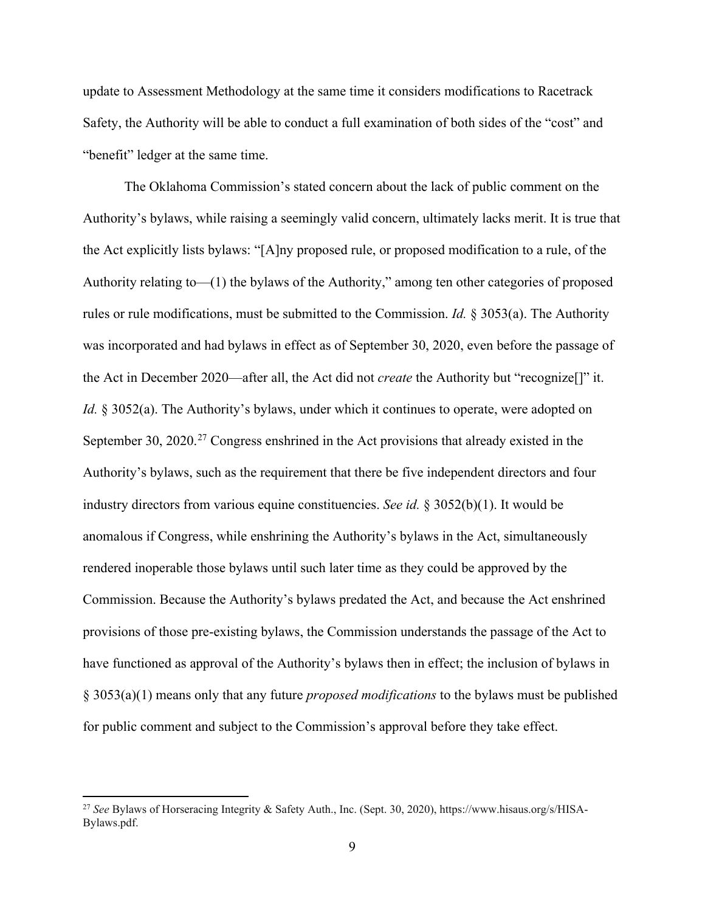update to Assessment Methodology at the same time it considers modifications to Racetrack Safety, the Authority will be able to conduct a full examination of both sides of the "cost" and "benefit" ledger at the same time.

The Oklahoma Commission's stated concern about the lack of public comment on the Authority's bylaws, while raising a seemingly valid concern, ultimately lacks merit. It is true that the Act explicitly lists bylaws: "[A]ny proposed rule, or proposed modification to a rule, of the Authority relating to—(1) the bylaws of the Authority," among ten other categories of proposed rules or rule modifications, must be submitted to the Commission. *Id.* § 3053(a). The Authority was incorporated and had bylaws in effect as of September 30, 2020, even before the passage of the Act in December 2020—after all, the Act did not *create* the Authority but "recognize[]" it. *Id.* § 3052(a). The Authority's bylaws, under which it continues to operate, were adopted on September 30, 2020.[27] Congress enshrined in the Act provisions that already existed in the Authority's bylaws, such as the requirement that there be five independent directors and four industry directors from various equine constituencies. *See id.* § 3052(b)(1). It would be anomalous if Congress, while enshrining the Authority's bylaws in the Act, simultaneously rendered inoperable those bylaws until such later time as they could be approved by the Commission. Because the Authority's bylaws predated the Act, and because the Act enshrined provisions of those pre-existing bylaws, the Commission understands the passage of the Act to have functioned as approval of the Authority's bylaws then in effect; the inclusion of bylaws in § 3053(a)(1) means only that any future *proposed modifications* to the bylaws must be published for public comment and subject to the Commission's approval before they take effect.

---

[27] *See* Bylaws of Horseracing Integrity & Safety Auth., Inc. (Sept. 30, 2020), https://www.hisaus.org/s/HISA-Bylaws.pdf.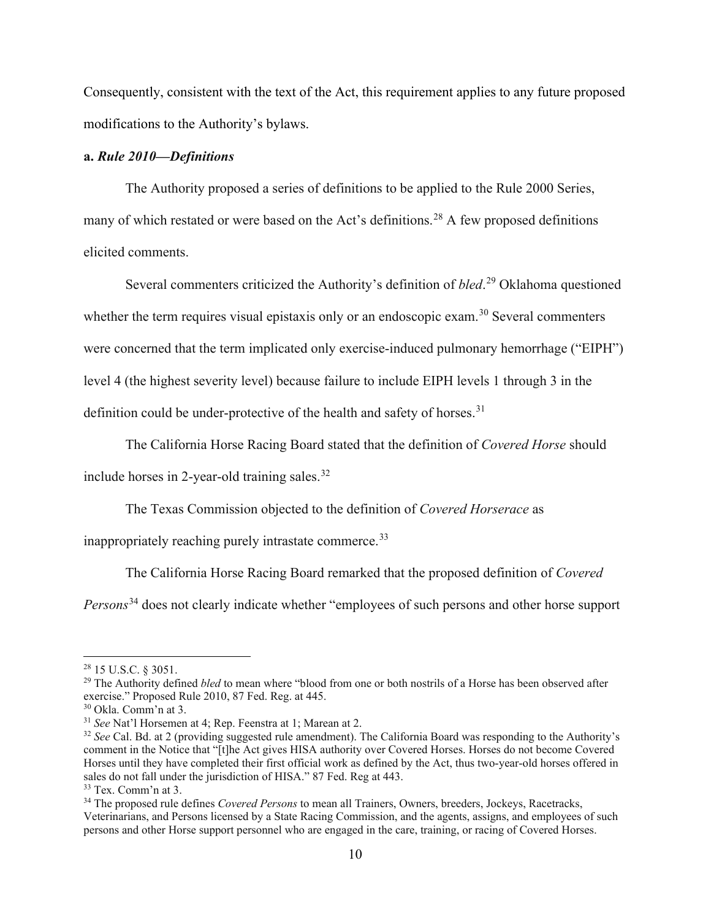Consequently, consistent with the text of the Act, this requirement applies to any future proposed modifications to the Authority's bylaws.

**a.** ***Rule 2010—Definitions***

The Authority proposed a series of definitions to be applied to the Rule 2000 Series, many of which restated or were based on the Act's definitions.[28] A few proposed definitions elicited comments.

Several commenters criticized the Authority's definition of *bled*.[29] Oklahoma questioned whether the term requires visual epistaxis only or an endoscopic exam.[30] Several commenters were concerned that the term implicated only exercise-induced pulmonary hemorrhage ("EIPH") level 4 (the highest severity level) because failure to include EIPH levels 1 through 3 in the definition could be under-protective of the health and safety of horses.[31]

The California Horse Racing Board stated that the definition of *Covered Horse* should include horses in 2-year-old training sales.[32]

The Texas Commission objected to the definition of *Covered Horserace* as inappropriately reaching purely intrastate commerce.[33]

The California Horse Racing Board remarked that the proposed definition of *Covered Persons*[34] does not clearly indicate whether "employees of such persons and other horse support

---

[28] 15 U.S.C. § 3051.

[29] The Authority defined *bled* to mean where "blood from one or both nostrils of a Horse has been observed after exercise." Proposed Rule 2010, 87 Fed. Reg. at 445.

[30] Okla. Comm'n at 3.

[31] *See* Nat'l Horsemen at 4; Rep. Feenstra at 1; Marean at 2.

[32] *See* Cal. Bd. at 2 (providing suggested rule amendment). The California Board was responding to the Authority's comment in the Notice that "[t]he Act gives HISA authority over Covered Horses. Horses do not become Covered Horses until they have completed their first official work as defined by the Act, thus two-year-old horses offered in sales do not fall under the jurisdiction of HISA." 87 Fed. Reg at 443.

[33] Tex. Comm'n at 3.

[34] The proposed rule defines *Covered Persons* to mean all Trainers, Owners, breeders, Jockeys, Racetracks, Veterinarians, and Persons licensed by a State Racing Commission, and the agents, assigns, and employees of such persons and other Horse support personnel who are engaged in the care, training, or racing of Covered Horses.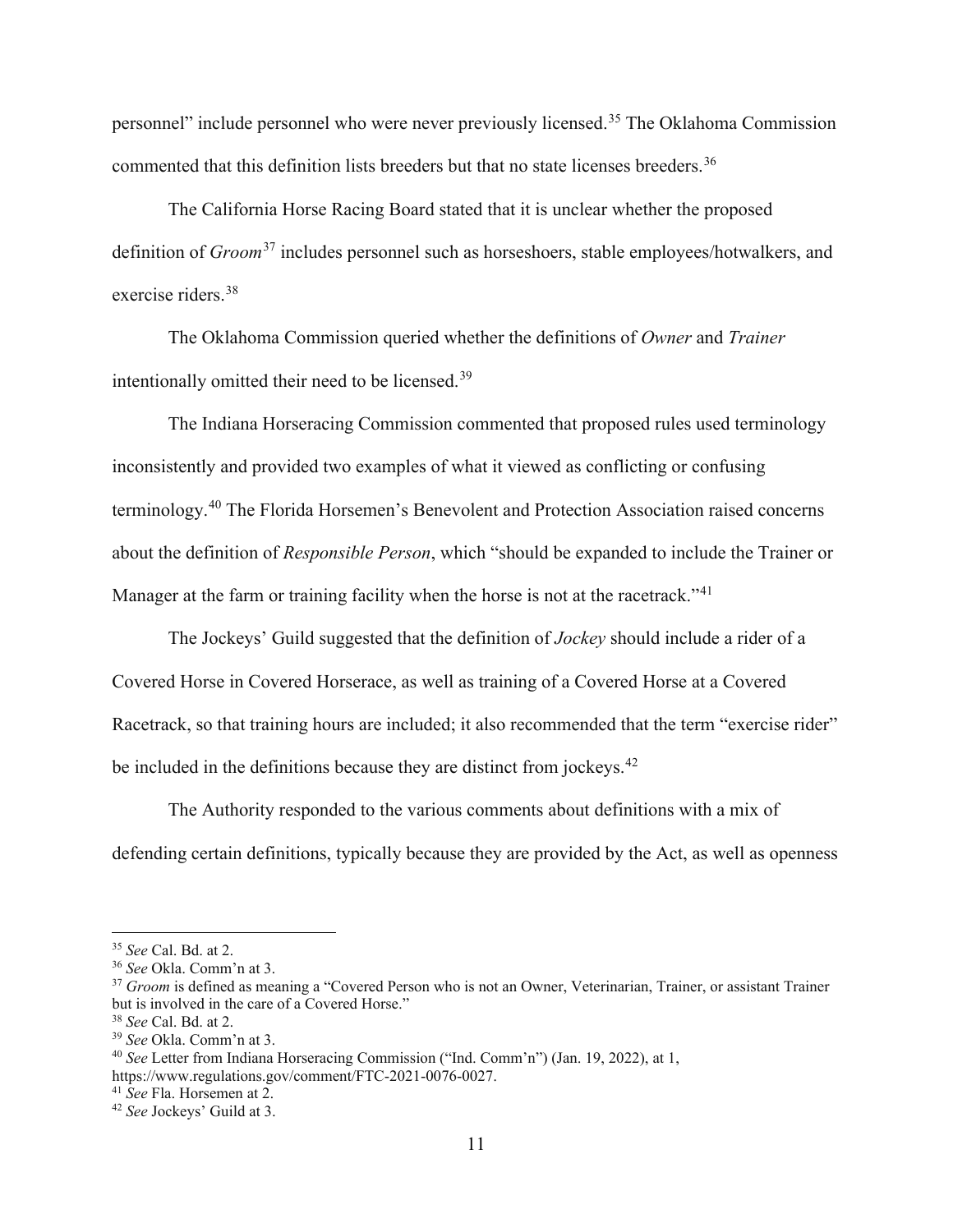personnel" include personnel who were never previously licensed.[35] The Oklahoma Commission commented that this definition lists breeders but that no state licenses breeders.[36]

The California Horse Racing Board stated that it is unclear whether the proposed definition of *Groom*[37] includes personnel such as horseshoers, stable employees/hotwalkers, and exercise riders.[38]

The Oklahoma Commission queried whether the definitions of *Owner* and *Trainer* intentionally omitted their need to be licensed.[39]

The Indiana Horseracing Commission commented that proposed rules used terminology inconsistently and provided two examples of what it viewed as conflicting or confusing terminology.[40] The Florida Horsemen's Benevolent and Protection Association raised concerns about the definition of *Responsible Person*, which "should be expanded to include the Trainer or Manager at the farm or training facility when the horse is not at the racetrack."[41]

The Jockeys' Guild suggested that the definition of *Jockey* should include a rider of a Covered Horse in Covered Horserace, as well as training of a Covered Horse at a Covered Racetrack, so that training hours are included; it also recommended that the term "exercise rider" be included in the definitions because they are distinct from jockeys.[42]

The Authority responded to the various comments about definitions with a mix of defending certain definitions, typically because they are provided by the Act, as well as openness

---

[35] *See* Cal. Bd. at 2.

[36] *See* Okla. Comm'n at 3.

[37] *Groom* is defined as meaning a "Covered Person who is not an Owner, Veterinarian, Trainer, or assistant Trainer but is involved in the care of a Covered Horse."

[38] *See* Cal. Bd. at 2.

[39] *See* Okla. Comm'n at 3.

[40] *See* Letter from Indiana Horseracing Commission ("Ind. Comm'n") (Jan. 19, 2022), at 1, https://www.regulations.gov/comment/FTC-2021-0076-0027.

[41] *See* Fla. Horsemen at 2.

[42] *See* Jockeys' Guild at 3.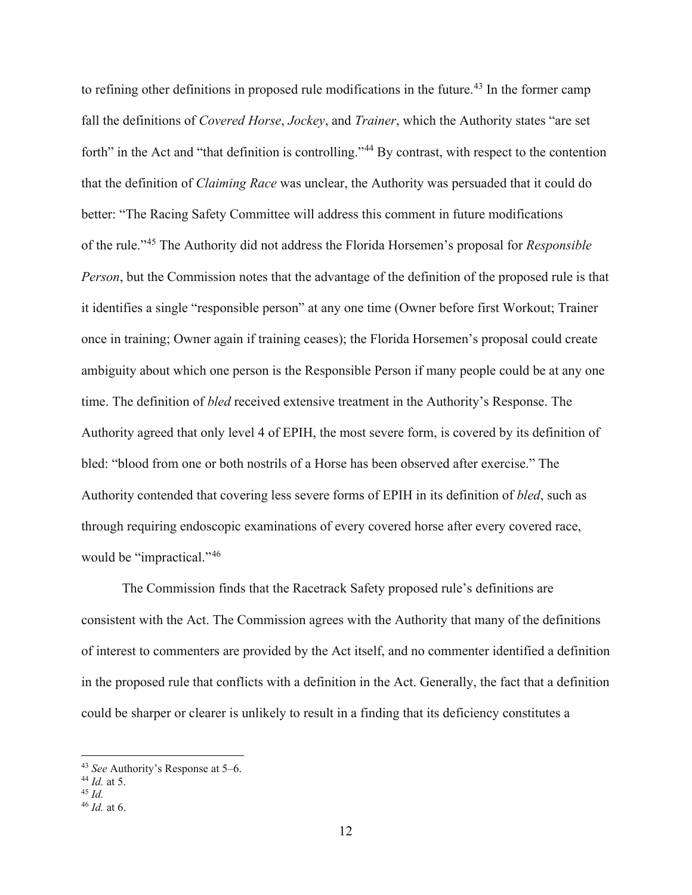to refining other definitions in proposed rule modifications in the future.[43] In the former camp fall the definitions of *Covered Horse*, *Jockey*, and *Trainer*, which the Authority states "are set forth" in the Act and "that definition is controlling."[44] By contrast, with respect to the contention that the definition of *Claiming Race* was unclear, the Authority was persuaded that it could do better: "The Racing Safety Committee will address this comment in future modifications of the rule."[45] The Authority did not address the Florida Horsemen's proposal for *Responsible Person*, but the Commission notes that the advantage of the definition of the proposed rule is that it identifies a single "responsible person" at any one time (Owner before first Workout; Trainer once in training; Owner again if training ceases); the Florida Horsemen's proposal could create ambiguity about which one person is the Responsible Person if many people could be at any one time. The definition of *bled* received extensive treatment in the Authority's Response. The Authority agreed that only level 4 of EPIH, the most severe form, is covered by its definition of bled: "blood from one or both nostrils of a Horse has been observed after exercise." The Authority contended that covering less severe forms of EPIH in its definition of *bled*, such as through requiring endoscopic examinations of every covered horse after every covered race, would be "impractical."[46]

The Commission finds that the Racetrack Safety proposed rule's definitions are consistent with the Act. The Commission agrees with the Authority that many of the definitions of interest to commenters are provided by the Act itself, and no commenter identified a definition in the proposed rule that conflicts with a definition in the Act. Generally, the fact that a definition could be sharper or clearer is unlikely to result in a finding that its deficiency constitutes a

---

[43] *See* Authority's Response at 5–6.

[44] *Id.* at 5.

[45] *Id.*

[46] *Id.* at 6.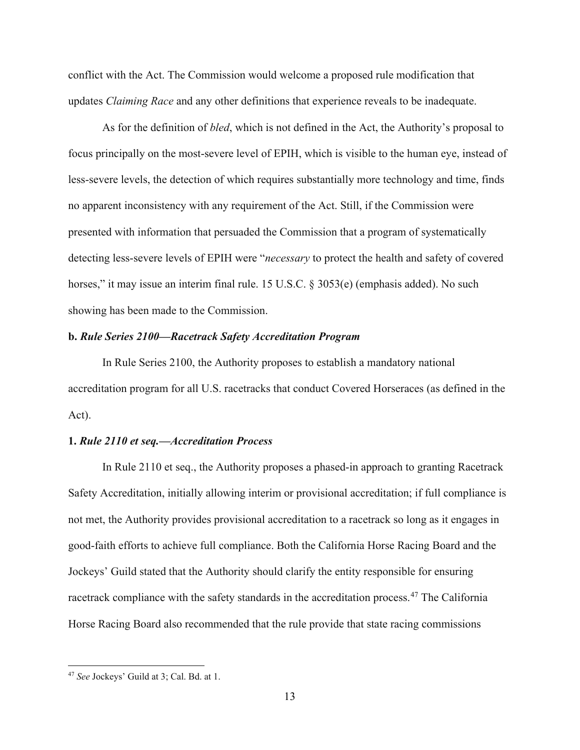conflict with the Act. The Commission would welcome a proposed rule modification that updates *Claiming Race* and any other definitions that experience reveals to be inadequate.

As for the definition of *bled*, which is not defined in the Act, the Authority's proposal to focus principally on the most-severe level of EPIH, which is visible to the human eye, instead of less-severe levels, the detection of which requires substantially more technology and time, finds no apparent inconsistency with any requirement of the Act. Still, if the Commission were presented with information that persuaded the Commission that a program of systematically detecting less-severe levels of EPIH were "*necessary* to protect the health and safety of covered horses," it may issue an interim final rule. 15 U.S.C. § 3053(e) (emphasis added). No such showing has been made to the Commission.

**b. *Rule Series 2100—Racetrack Safety Accreditation Program***

In Rule Series 2100, the Authority proposes to establish a mandatory national accreditation program for all U.S. racetracks that conduct Covered Horseraces (as defined in the Act).

**1. *Rule 2110 et seq.—Accreditation Process***

In Rule 2110 et seq., the Authority proposes a phased-in approach to granting Racetrack Safety Accreditation, initially allowing interim or provisional accreditation; if full compliance is not met, the Authority provides provisional accreditation to a racetrack so long as it engages in good-faith efforts to achieve full compliance. Both the California Horse Racing Board and the Jockeys' Guild stated that the Authority should clarify the entity responsible for ensuring racetrack compliance with the safety standards in the accreditation process.[47] The California Horse Racing Board also recommended that the rule provide that state racing commissions

[47] *See* Jockeys' Guild at 3; Cal. Bd. at 1.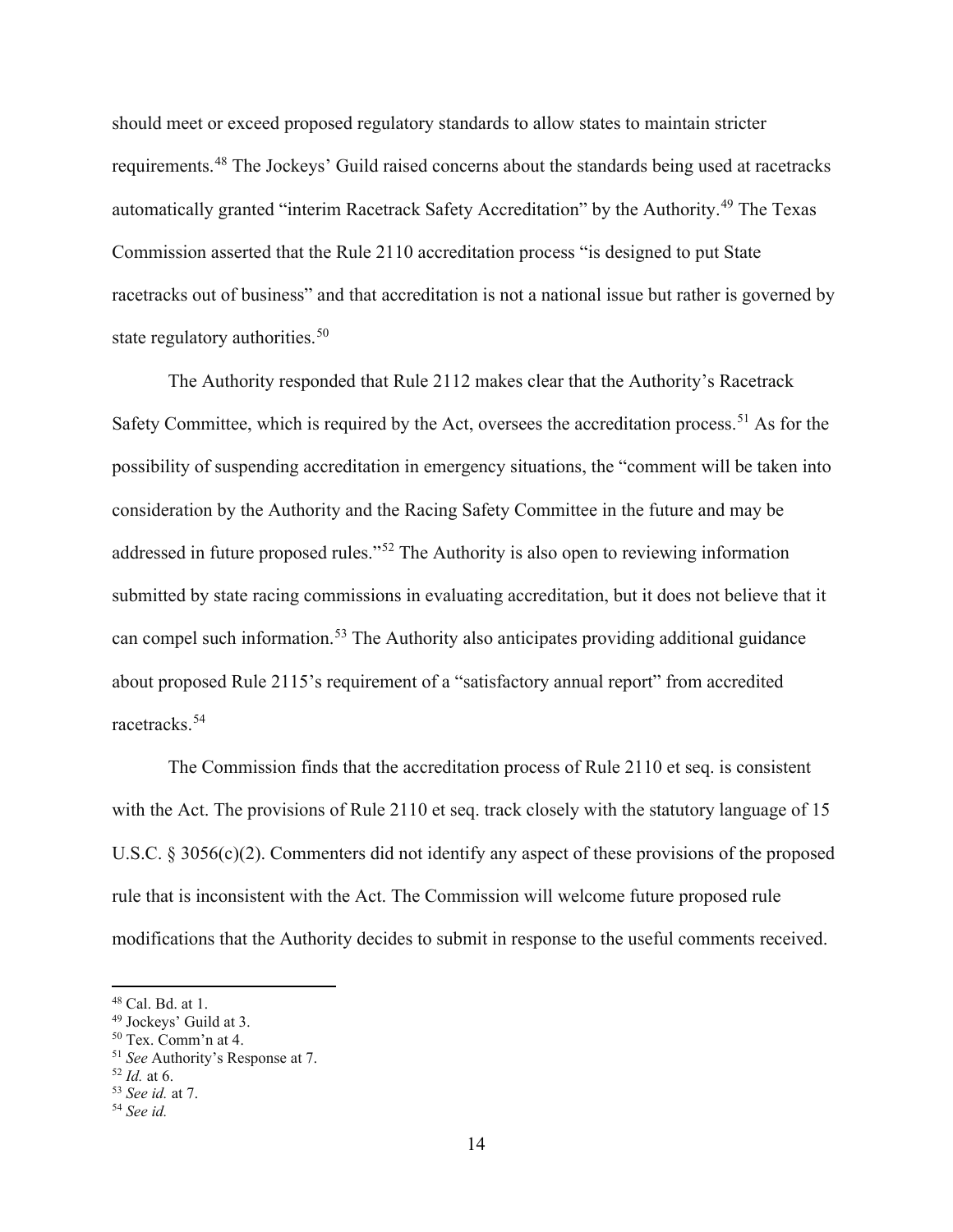should meet or exceed proposed regulatory standards to allow states to maintain stricter requirements.[48] The Jockeys' Guild raised concerns about the standards being used at racetracks automatically granted "interim Racetrack Safety Accreditation" by the Authority.[49] The Texas Commission asserted that the Rule 2110 accreditation process "is designed to put State racetracks out of business" and that accreditation is not a national issue but rather is governed by state regulatory authorities.[50]

The Authority responded that Rule 2112 makes clear that the Authority's Racetrack Safety Committee, which is required by the Act, oversees the accreditation process.[51] As for the possibility of suspending accreditation in emergency situations, the "comment will be taken into consideration by the Authority and the Racing Safety Committee in the future and may be addressed in future proposed rules."[52] The Authority is also open to reviewing information submitted by state racing commissions in evaluating accreditation, but it does not believe that it can compel such information.[53] The Authority also anticipates providing additional guidance about proposed Rule 2115's requirement of a "satisfactory annual report" from accredited racetracks.[54]

The Commission finds that the accreditation process of Rule 2110 et seq. is consistent with the Act. The provisions of Rule 2110 et seq. track closely with the statutory language of 15 U.S.C. § 3056(c)(2). Commenters did not identify any aspect of these provisions of the proposed rule that is inconsistent with the Act. The Commission will welcome future proposed rule modifications that the Authority decides to submit in response to the useful comments received.

---

[48] Cal. Bd. at 1.

[49] Jockeys' Guild at 3.

[50] Tex. Comm'n at 4.

[51] *See* Authority's Response at 7.

[52] *Id.* at 6.

[53] *See id.* at 7.

[54] *See id.*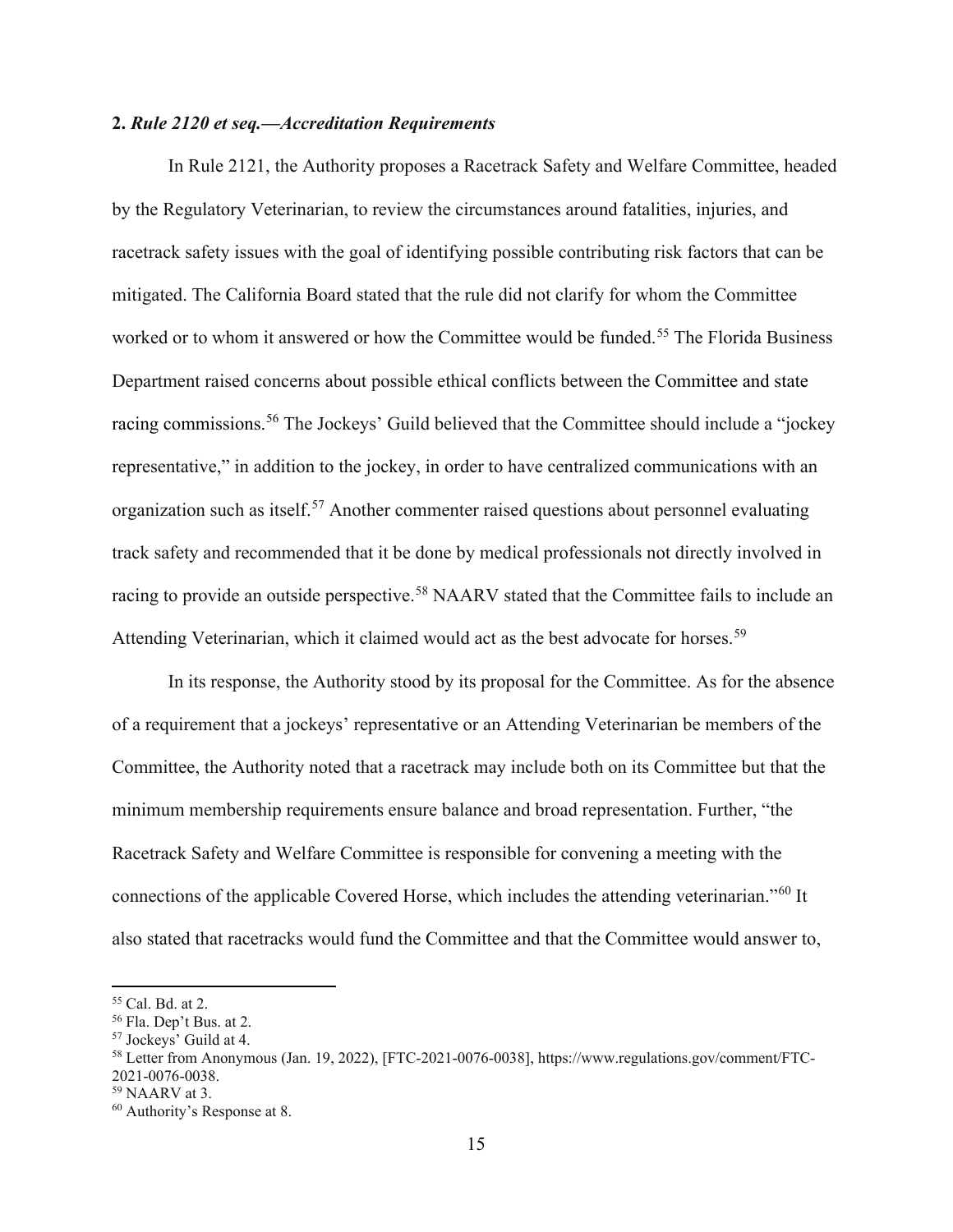**2.** ***Rule 2120 et seq.—Accreditation Requirements***

In Rule 2121, the Authority proposes a Racetrack Safety and Welfare Committee, headed by the Regulatory Veterinarian, to review the circumstances around fatalities, injuries, and racetrack safety issues with the goal of identifying possible contributing risk factors that can be mitigated. The California Board stated that the rule did not clarify for whom the Committee worked or to whom it answered or how the Committee would be funded.[55] The Florida Business Department raised concerns about possible ethical conflicts between the Committee and state racing commissions.[56] The Jockeys' Guild believed that the Committee should include a "jockey representative," in addition to the jockey, in order to have centralized communications with an organization such as itself.[57] Another commenter raised questions about personnel evaluating track safety and recommended that it be done by medical professionals not directly involved in racing to provide an outside perspective.[58] NAARV stated that the Committee fails to include an Attending Veterinarian, which it claimed would act as the best advocate for horses.[59]

In its response, the Authority stood by its proposal for the Committee. As for the absence of a requirement that a jockeys' representative or an Attending Veterinarian be members of the Committee, the Authority noted that a racetrack may include both on its Committee but that the minimum membership requirements ensure balance and broad representation. Further, "the Racetrack Safety and Welfare Committee is responsible for convening a meeting with the connections of the applicable Covered Horse, which includes the attending veterinarian."[60] It also stated that racetracks would fund the Committee and that the Committee would answer to,

---

[55] Cal. Bd. at 2.

[56] Fla. Dep't Bus. at 2.

[57] Jockeys' Guild at 4.

[58] Letter from Anonymous (Jan. 19, 2022), [FTC-2021-0076-0038], https://www.regulations.gov/comment/FTC-2021-0076-0038.

[59] NAARV at 3.

[60] Authority's Response at 8.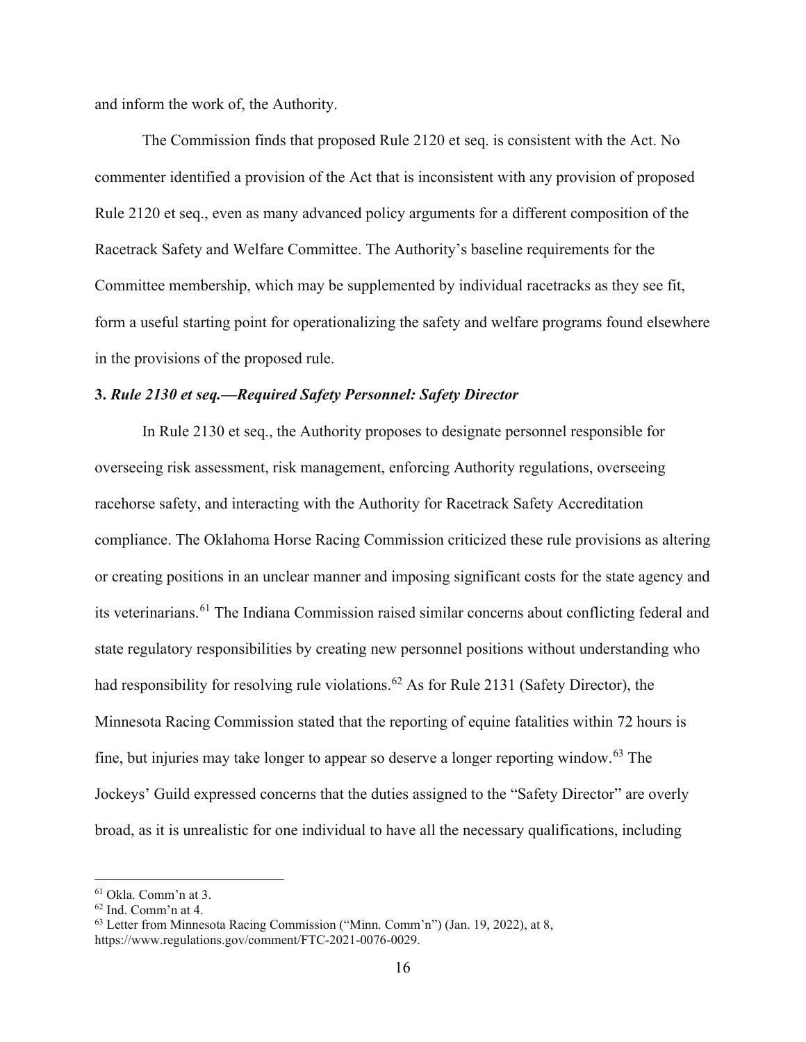and inform the work of, the Authority.

The Commission finds that proposed Rule 2120 et seq. is consistent with the Act. No commenter identified a provision of the Act that is inconsistent with any provision of proposed Rule 2120 et seq., even as many advanced policy arguments for a different composition of the Racetrack Safety and Welfare Committee. The Authority's baseline requirements for the Committee membership, which may be supplemented by individual racetracks as they see fit, form a useful starting point for operationalizing the safety and welfare programs found elsewhere in the provisions of the proposed rule.

**3. *Rule 2130 et seq.—Required Safety Personnel: Safety Director***

In Rule 2130 et seq., the Authority proposes to designate personnel responsible for overseeing risk assessment, risk management, enforcing Authority regulations, overseeing racehorse safety, and interacting with the Authority for Racetrack Safety Accreditation compliance. The Oklahoma Horse Racing Commission criticized these rule provisions as altering or creating positions in an unclear manner and imposing significant costs for the state agency and its veterinarians.[61] The Indiana Commission raised similar concerns about conflicting federal and state regulatory responsibilities by creating new personnel positions without understanding who had responsibility for resolving rule violations.[62] As for Rule 2131 (Safety Director), the Minnesota Racing Commission stated that the reporting of equine fatalities within 72 hours is fine, but injuries may take longer to appear so deserve a longer reporting window.[63] The Jockeys' Guild expressed concerns that the duties assigned to the "Safety Director" are overly broad, as it is unrealistic for one individual to have all the necessary qualifications, including

---

[61] Okla. Comm'n at 3.

[62] Ind. Comm'n at 4.

[63] Letter from Minnesota Racing Commission ("Minn. Comm'n") (Jan. 19, 2022), at 8, https://www.regulations.gov/comment/FTC-2021-0076-0029.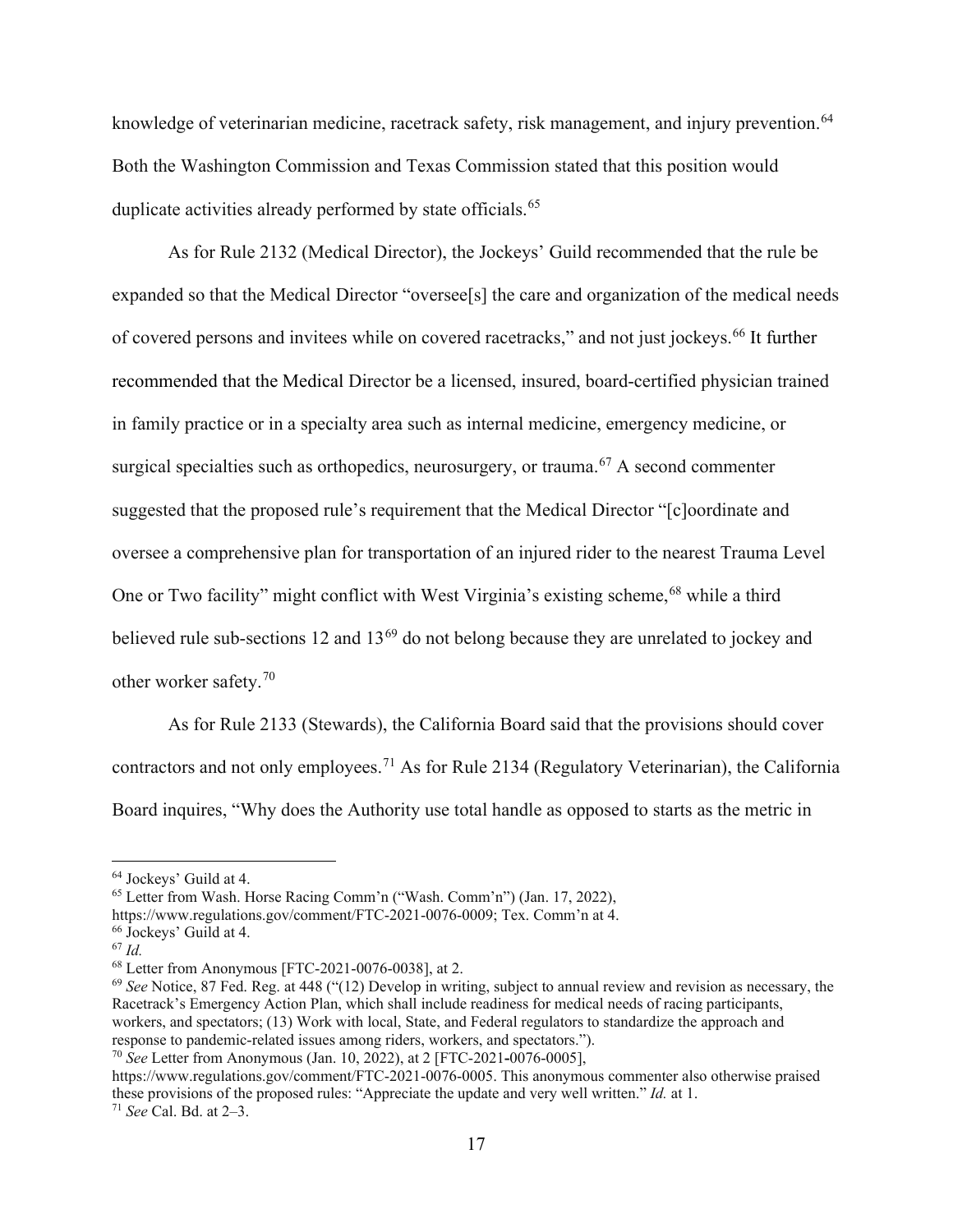knowledge of veterinarian medicine, racetrack safety, risk management, and injury prevention.[64] Both the Washington Commission and Texas Commission stated that this position would duplicate activities already performed by state officials.[65]

As for Rule 2132 (Medical Director), the Jockeys' Guild recommended that the rule be expanded so that the Medical Director "oversee[s] the care and organization of the medical needs of covered persons and invitees while on covered racetracks," and not just jockeys.[66] It further recommended that the Medical Director be a licensed, insured, board-certified physician trained in family practice or in a specialty area such as internal medicine, emergency medicine, or surgical specialties such as orthopedics, neurosurgery, or trauma.[67] A second commenter suggested that the proposed rule's requirement that the Medical Director "[c]oordinate and oversee a comprehensive plan for transportation of an injured rider to the nearest Trauma Level One or Two facility" might conflict with West Virginia's existing scheme,[68] while a third believed rule sub-sections 12 and 13[69] do not belong because they are unrelated to jockey and other worker safety.[70]

As for Rule 2133 (Stewards), the California Board said that the provisions should cover contractors and not only employees.[71] As for Rule 2134 (Regulatory Veterinarian), the California Board inquires, "Why does the Authority use total handle as opposed to starts as the metric in

---

[64] Jockeys' Guild at 4.

[65] Letter from Wash. Horse Racing Comm'n ("Wash. Comm'n") (Jan. 17, 2022), https://www.regulations.gov/comment/FTC-2021-0076-0009; Tex. Comm'n at 4.

[66] Jockeys' Guild at 4.

[67] *Id.*

[68] Letter from Anonymous [FTC-2021-0076-0038], at 2.

[69] *See* Notice, 87 Fed. Reg. at 448 ("(12) Develop in writing, subject to annual review and revision as necessary, the Racetrack's Emergency Action Plan, which shall include readiness for medical needs of racing participants, workers, and spectators; (13) Work with local, State, and Federal regulators to standardize the approach and response to pandemic-related issues among riders, workers, and spectators.").

[70] *See* Letter from Anonymous (Jan. 10, 2022), at 2 [FTC-2021-0076-0005], https://www.regulations.gov/comment/FTC-2021-0076-0005. This anonymous commenter also otherwise praised these provisions of the proposed rules: "Appreciate the update and very well written." *Id.* at 1.

[71] *See* Cal. Bd. at 2–3.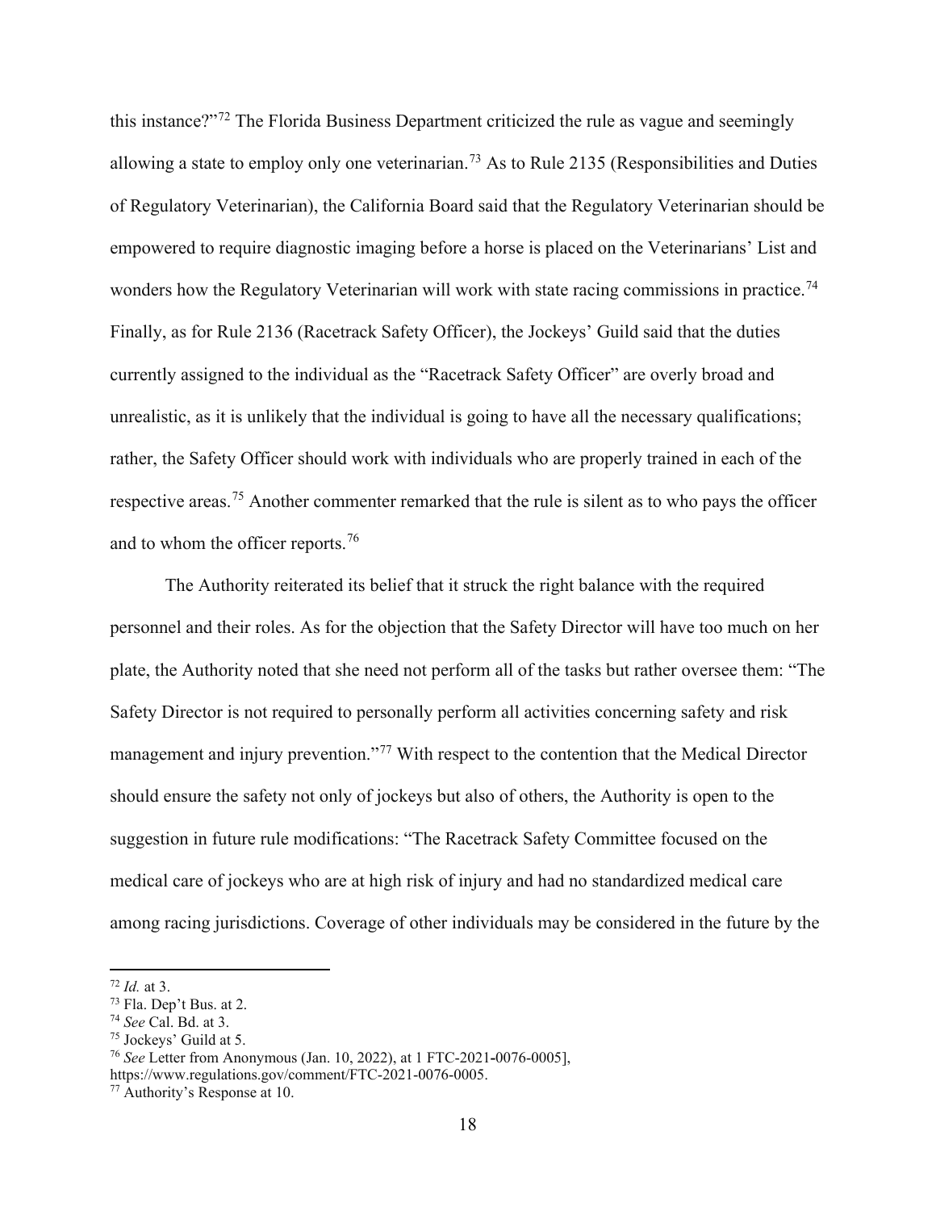this instance?"[72] The Florida Business Department criticized the rule as vague and seemingly allowing a state to employ only one veterinarian.[73] As to Rule 2135 (Responsibilities and Duties of Regulatory Veterinarian), the California Board said that the Regulatory Veterinarian should be empowered to require diagnostic imaging before a horse is placed on the Veterinarians' List and wonders how the Regulatory Veterinarian will work with state racing commissions in practice.[74] Finally, as for Rule 2136 (Racetrack Safety Officer), the Jockeys' Guild said that the duties currently assigned to the individual as the "Racetrack Safety Officer" are overly broad and unrealistic, as it is unlikely that the individual is going to have all the necessary qualifications; rather, the Safety Officer should work with individuals who are properly trained in each of the respective areas.[75] Another commenter remarked that the rule is silent as to who pays the officer and to whom the officer reports.[76]

The Authority reiterated its belief that it struck the right balance with the required personnel and their roles. As for the objection that the Safety Director will have too much on her plate, the Authority noted that she need not perform all of the tasks but rather oversee them: "The Safety Director is not required to personally perform all activities concerning safety and risk management and injury prevention."[77] With respect to the contention that the Medical Director should ensure the safety not only of jockeys but also of others, the Authority is open to the suggestion in future rule modifications: "The Racetrack Safety Committee focused on the medical care of jockeys who are at high risk of injury and had no standardized medical care among racing jurisdictions. Coverage of other individuals may be considered in the future by the

---

[72] *Id.* at 3.

[73] Fla. Dep't Bus. at 2.

[74] *See* Cal. Bd. at 3.

[75] Jockeys' Guild at 5.

[76] *See* Letter from Anonymous (Jan. 10, 2022), at 1 FTC-2021-0076-0005], https://www.regulations.gov/comment/FTC-2021-0076-0005.

[77] Authority's Response at 10.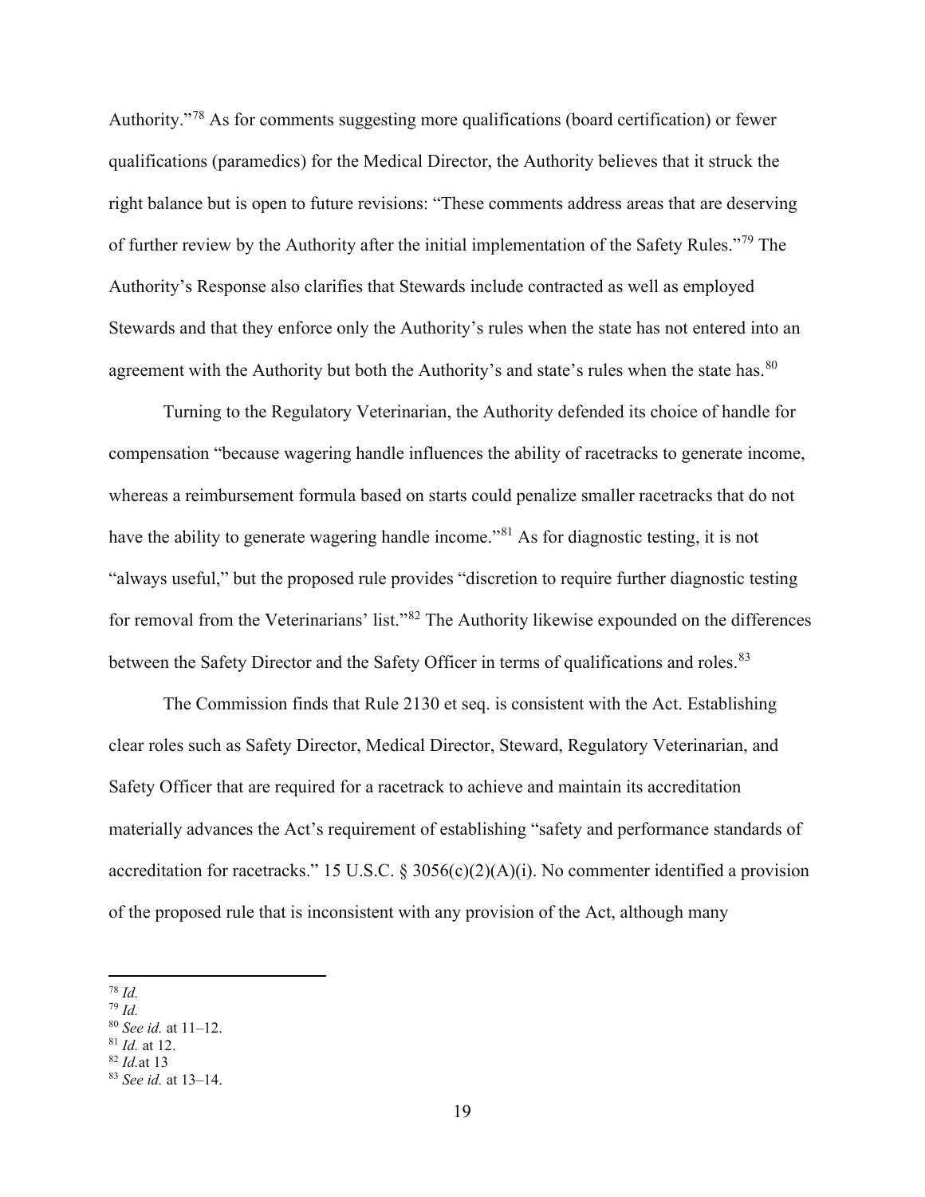Authority."[78] As for comments suggesting more qualifications (board certification) or fewer qualifications (paramedics) for the Medical Director, the Authority believes that it struck the right balance but is open to future revisions: "These comments address areas that are deserving of further review by the Authority after the initial implementation of the Safety Rules."[79] The Authority's Response also clarifies that Stewards include contracted as well as employed Stewards and that they enforce only the Authority's rules when the state has not entered into an agreement with the Authority but both the Authority's and state's rules when the state has.[80]

Turning to the Regulatory Veterinarian, the Authority defended its choice of handle for compensation "because wagering handle influences the ability of racetracks to generate income, whereas a reimbursement formula based on starts could penalize smaller racetracks that do not have the ability to generate wagering handle income."[81] As for diagnostic testing, it is not "always useful," but the proposed rule provides "discretion to require further diagnostic testing for removal from the Veterinarians' list."[82] The Authority likewise expounded on the differences between the Safety Director and the Safety Officer in terms of qualifications and roles.[83]

The Commission finds that Rule 2130 et seq. is consistent with the Act. Establishing clear roles such as Safety Director, Medical Director, Steward, Regulatory Veterinarian, and Safety Officer that are required for a racetrack to achieve and maintain its accreditation materially advances the Act's requirement of establishing "safety and performance standards of accreditation for racetracks." 15 U.S.C. § 3056(c)(2)(A)(i). No commenter identified a provision of the proposed rule that is inconsistent with any provision of the Act, although many

---

[78] *Id.*

[79] *Id.*

[80] *See id.* at 11–12.

[81] *Id.* at 12.

[82] *Id.*at 13

[83] *See id.* at 13–14.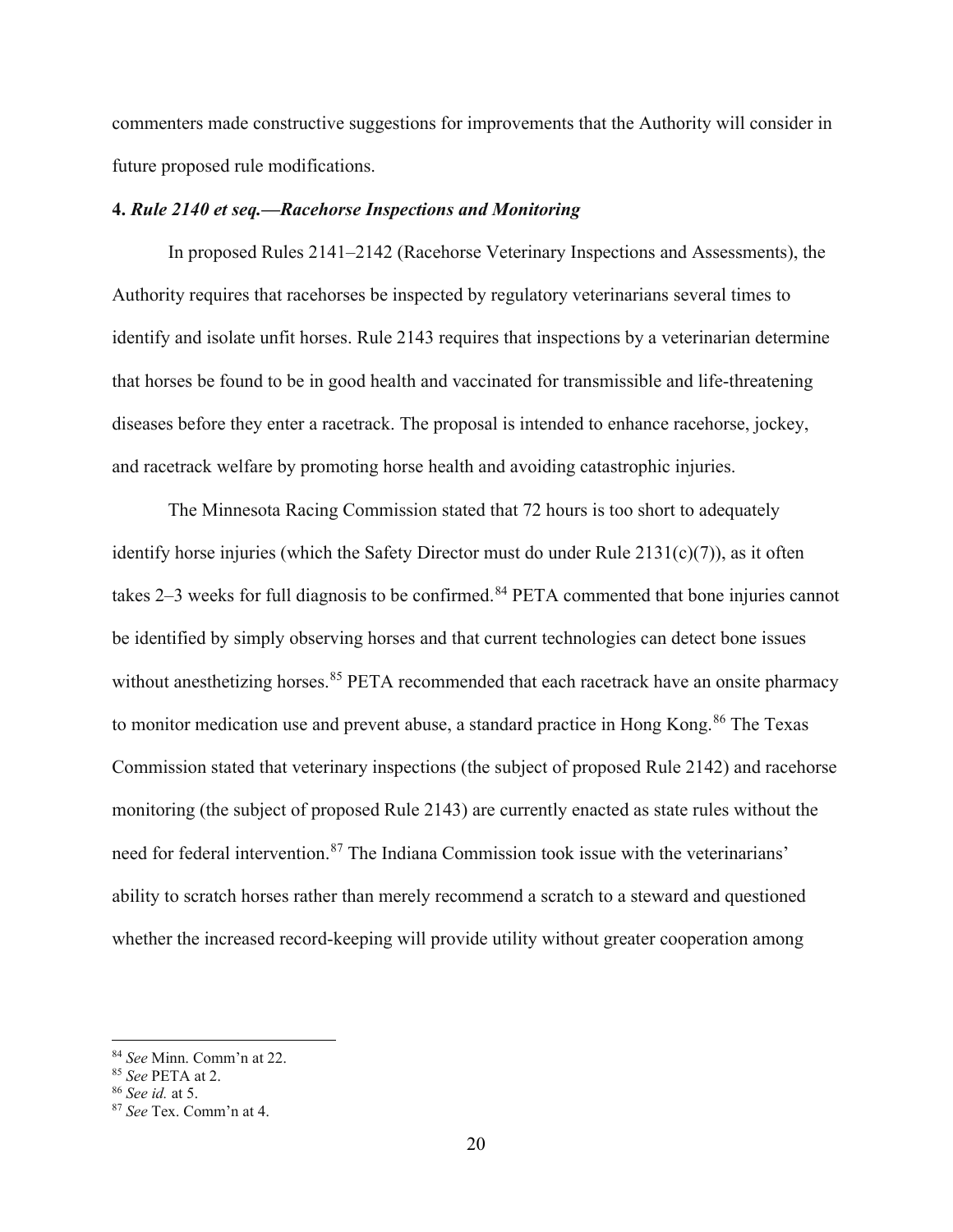commenters made constructive suggestions for improvements that the Authority will consider in future proposed rule modifications.

**4. *Rule 2140 et seq.—Racehorse Inspections and Monitoring***

In proposed Rules 2141–2142 (Racehorse Veterinary Inspections and Assessments), the Authority requires that racehorses be inspected by regulatory veterinarians several times to identify and isolate unfit horses. Rule 2143 requires that inspections by a veterinarian determine that horses be found to be in good health and vaccinated for transmissible and life-threatening diseases before they enter a racetrack. The proposal is intended to enhance racehorse, jockey, and racetrack welfare by promoting horse health and avoiding catastrophic injuries.

The Minnesota Racing Commission stated that 72 hours is too short to adequately identify horse injuries (which the Safety Director must do under Rule 2131(c)(7)), as it often takes 2–3 weeks for full diagnosis to be confirmed.[84] PETA commented that bone injuries cannot be identified by simply observing horses and that current technologies can detect bone issues without anesthetizing horses.[85] PETA recommended that each racetrack have an onsite pharmacy to monitor medication use and prevent abuse, a standard practice in Hong Kong.[86] The Texas Commission stated that veterinary inspections (the subject of proposed Rule 2142) and racehorse monitoring (the subject of proposed Rule 2143) are currently enacted as state rules without the need for federal intervention.[87] The Indiana Commission took issue with the veterinarians' ability to scratch horses rather than merely recommend a scratch to a steward and questioned whether the increased record-keeping will provide utility without greater cooperation among

[84] *See* Minn. Comm'n at 22.

[85] *See* PETA at 2.

[86] *See id.* at 5.

[87] *See* Tex. Comm'n at 4.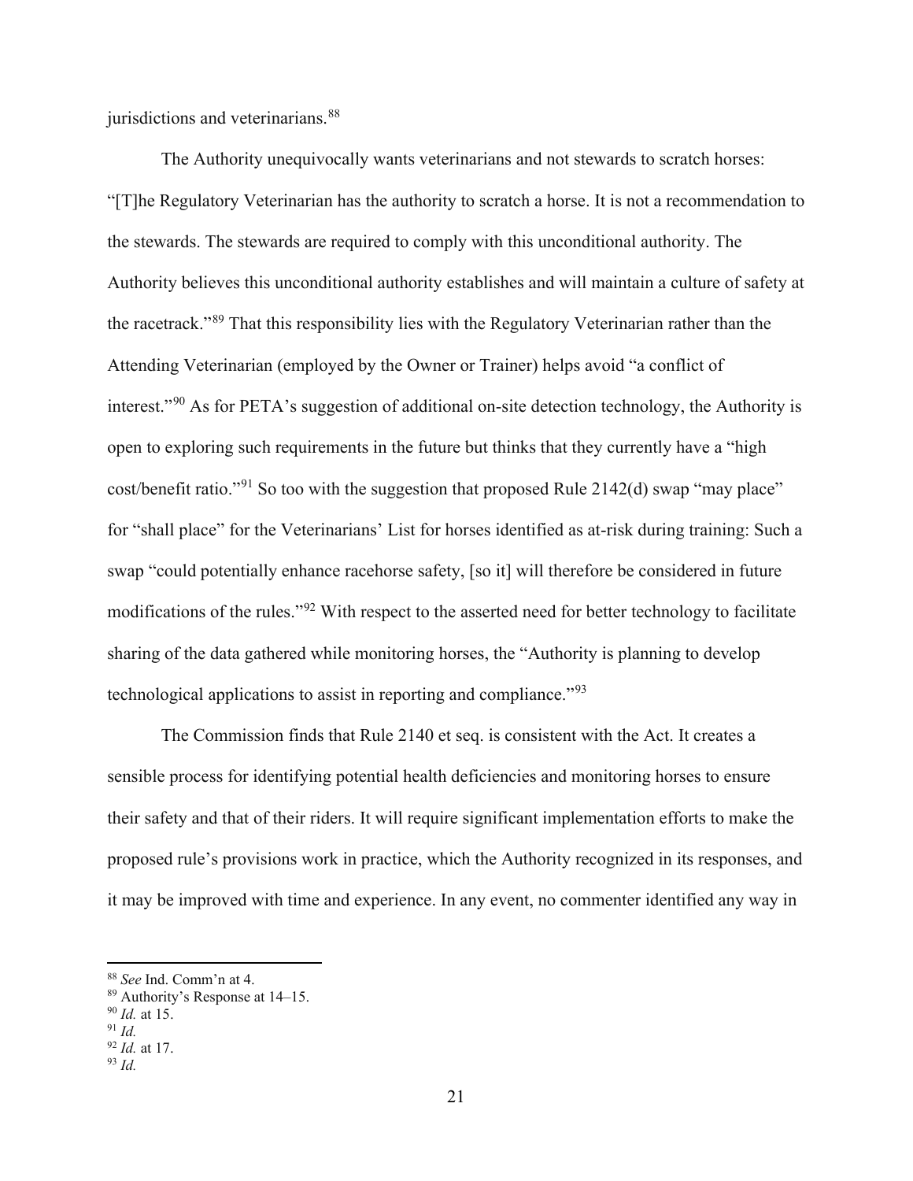jurisdictions and veterinarians.[88]

The Authority unequivocally wants veterinarians and not stewards to scratch horses: "[T]he Regulatory Veterinarian has the authority to scratch a horse. It is not a recommendation to the stewards. The stewards are required to comply with this unconditional authority. The Authority believes this unconditional authority establishes and will maintain a culture of safety at the racetrack."[89] That this responsibility lies with the Regulatory Veterinarian rather than the Attending Veterinarian (employed by the Owner or Trainer) helps avoid "a conflict of interest."[90] As for PETA's suggestion of additional on-site detection technology, the Authority is open to exploring such requirements in the future but thinks that they currently have a "high cost/benefit ratio."[91] So too with the suggestion that proposed Rule 2142(d) swap "may place" for "shall place" for the Veterinarians' List for horses identified as at-risk during training: Such a swap "could potentially enhance racehorse safety, [so it] will therefore be considered in future modifications of the rules."[92] With respect to the asserted need for better technology to facilitate sharing of the data gathered while monitoring horses, the "Authority is planning to develop technological applications to assist in reporting and compliance."[93]

The Commission finds that Rule 2140 et seq. is consistent with the Act. It creates a sensible process for identifying potential health deficiencies and monitoring horses to ensure their safety and that of their riders. It will require significant implementation efforts to make the proposed rule's provisions work in practice, which the Authority recognized in its responses, and it may be improved with time and experience. In any event, no commenter identified any way in

---

[88] *See* Ind. Comm'n at 4.
[89] Authority's Response at 14–15.
[90] *Id.* at 15.
[91] *Id.*
[92] *Id.* at 17.
[93] *Id.*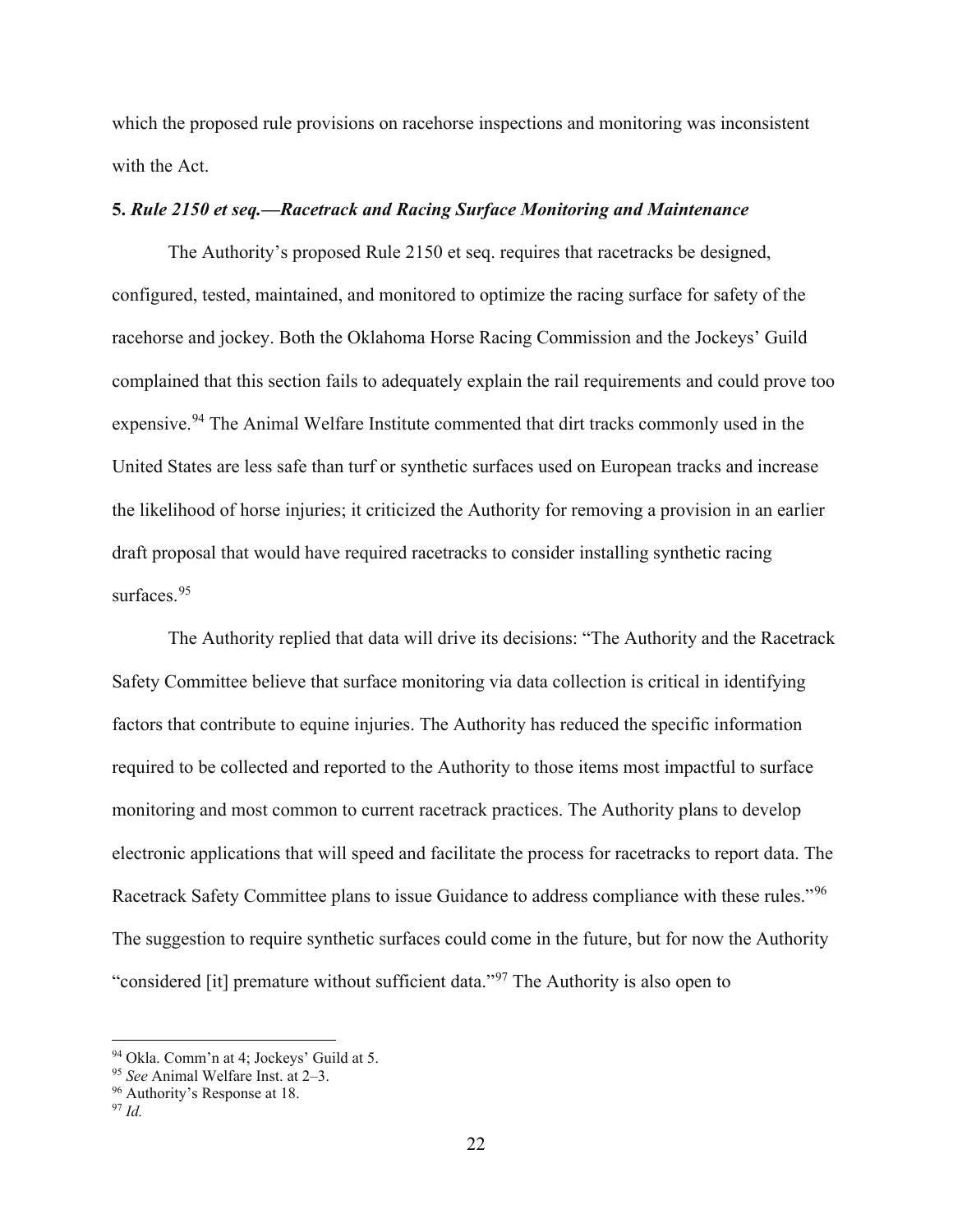which the proposed rule provisions on racehorse inspections and monitoring was inconsistent with the Act.

**5. *Rule 2150 et seq.—Racetrack and Racing Surface Monitoring and Maintenance***

The Authority's proposed Rule 2150 et seq. requires that racetracks be designed, configured, tested, maintained, and monitored to optimize the racing surface for safety of the racehorse and jockey. Both the Oklahoma Horse Racing Commission and the Jockeys' Guild complained that this section fails to adequately explain the rail requirements and could prove too expensive.[94] The Animal Welfare Institute commented that dirt tracks commonly used in the United States are less safe than turf or synthetic surfaces used on European tracks and increase the likelihood of horse injuries; it criticized the Authority for removing a provision in an earlier draft proposal that would have required racetracks to consider installing synthetic racing surfaces.[95]

The Authority replied that data will drive its decisions: "The Authority and the Racetrack Safety Committee believe that surface monitoring via data collection is critical in identifying factors that contribute to equine injuries. The Authority has reduced the specific information required to be collected and reported to the Authority to those items most impactful to surface monitoring and most common to current racetrack practices. The Authority plans to develop electronic applications that will speed and facilitate the process for racetracks to report data. The Racetrack Safety Committee plans to issue Guidance to address compliance with these rules."[96] The suggestion to require synthetic surfaces could come in the future, but for now the Authority "considered [it] premature without sufficient data."[97] The Authority is also open to

[94] Okla. Comm'n at 4; Jockeys' Guild at 5.

[95] *See* Animal Welfare Inst. at 2–3.

[96] Authority's Response at 18.

[97] *Id.*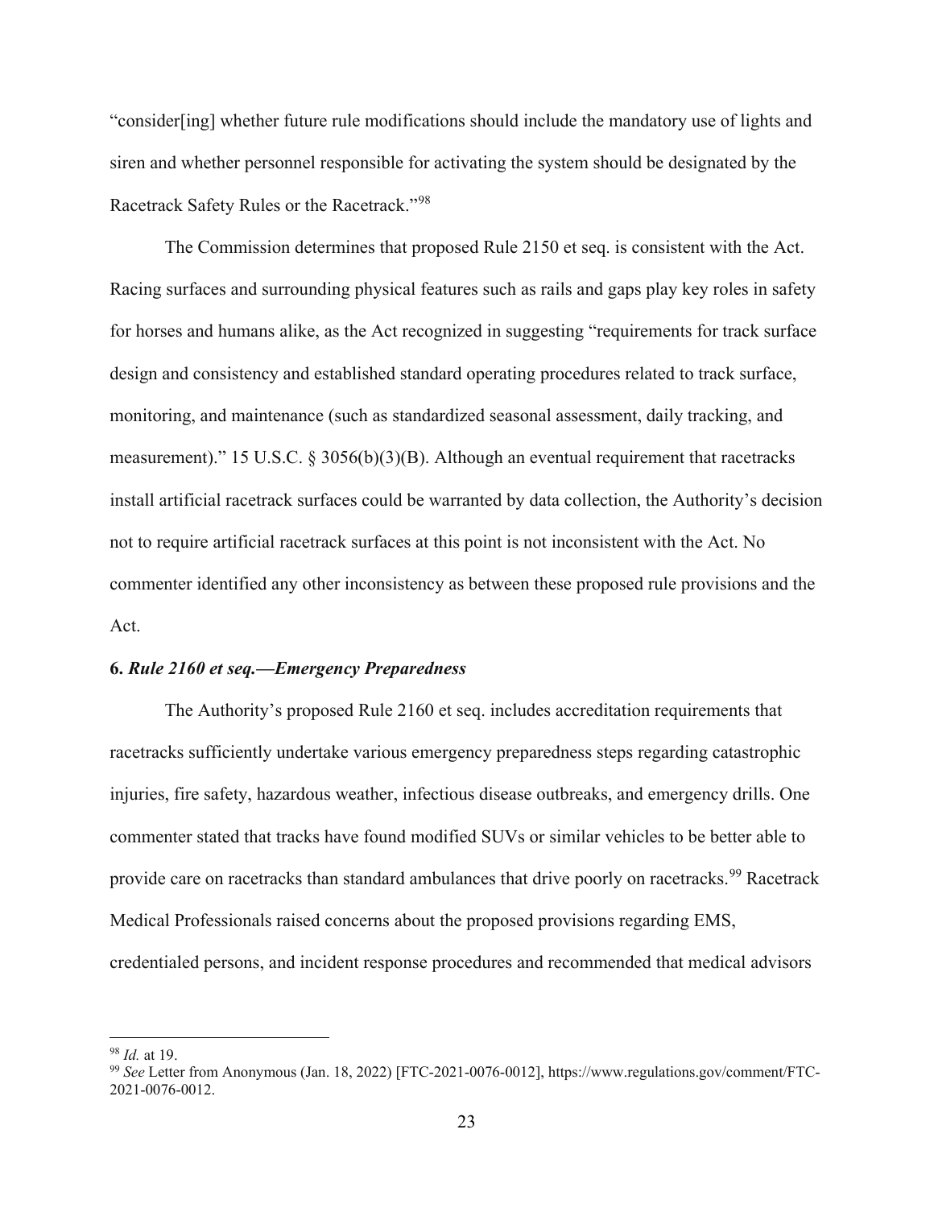"consider[ing] whether future rule modifications should include the mandatory use of lights and siren and whether personnel responsible for activating the system should be designated by the Racetrack Safety Rules or the Racetrack."[98]

The Commission determines that proposed Rule 2150 et seq. is consistent with the Act. Racing surfaces and surrounding physical features such as rails and gaps play key roles in safety for horses and humans alike, as the Act recognized in suggesting "requirements for track surface design and consistency and established standard operating procedures related to track surface, monitoring, and maintenance (such as standardized seasonal assessment, daily tracking, and measurement)." 15 U.S.C. § 3056(b)(3)(B). Although an eventual requirement that racetracks install artificial racetrack surfaces could be warranted by data collection, the Authority's decision not to require artificial racetrack surfaces at this point is not inconsistent with the Act. No commenter identified any other inconsistency as between these proposed rule provisions and the Act.

**6. *Rule 2160 et seq.—Emergency Preparedness***

The Authority's proposed Rule 2160 et seq. includes accreditation requirements that racetracks sufficiently undertake various emergency preparedness steps regarding catastrophic injuries, fire safety, hazardous weather, infectious disease outbreaks, and emergency drills. One commenter stated that tracks have found modified SUVs or similar vehicles to be better able to provide care on racetracks than standard ambulances that drive poorly on racetracks.[99] Racetrack Medical Professionals raised concerns about the proposed provisions regarding EMS, credentialed persons, and incident response procedures and recommended that medical advisors

---

[98] *Id.* at 19.

[99] *See* Letter from Anonymous (Jan. 18, 2022) [FTC-2021-0076-0012], https://www.regulations.gov/comment/FTC-2021-0076-0012.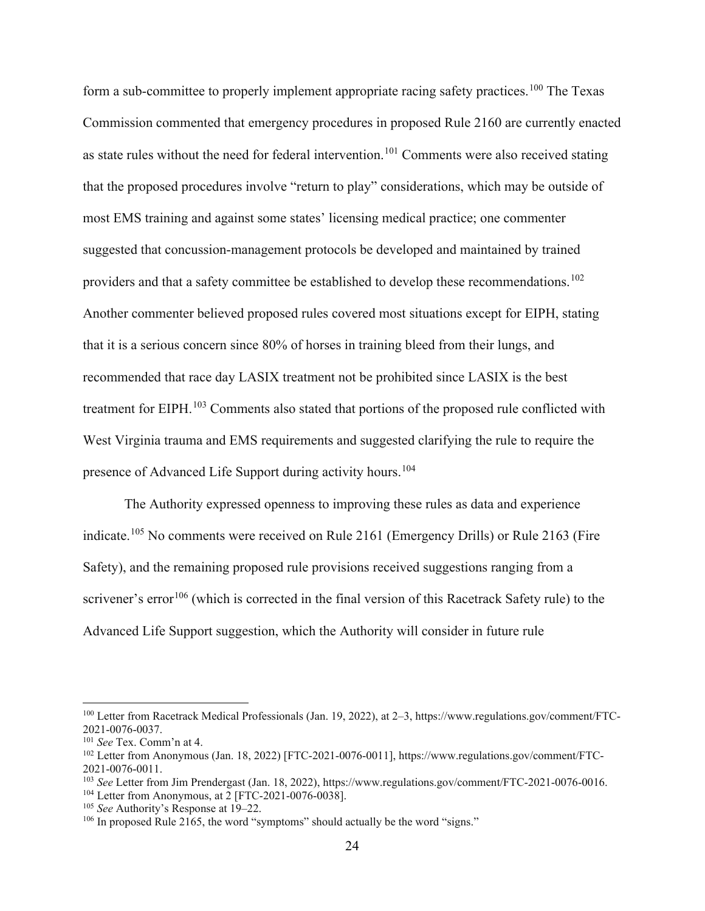form a sub-committee to properly implement appropriate racing safety practices.[100] The Texas Commission commented that emergency procedures in proposed Rule 2160 are currently enacted as state rules without the need for federal intervention.[101] Comments were also received stating that the proposed procedures involve "return to play" considerations, which may be outside of most EMS training and against some states' licensing medical practice; one commenter suggested that concussion-management protocols be developed and maintained by trained providers and that a safety committee be established to develop these recommendations.[102] Another commenter believed proposed rules covered most situations except for EIPH, stating that it is a serious concern since 80% of horses in training bleed from their lungs, and recommended that race day LASIX treatment not be prohibited since LASIX is the best treatment for EIPH.[103] Comments also stated that portions of the proposed rule conflicted with West Virginia trauma and EMS requirements and suggested clarifying the rule to require the presence of Advanced Life Support during activity hours.[104]

The Authority expressed openness to improving these rules as data and experience indicate.[105] No comments were received on Rule 2161 (Emergency Drills) or Rule 2163 (Fire Safety), and the remaining proposed rule provisions received suggestions ranging from a scrivener's error[106] (which is corrected in the final version of this Racetrack Safety rule) to the Advanced Life Support suggestion, which the Authority will consider in future rule

---

[100] Letter from Racetrack Medical Professionals (Jan. 19, 2022), at 2–3, https://www.regulations.gov/comment/FTC-2021-0076-0037.

[101] *See* Tex. Comm'n at 4.

[102] Letter from Anonymous (Jan. 18, 2022) [FTC-2021-0076-0011], https://www.regulations.gov/comment/FTC-2021-0076-0011.

[103] *See* Letter from Jim Prendergast (Jan. 18, 2022), https://www.regulations.gov/comment/FTC-2021-0076-0016.

[104] Letter from Anonymous, at 2 [FTC-2021-0076-0038].

[105] *See* Authority's Response at 19–22.

[106] In proposed Rule 2165, the word "symptoms" should actually be the word "signs."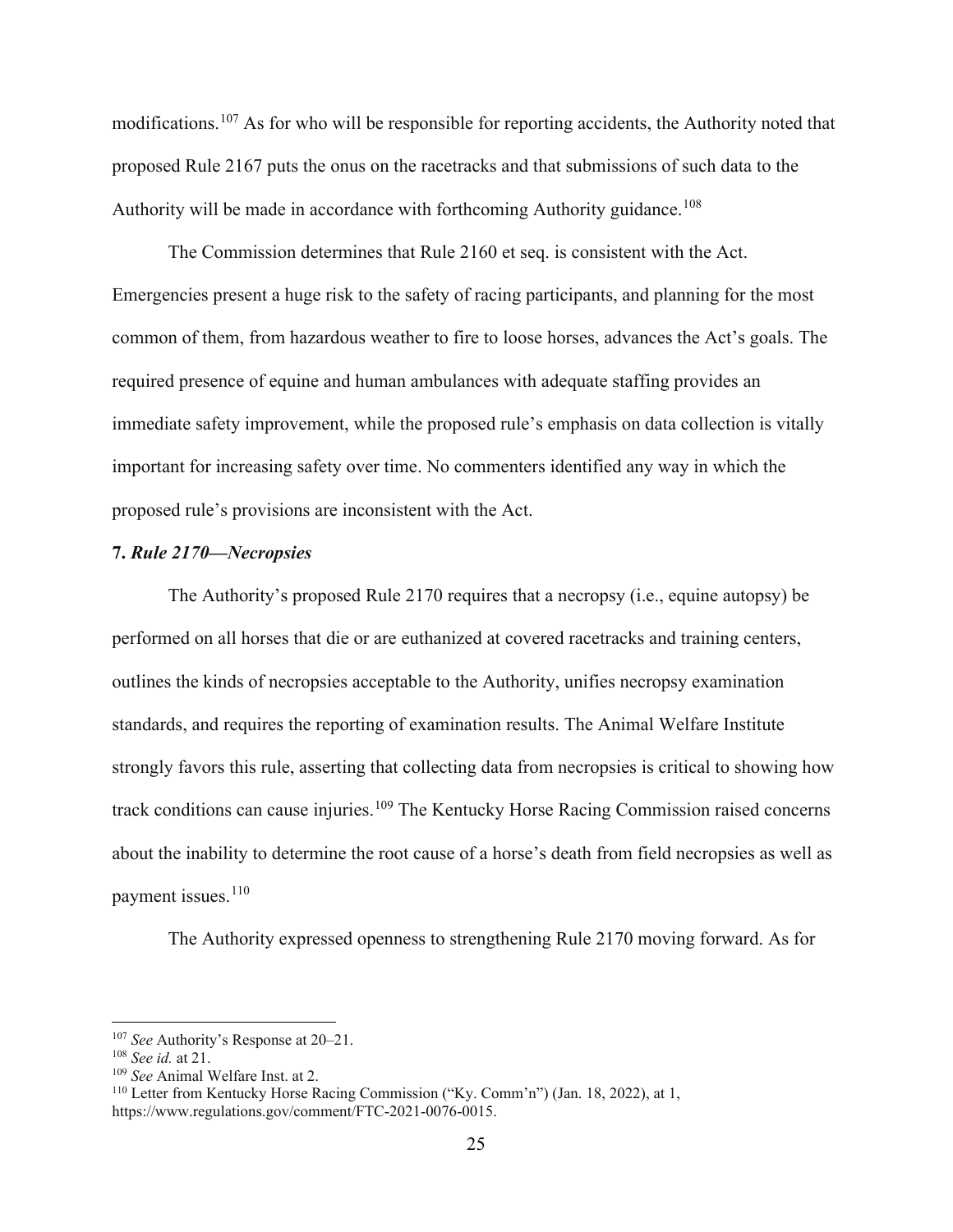modifications.[107] As for who will be responsible for reporting accidents, the Authority noted that proposed Rule 2167 puts the onus on the racetracks and that submissions of such data to the Authority will be made in accordance with forthcoming Authority guidance.[108]

The Commission determines that Rule 2160 et seq. is consistent with the Act. Emergencies present a huge risk to the safety of racing participants, and planning for the most common of them, from hazardous weather to fire to loose horses, advances the Act's goals. The required presence of equine and human ambulances with adequate staffing provides an immediate safety improvement, while the proposed rule's emphasis on data collection is vitally important for increasing safety over time. No commenters identified any way in which the proposed rule's provisions are inconsistent with the Act.

**7. *Rule 2170—Necropsies***

The Authority's proposed Rule 2170 requires that a necropsy (i.e., equine autopsy) be performed on all horses that die or are euthanized at covered racetracks and training centers, outlines the kinds of necropsies acceptable to the Authority, unifies necropsy examination standards, and requires the reporting of examination results. The Animal Welfare Institute strongly favors this rule, asserting that collecting data from necropsies is critical to showing how track conditions can cause injuries.[109] The Kentucky Horse Racing Commission raised concerns about the inability to determine the root cause of a horse's death from field necropsies as well as payment issues.[110]

The Authority expressed openness to strengthening Rule 2170 moving forward. As for

---

[107] *See* Authority's Response at 20–21.

[108] *See id.* at 21.

[109] *See* Animal Welfare Inst. at 2.

[110] Letter from Kentucky Horse Racing Commission ("Ky. Comm'n") (Jan. 18, 2022), at 1, https://www.regulations.gov/comment/FTC-2021-0076-0015.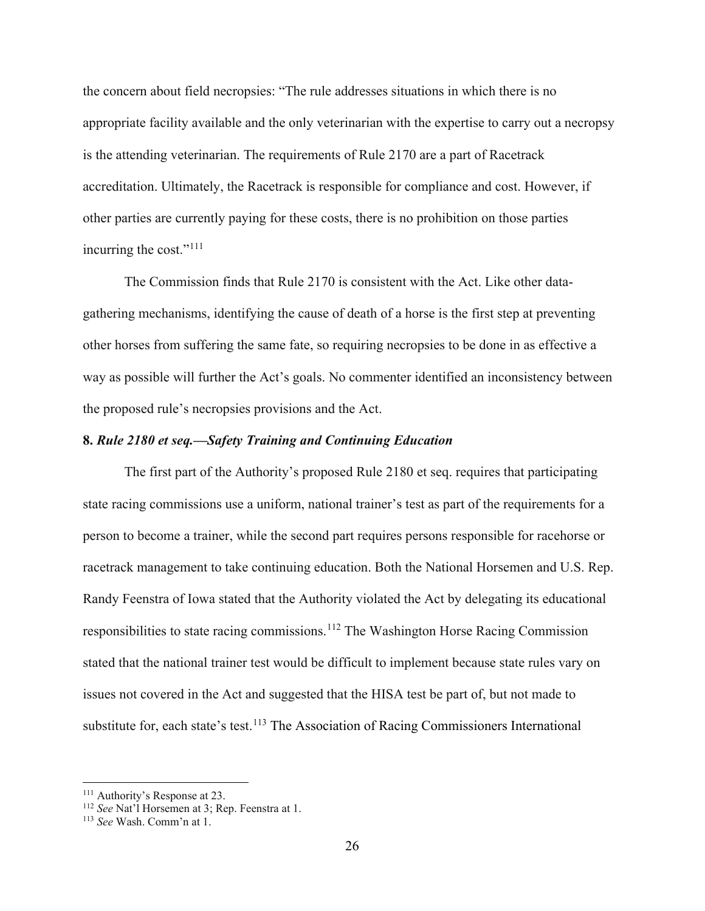the concern about field necropsies: "The rule addresses situations in which there is no appropriate facility available and the only veterinarian with the expertise to carry out a necropsy is the attending veterinarian. The requirements of Rule 2170 are a part of Racetrack accreditation. Ultimately, the Racetrack is responsible for compliance and cost. However, if other parties are currently paying for these costs, there is no prohibition on those parties incurring the cost."[111]

The Commission finds that Rule 2170 is consistent with the Act. Like other data-gathering mechanisms, identifying the cause of death of a horse is the first step at preventing other horses from suffering the same fate, so requiring necropsies to be done in as effective a way as possible will further the Act's goals. No commenter identified an inconsistency between the proposed rule's necropsies provisions and the Act.

**8. *Rule 2180 et seq.—Safety Training and Continuing Education***

The first part of the Authority's proposed Rule 2180 et seq. requires that participating state racing commissions use a uniform, national trainer's test as part of the requirements for a person to become a trainer, while the second part requires persons responsible for racehorse or racetrack management to take continuing education. Both the National Horsemen and U.S. Rep. Randy Feenstra of Iowa stated that the Authority violated the Act by delegating its educational responsibilities to state racing commissions.[112] The Washington Horse Racing Commission stated that the national trainer test would be difficult to implement because state rules vary on issues not covered in the Act and suggested that the HISA test be part of, but not made to substitute for, each state's test.[113] The Association of Racing Commissioners International

[111] Authority's Response at 23.

[112] *See* Nat'l Horsemen at 3; Rep. Feenstra at 1.

[113] *See* Wash. Comm'n at 1.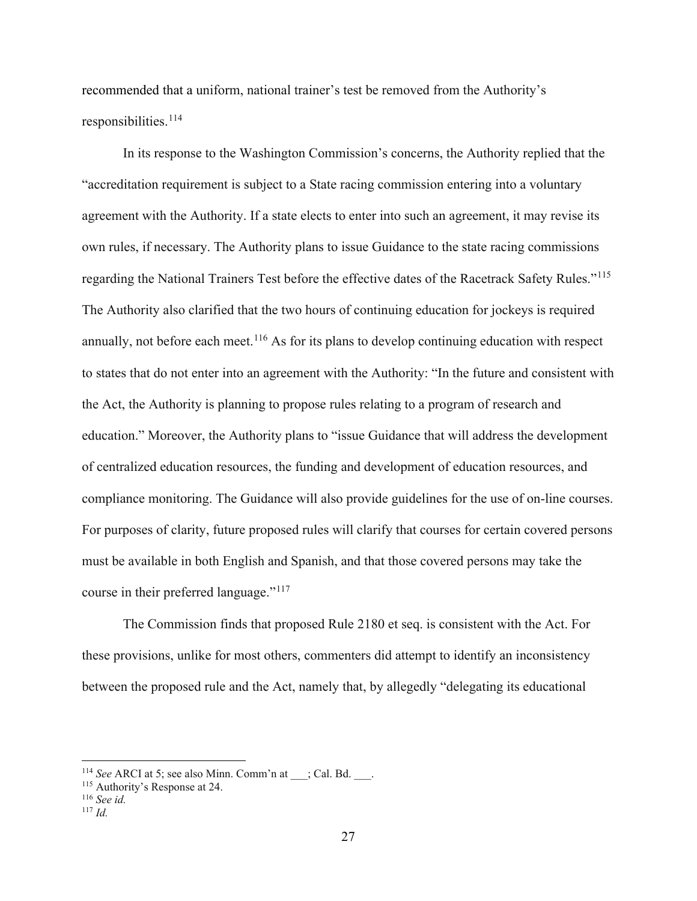recommended that a uniform, national trainer's test be removed from the Authority's responsibilities.[114]

In its response to the Washington Commission's concerns, the Authority replied that the "accreditation requirement is subject to a State racing commission entering into a voluntary agreement with the Authority. If a state elects to enter into such an agreement, it may revise its own rules, if necessary. The Authority plans to issue Guidance to the state racing commissions regarding the National Trainers Test before the effective dates of the Racetrack Safety Rules."[115] The Authority also clarified that the two hours of continuing education for jockeys is required annually, not before each meet.[116] As for its plans to develop continuing education with respect to states that do not enter into an agreement with the Authority: "In the future and consistent with the Act, the Authority is planning to propose rules relating to a program of research and education." Moreover, the Authority plans to "issue Guidance that will address the development of centralized education resources, the funding and development of education resources, and compliance monitoring. The Guidance will also provide guidelines for the use of on-line courses. For purposes of clarity, future proposed rules will clarify that courses for certain covered persons must be available in both English and Spanish, and that those covered persons may take the course in their preferred language."[117]

The Commission finds that proposed Rule 2180 et seq. is consistent with the Act. For these provisions, unlike for most others, commenters did attempt to identify an inconsistency between the proposed rule and the Act, namely that, by allegedly "delegating its educational

---

[114] *See* ARCI at 5; see also Minn. Comm'n at ___; Cal. Bd. ___.

[115] Authority's Response at 24.

[116] *See id.*

[117] *Id.*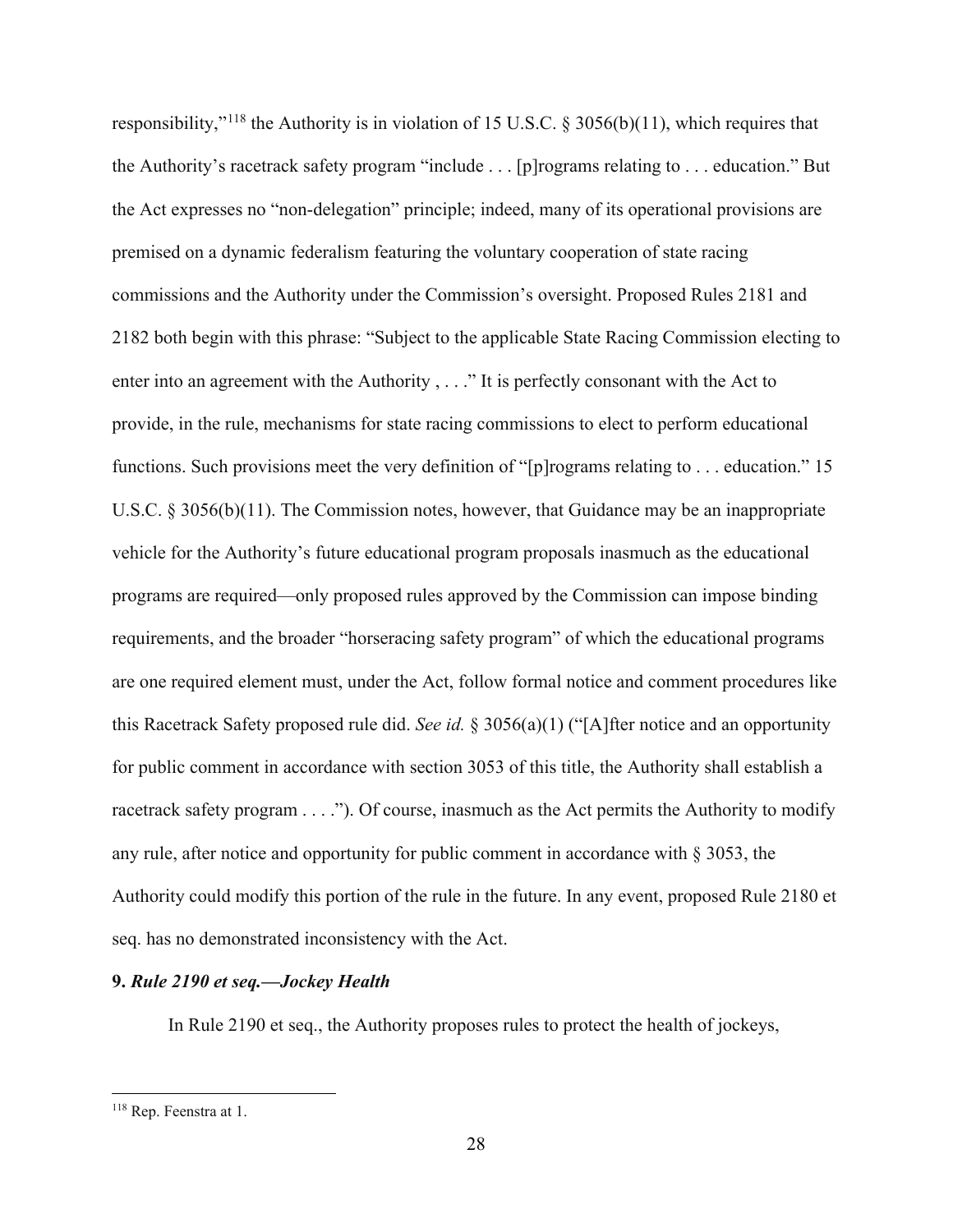responsibility,"[118] the Authority is in violation of 15 U.S.C. § 3056(b)(11), which requires that the Authority's racetrack safety program "include . . . [p]rograms relating to . . . education." But the Act expresses no "non-delegation" principle; indeed, many of its operational provisions are premised on a dynamic federalism featuring the voluntary cooperation of state racing commissions and the Authority under the Commission's oversight. Proposed Rules 2181 and 2182 both begin with this phrase: "Subject to the applicable State Racing Commission electing to enter into an agreement with the Authority , . . ." It is perfectly consonant with the Act to provide, in the rule, mechanisms for state racing commissions to elect to perform educational functions. Such provisions meet the very definition of "[p]rograms relating to . . . education." 15 U.S.C. § 3056(b)(11). The Commission notes, however, that Guidance may be an inappropriate vehicle for the Authority's future educational program proposals inasmuch as the educational programs are required—only proposed rules approved by the Commission can impose binding requirements, and the broader "horseracing safety program" of which the educational programs are one required element must, under the Act, follow formal notice and comment procedures like this Racetrack Safety proposed rule did. *See id.* § 3056(a)(1) ("[A]fter notice and an opportunity for public comment in accordance with section 3053 of this title, the Authority shall establish a racetrack safety program . . . ."). Of course, inasmuch as the Act permits the Authority to modify any rule, after notice and opportunity for public comment in accordance with § 3053, the Authority could modify this portion of the rule in the future. In any event, proposed Rule 2180 et seq. has no demonstrated inconsistency with the Act.

**9. *Rule 2190 et seq.—Jockey Health***

In Rule 2190 et seq., the Authority proposes rules to protect the health of jockeys,

[118] Rep. Feenstra at 1.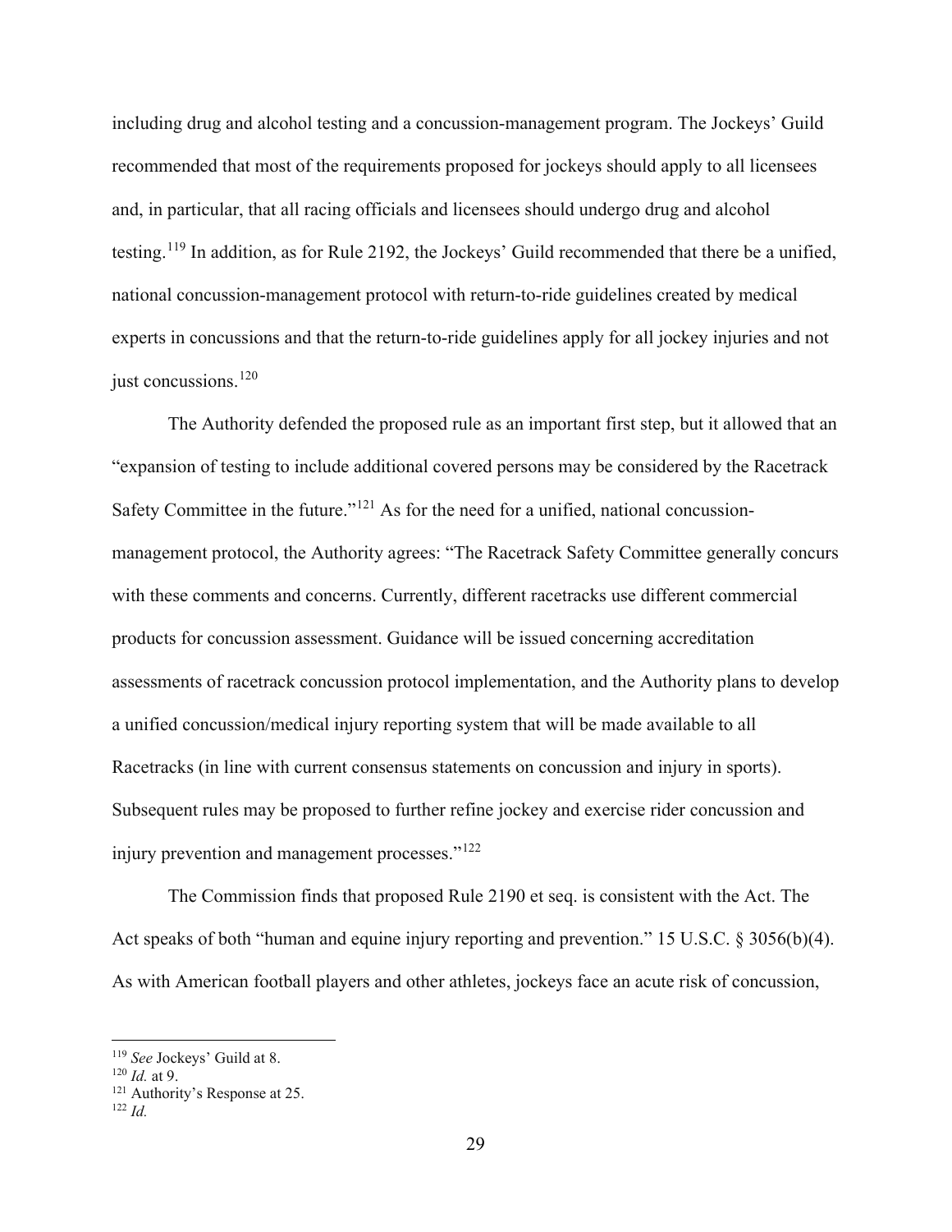including drug and alcohol testing and a concussion-management program. The Jockeys' Guild recommended that most of the requirements proposed for jockeys should apply to all licensees and, in particular, that all racing officials and licensees should undergo drug and alcohol testing.[119] In addition, as for Rule 2192, the Jockeys' Guild recommended that there be a unified, national concussion-management protocol with return-to-ride guidelines created by medical experts in concussions and that the return-to-ride guidelines apply for all jockey injuries and not just concussions.[120]

The Authority defended the proposed rule as an important first step, but it allowed that an "expansion of testing to include additional covered persons may be considered by the Racetrack Safety Committee in the future."[121] As for the need for a unified, national concussion-management protocol, the Authority agrees: "The Racetrack Safety Committee generally concurs with these comments and concerns. Currently, different racetracks use different commercial products for concussion assessment. Guidance will be issued concerning accreditation assessments of racetrack concussion protocol implementation, and the Authority plans to develop a unified concussion/medical injury reporting system that will be made available to all Racetracks (in line with current consensus statements on concussion and injury in sports). Subsequent rules may be proposed to further refine jockey and exercise rider concussion and injury prevention and management processes."[122]

The Commission finds that proposed Rule 2190 et seq. is consistent with the Act. The Act speaks of both "human and equine injury reporting and prevention." 15 U.S.C. § 3056(b)(4). As with American football players and other athletes, jockeys face an acute risk of concussion,

---

[119] *See* Jockeys' Guild at 8.

[120] *Id.* at 9.

[121] Authority's Response at 25.

[122] *Id.*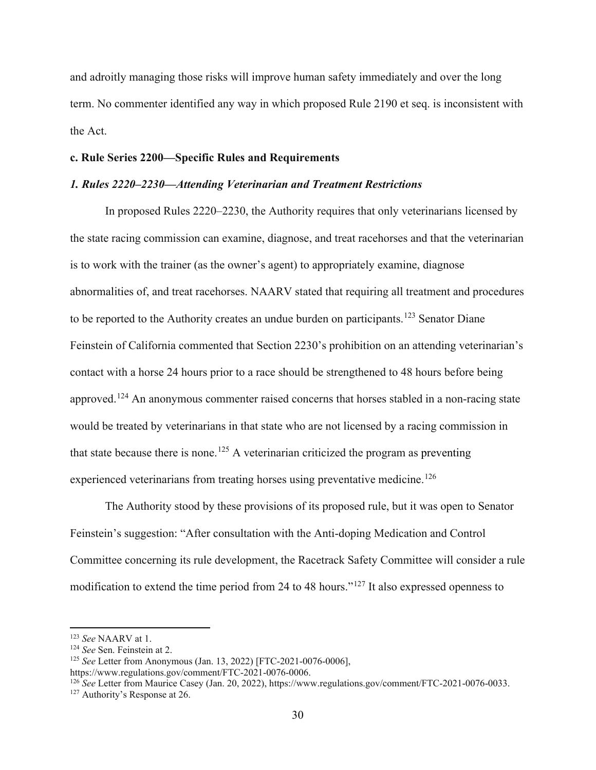and adroitly managing those risks will improve human safety immediately and over the long term. No commenter identified any way in which proposed Rule 2190 et seq. is inconsistent with the Act.

**c. Rule Series 2200—Specific Rules and Requirements**

***1. Rules 2220–2230—Attending Veterinarian and Treatment Restrictions***

In proposed Rules 2220–2230, the Authority requires that only veterinarians licensed by the state racing commission can examine, diagnose, and treat racehorses and that the veterinarian is to work with the trainer (as the owner's agent) to appropriately examine, diagnose abnormalities of, and treat racehorses. NAARV stated that requiring all treatment and procedures to be reported to the Authority creates an undue burden on participants.[123] Senator Diane Feinstein of California commented that Section 2230's prohibition on an attending veterinarian's contact with a horse 24 hours prior to a race should be strengthened to 48 hours before being approved.[124] An anonymous commenter raised concerns that horses stabled in a non-racing state would be treated by veterinarians in that state who are not licensed by a racing commission in that state because there is none.[125] A veterinarian criticized the program as preventing experienced veterinarians from treating horses using preventative medicine.[126]

The Authority stood by these provisions of its proposed rule, but it was open to Senator Feinstein's suggestion: "After consultation with the Anti-doping Medication and Control Committee concerning its rule development, the Racetrack Safety Committee will consider a rule modification to extend the time period from 24 to 48 hours."[127] It also expressed openness to

[123] *See* NAARV at 1.

[124] *See* Sen. Feinstein at 2.

[125] *See* Letter from Anonymous (Jan. 13, 2022) [FTC-2021-0076-0006], https://www.regulations.gov/comment/FTC-2021-0076-0006.

[126] *See* Letter from Maurice Casey (Jan. 20, 2022), https://www.regulations.gov/comment/FTC-2021-0076-0033.

[127] Authority's Response at 26.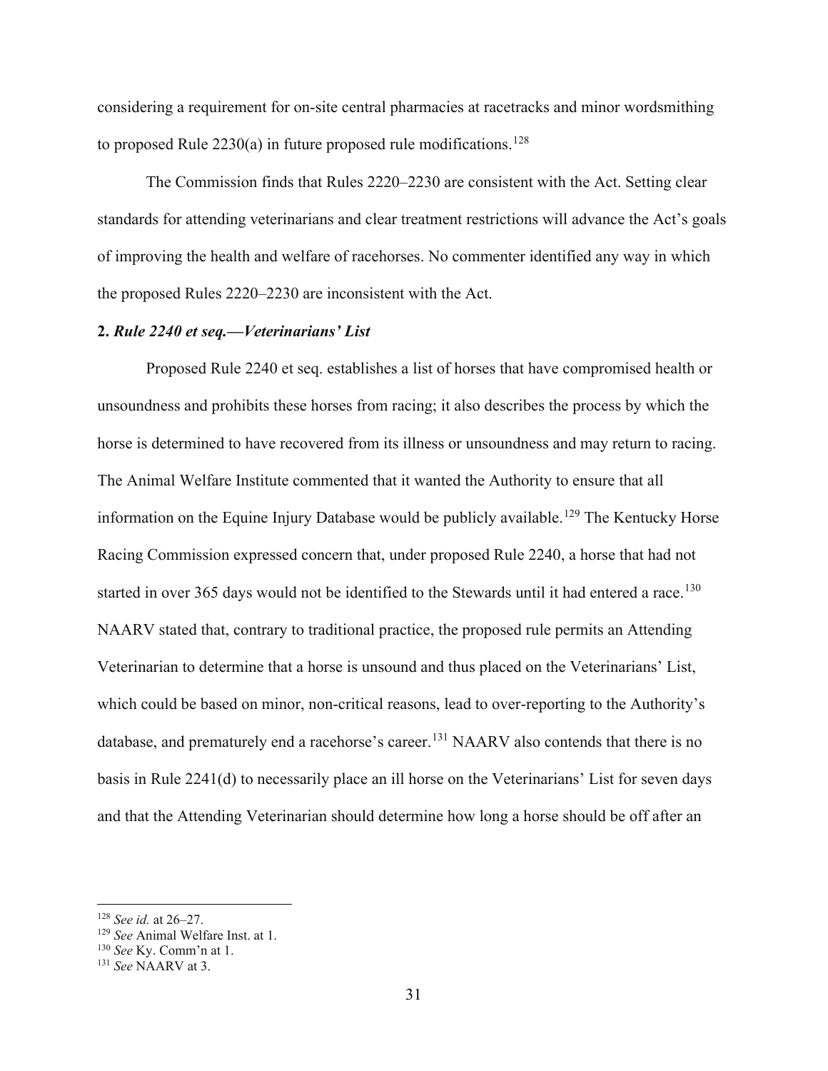considering a requirement for on-site central pharmacies at racetracks and minor wordsmithing to proposed Rule 2230(a) in future proposed rule modifications.[128]

The Commission finds that Rules 2220–2230 are consistent with the Act. Setting clear standards for attending veterinarians and clear treatment restrictions will advance the Act's goals of improving the health and welfare of racehorses. No commenter identified any way in which the proposed Rules 2220–2230 are inconsistent with the Act.

**2. *Rule 2240 et seq.—Veterinarians' List***

Proposed Rule 2240 et seq. establishes a list of horses that have compromised health or unsoundness and prohibits these horses from racing; it also describes the process by which the horse is determined to have recovered from its illness or unsoundness and may return to racing. The Animal Welfare Institute commented that it wanted the Authority to ensure that all information on the Equine Injury Database would be publicly available.[129] The Kentucky Horse Racing Commission expressed concern that, under proposed Rule 2240, a horse that had not started in over 365 days would not be identified to the Stewards until it had entered a race.[130] NAARV stated that, contrary to traditional practice, the proposed rule permits an Attending Veterinarian to determine that a horse is unsound and thus placed on the Veterinarians' List, which could be based on minor, non-critical reasons, lead to over-reporting to the Authority's database, and prematurely end a racehorse's career.[131] NAARV also contends that there is no basis in Rule 2241(d) to necessarily place an ill horse on the Veterinarians' List for seven days and that the Attending Veterinarian should determine how long a horse should be off after an

[128] *See id.* at 26–27.
[129] *See* Animal Welfare Inst. at 1.
[130] *See* Ky. Comm'n at 1.
[131] *See* NAARV at 3.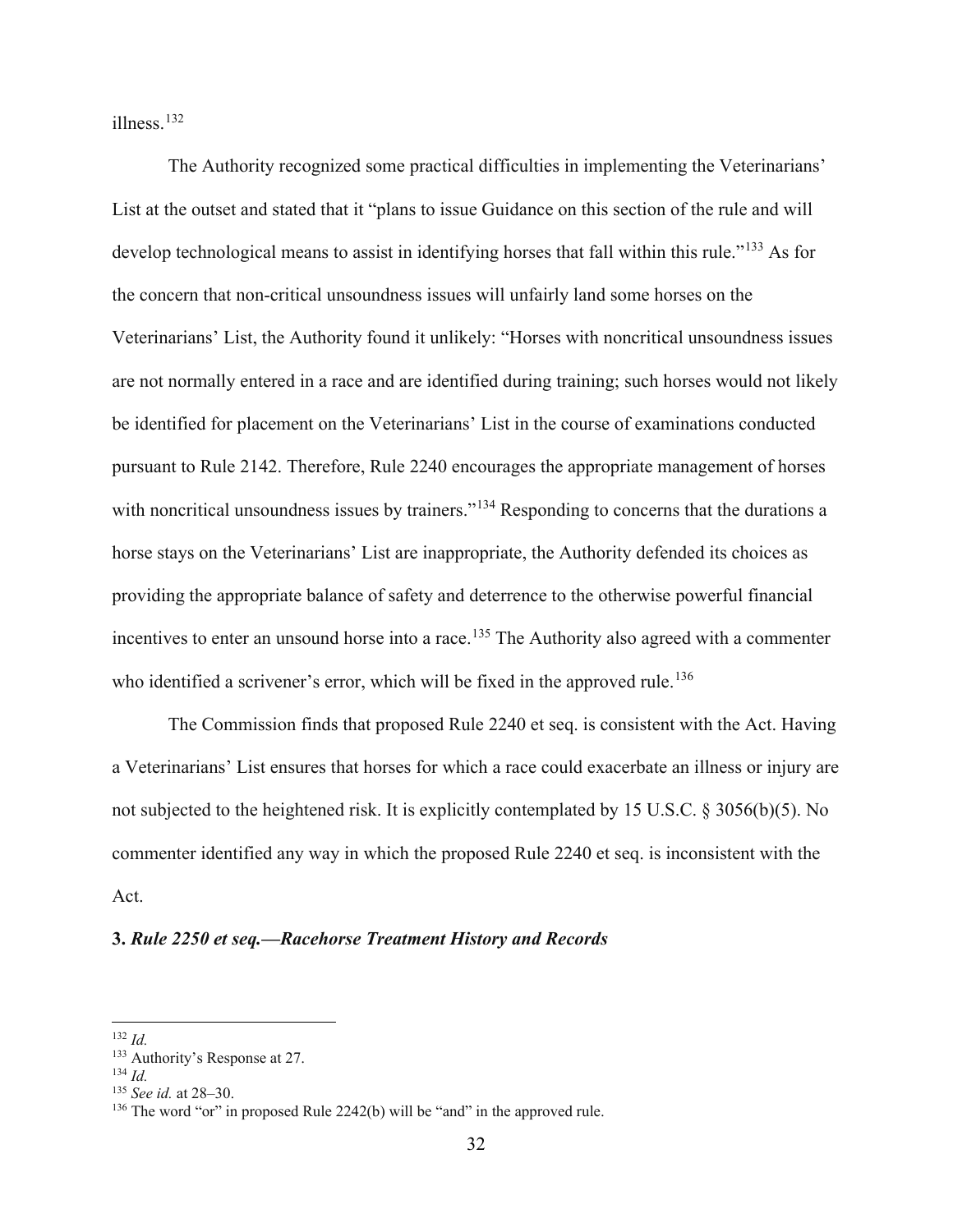illness.[132]

The Authority recognized some practical difficulties in implementing the Veterinarians' List at the outset and stated that it "plans to issue Guidance on this section of the rule and will develop technological means to assist in identifying horses that fall within this rule."[133] As for the concern that non-critical unsoundness issues will unfairly land some horses on the Veterinarians' List, the Authority found it unlikely: "Horses with noncritical unsoundness issues are not normally entered in a race and are identified during training; such horses would not likely be identified for placement on the Veterinarians' List in the course of examinations conducted pursuant to Rule 2142. Therefore, Rule 2240 encourages the appropriate management of horses with noncritical unsoundness issues by trainers."[134] Responding to concerns that the durations a horse stays on the Veterinarians' List are inappropriate, the Authority defended its choices as providing the appropriate balance of safety and deterrence to the otherwise powerful financial incentives to enter an unsound horse into a race.[135] The Authority also agreed with a commenter who identified a scrivener's error, which will be fixed in the approved rule.[136]

The Commission finds that proposed Rule 2240 et seq. is consistent with the Act. Having a Veterinarians' List ensures that horses for which a race could exacerbate an illness or injury are not subjected to the heightened risk. It is explicitly contemplated by 15 U.S.C. § 3056(b)(5). No commenter identified any way in which the proposed Rule 2240 et seq. is inconsistent with the Act.

### 3. *Rule 2250 et seq.—Racehorse Treatment History and Records*

---

[132] *Id.*

[133] Authority's Response at 27.

[134] *Id.*

[135] *See id.* at 28–30.

[136] The word "or" in proposed Rule 2242(b) will be "and" in the approved rule.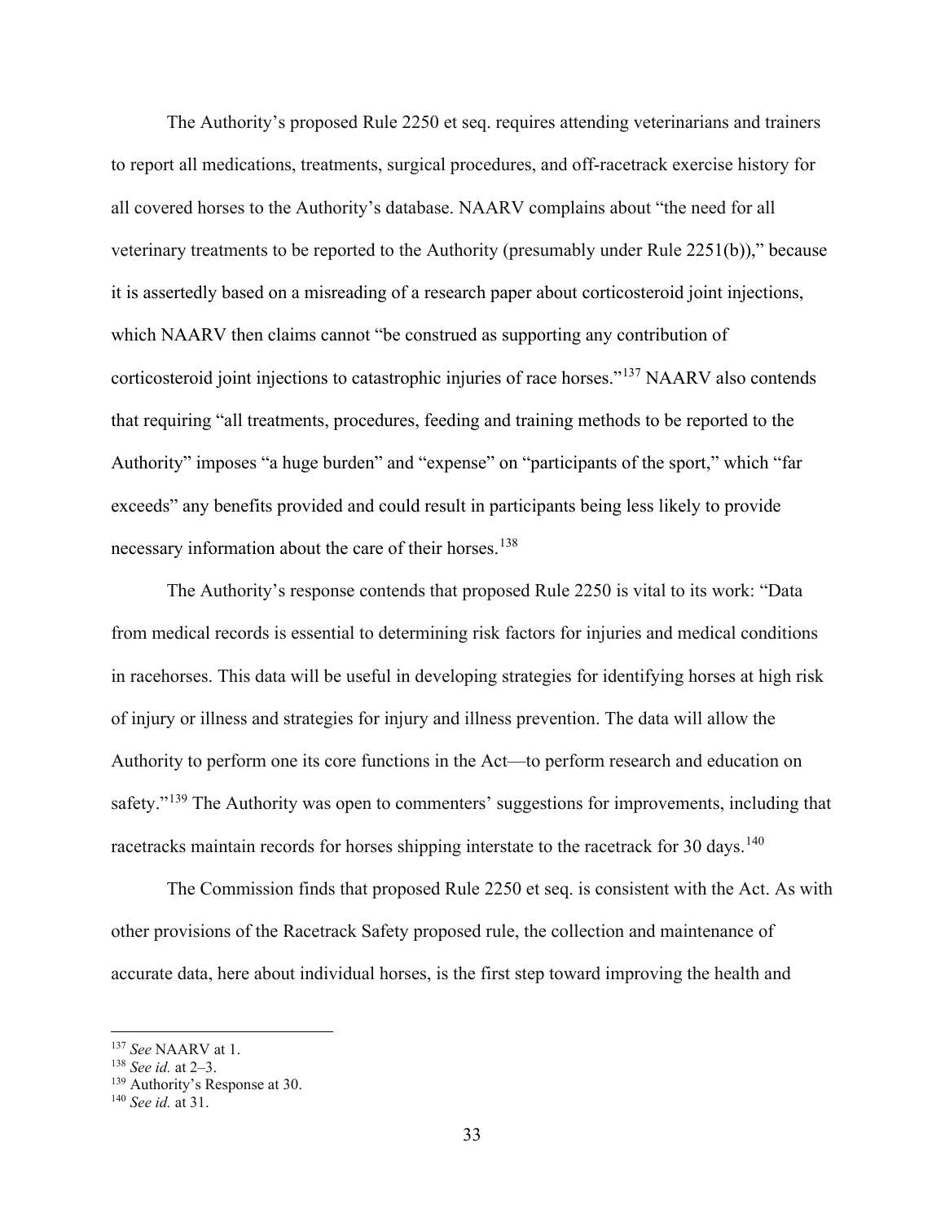The Authority's proposed Rule 2250 et seq. requires attending veterinarians and trainers to report all medications, treatments, surgical procedures, and off-racetrack exercise history for all covered horses to the Authority's database. NAARV complains about "the need for all veterinary treatments to be reported to the Authority (presumably under Rule 2251(b))," because it is assertedly based on a misreading of a research paper about corticosteroid joint injections, which NAARV then claims cannot "be construed as supporting any contribution of corticosteroid joint injections to catastrophic injuries of race horses."[137] NAARV also contends that requiring "all treatments, procedures, feeding and training methods to be reported to the Authority" imposes "a huge burden" and "expense" on "participants of the sport," which "far exceeds" any benefits provided and could result in participants being less likely to provide necessary information about the care of their horses.[138]

The Authority's response contends that proposed Rule 2250 is vital to its work: "Data from medical records is essential to determining risk factors for injuries and medical conditions in racehorses. This data will be useful in developing strategies for identifying horses at high risk of injury or illness and strategies for injury and illness prevention. The data will allow the Authority to perform one its core functions in the Act—to perform research and education on safety."[139] The Authority was open to commenters' suggestions for improvements, including that racetracks maintain records for horses shipping interstate to the racetrack for 30 days.[140]

The Commission finds that proposed Rule 2250 et seq. is consistent with the Act. As with other provisions of the Racetrack Safety proposed rule, the collection and maintenance of accurate data, here about individual horses, is the first step toward improving the health and

---

[137] *See* NAARV at 1.

[138] *See id.* at 2–3.

[139] Authority's Response at 30.

[140] *See id.* at 31.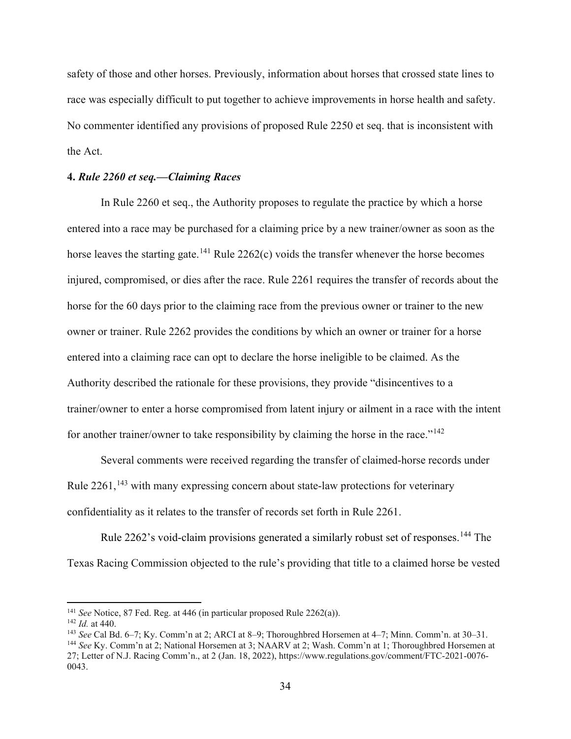safety of those and other horses. Previously, information about horses that crossed state lines to race was especially difficult to put together to achieve improvements in horse health and safety. No commenter identified any provisions of proposed Rule 2250 et seq. that is inconsistent with the Act.

#### 4. *Rule 2260 et seq.—Claiming Races*

In Rule 2260 et seq., the Authority proposes to regulate the practice by which a horse entered into a race may be purchased for a claiming price by a new trainer/owner as soon as the horse leaves the starting gate.[141] Rule 2262(c) voids the transfer whenever the horse becomes injured, compromised, or dies after the race. Rule 2261 requires the transfer of records about the horse for the 60 days prior to the claiming race from the previous owner or trainer to the new owner or trainer. Rule 2262 provides the conditions by which an owner or trainer for a horse entered into a claiming race can opt to declare the horse ineligible to be claimed. As the Authority described the rationale for these provisions, they provide "disincentives to a trainer/owner to enter a horse compromised from latent injury or ailment in a race with the intent for another trainer/owner to take responsibility by claiming the horse in the race."[142]

Several comments were received regarding the transfer of claimed-horse records under Rule 2261,[143] with many expressing concern about state-law protections for veterinary confidentiality as it relates to the transfer of records set forth in Rule 2261.

Rule 2262's void-claim provisions generated a similarly robust set of responses.[144] The Texas Racing Commission objected to the rule's providing that title to a claimed horse be vested

---

[141] *See* Notice, 87 Fed. Reg. at 446 (in particular proposed Rule 2262(a)).

[142] *Id.* at 440.

[143] *See* Cal Bd. 6–7; Ky. Comm'n at 2; ARCI at 8–9; Thoroughbred Horsemen at 4–7; Minn. Comm'n. at 30–31.

[144] *See* Ky. Comm'n at 2; National Horsemen at 3; NAARV at 2; Wash. Comm'n at 1; Thoroughbred Horsemen at 27; Letter of N.J. Racing Comm'n., at 2 (Jan. 18, 2022), https://www.regulations.gov/comment/FTC-2021-0076-0043.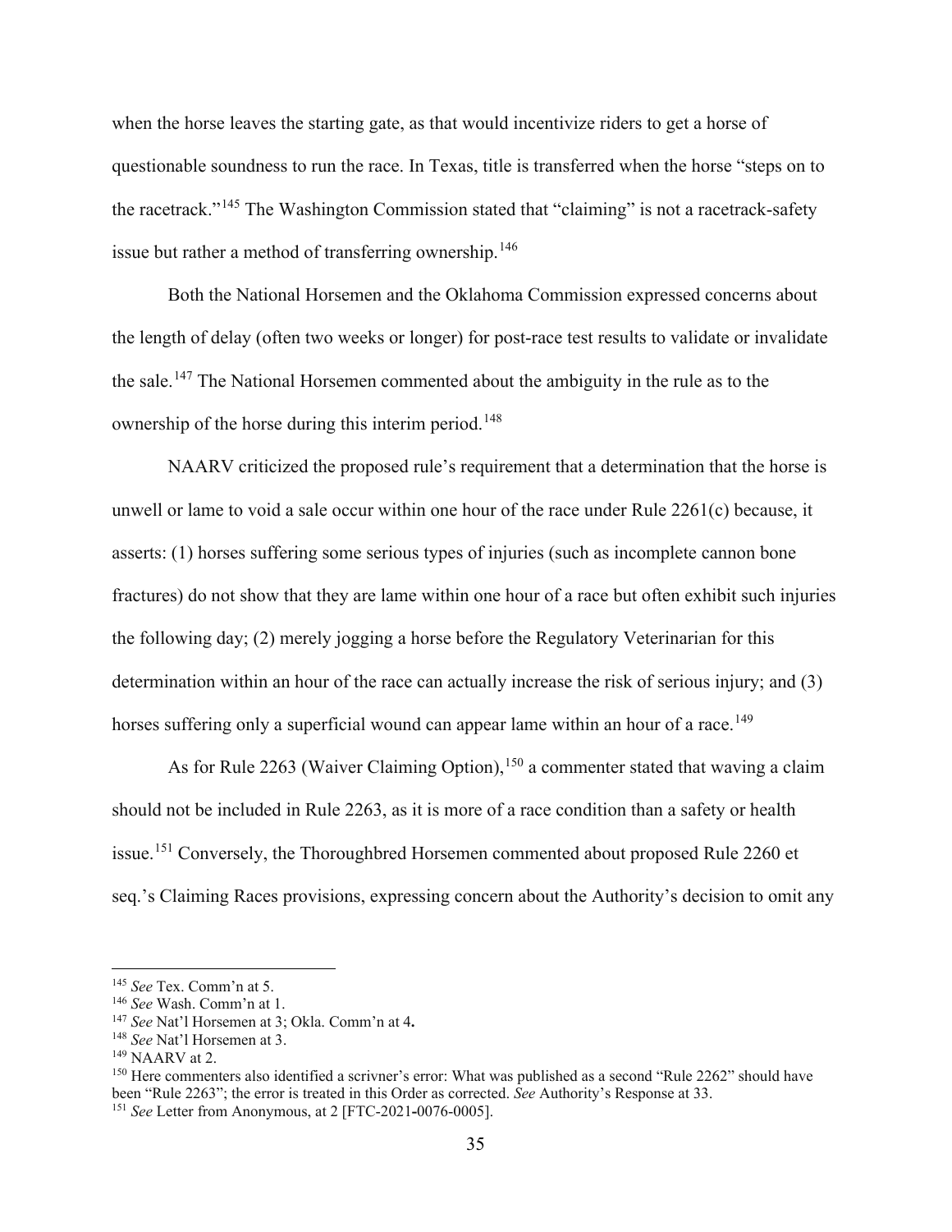when the horse leaves the starting gate, as that would incentivize riders to get a horse of questionable soundness to run the race. In Texas, title is transferred when the horse "steps on to the racetrack."[145] The Washington Commission stated that "claiming" is not a racetrack-safety issue but rather a method of transferring ownership.[146]

Both the National Horsemen and the Oklahoma Commission expressed concerns about the length of delay (often two weeks or longer) for post-race test results to validate or invalidate the sale.[147] The National Horsemen commented about the ambiguity in the rule as to the ownership of the horse during this interim period.[148]

NAARV criticized the proposed rule's requirement that a determination that the horse is unwell or lame to void a sale occur within one hour of the race under Rule 2261(c) because, it asserts: (1) horses suffering some serious types of injuries (such as incomplete cannon bone fractures) do not show that they are lame within one hour of a race but often exhibit such injuries the following day; (2) merely jogging a horse before the Regulatory Veterinarian for this determination within an hour of the race can actually increase the risk of serious injury; and (3) horses suffering only a superficial wound can appear lame within an hour of a race.[149]

As for Rule 2263 (Waiver Claiming Option),[150] a commenter stated that waving a claim should not be included in Rule 2263, as it is more of a race condition than a safety or health issue.[151] Conversely, the Thoroughbred Horsemen commented about proposed Rule 2260 et seq.'s Claiming Races provisions, expressing concern about the Authority's decision to omit any

---

[145] *See* Tex. Comm'n at 5.

[146] *See* Wash. Comm'n at 1.

[147] *See* Nat'l Horsemen at 3; Okla. Comm'n at 4**.**

[148] *See* Nat'l Horsemen at 3.

[149] NAARV at 2.

[150] Here commenters also identified a scrivner's error: What was published as a second "Rule 2262" should have been "Rule 2263"; the error is treated in this Order as corrected. *See* Authority's Response at 33.

[151] *See* Letter from Anonymous, at 2 [FTC-2021-0076-0005].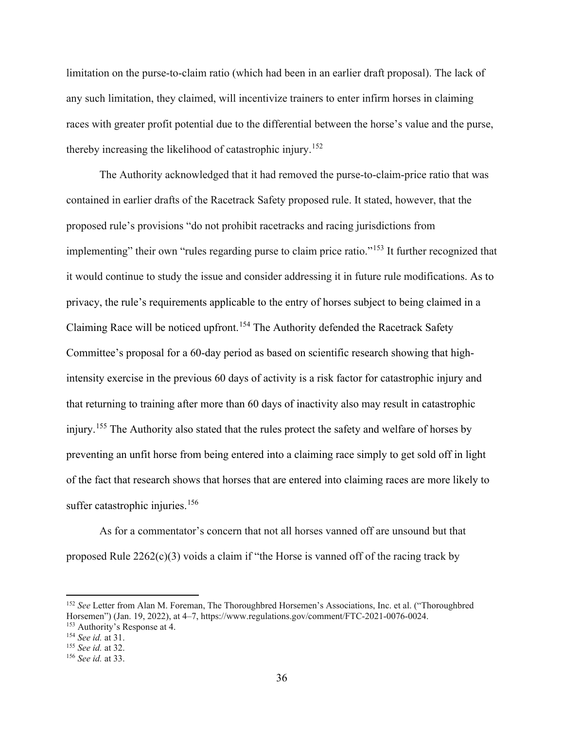limitation on the purse-to-claim ratio (which had been in an earlier draft proposal). The lack of any such limitation, they claimed, will incentivize trainers to enter infirm horses in claiming races with greater profit potential due to the differential between the horse's value and the purse, thereby increasing the likelihood of catastrophic injury.[152]

The Authority acknowledged that it had removed the purse-to-claim-price ratio that was contained in earlier drafts of the Racetrack Safety proposed rule. It stated, however, that the proposed rule's provisions "do not prohibit racetracks and racing jurisdictions from implementing" their own "rules regarding purse to claim price ratio."[153] It further recognized that it would continue to study the issue and consider addressing it in future rule modifications. As to privacy, the rule's requirements applicable to the entry of horses subject to being claimed in a Claiming Race will be noticed upfront.[154] The Authority defended the Racetrack Safety Committee's proposal for a 60-day period as based on scientific research showing that high-intensity exercise in the previous 60 days of activity is a risk factor for catastrophic injury and that returning to training after more than 60 days of inactivity also may result in catastrophic injury.[155] The Authority also stated that the rules protect the safety and welfare of horses by preventing an unfit horse from being entered into a claiming race simply to get sold off in light of the fact that research shows that horses that are entered into claiming races are more likely to suffer catastrophic injuries.[156]

As for a commentator's concern that not all horses vanned off are unsound but that proposed Rule 2262(c)(3) voids a claim if "the Horse is vanned off of the racing track by

---

[152] *See* Letter from Alan M. Foreman, The Thoroughbred Horsemen's Associations, Inc. et al. ("Thoroughbred Horsemen") (Jan. 19, 2022), at 4–7, https://www.regulations.gov/comment/FTC-2021-0076-0024.

[153] Authority's Response at 4.

[154] *See id.* at 31.

[155] *See id.* at 32.

[156] *See id.* at 33.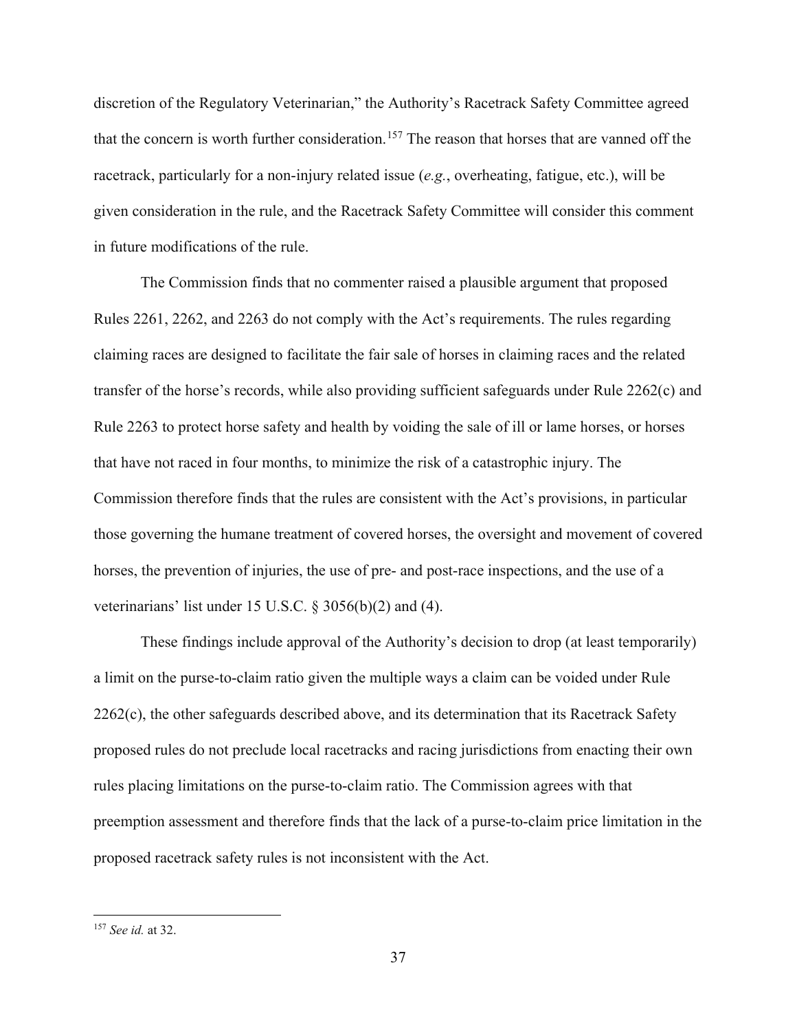discretion of the Regulatory Veterinarian," the Authority's Racetrack Safety Committee agreed that the concern is worth further consideration.[157] The reason that horses that are vanned off the racetrack, particularly for a non-injury related issue (*e.g.*, overheating, fatigue, etc.), will be given consideration in the rule, and the Racetrack Safety Committee will consider this comment in future modifications of the rule.

The Commission finds that no commenter raised a plausible argument that proposed Rules 2261, 2262, and 2263 do not comply with the Act's requirements. The rules regarding claiming races are designed to facilitate the fair sale of horses in claiming races and the related transfer of the horse's records, while also providing sufficient safeguards under Rule 2262(c) and Rule 2263 to protect horse safety and health by voiding the sale of ill or lame horses, or horses that have not raced in four months, to minimize the risk of a catastrophic injury. The Commission therefore finds that the rules are consistent with the Act's provisions, in particular those governing the humane treatment of covered horses, the oversight and movement of covered horses, the prevention of injuries, the use of pre- and post-race inspections, and the use of a veterinarians' list under 15 U.S.C. § 3056(b)(2) and (4).

These findings include approval of the Authority's decision to drop (at least temporarily) a limit on the purse-to-claim ratio given the multiple ways a claim can be voided under Rule 2262(c), the other safeguards described above, and its determination that its Racetrack Safety proposed rules do not preclude local racetracks and racing jurisdictions from enacting their own rules placing limitations on the purse-to-claim ratio. The Commission agrees with that preemption assessment and therefore finds that the lack of a purse-to-claim price limitation in the proposed racetrack safety rules is not inconsistent with the Act.

[157] *See id.* at 32.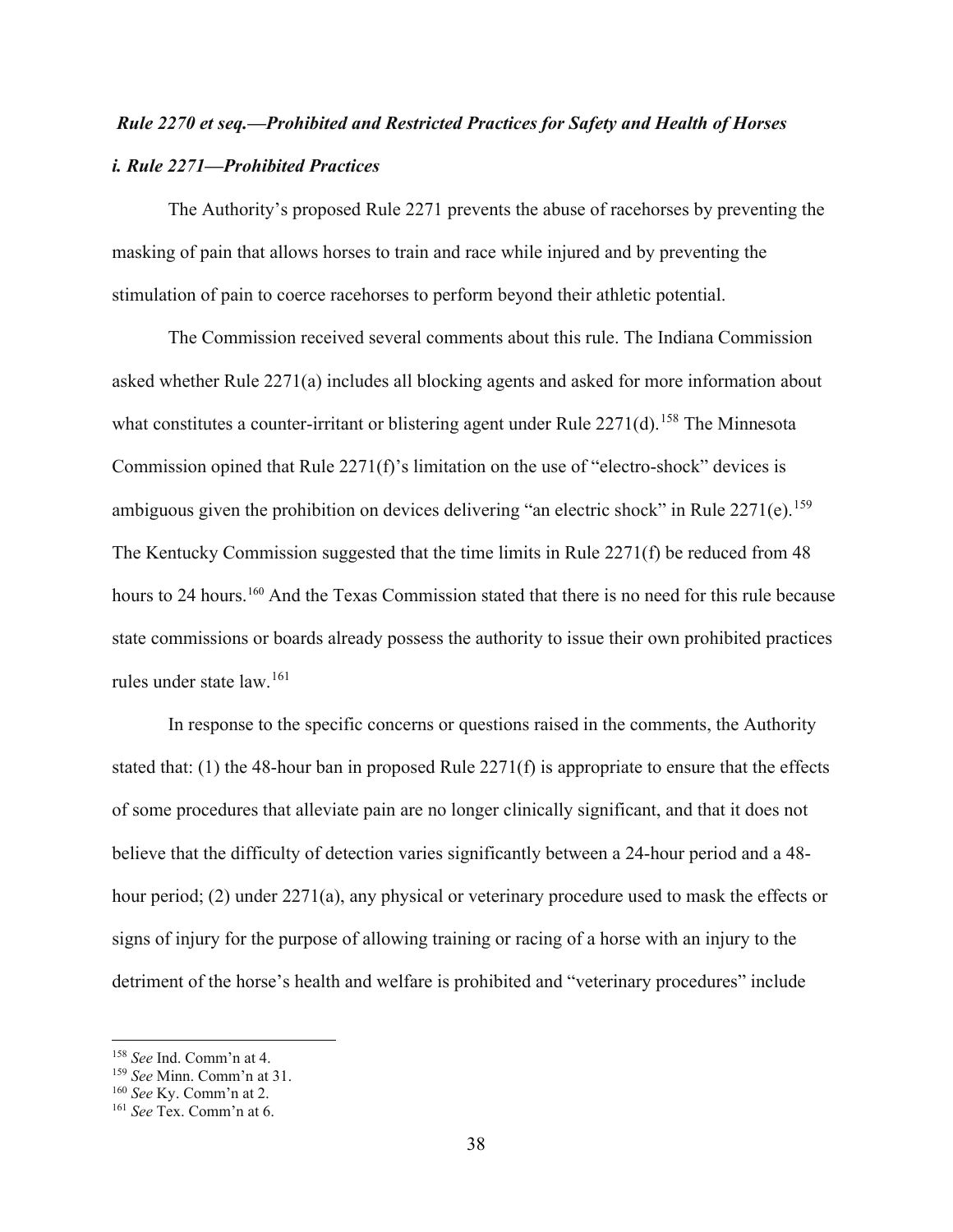### *Rule 2270 et seq.—Prohibited and Restricted Practices for Safety and Health of Horses*

#### *i. Rule 2271—Prohibited Practices*

The Authority's proposed Rule 2271 prevents the abuse of racehorses by preventing the masking of pain that allows horses to train and race while injured and by preventing the stimulation of pain to coerce racehorses to perform beyond their athletic potential.

The Commission received several comments about this rule. The Indiana Commission asked whether Rule 2271(a) includes all blocking agents and asked for more information about what constitutes a counter-irritant or blistering agent under Rule 2271(d).[158] The Minnesota Commission opined that Rule 2271(f)'s limitation on the use of "electro-shock" devices is ambiguous given the prohibition on devices delivering "an electric shock" in Rule 2271(e).[159] The Kentucky Commission suggested that the time limits in Rule 2271(f) be reduced from 48 hours to 24 hours.[160] And the Texas Commission stated that there is no need for this rule because state commissions or boards already possess the authority to issue their own prohibited practices rules under state law.[161]

In response to the specific concerns or questions raised in the comments, the Authority stated that: (1) the 48-hour ban in proposed Rule 2271(f) is appropriate to ensure that the effects of some procedures that alleviate pain are no longer clinically significant, and that it does not believe that the difficulty of detection varies significantly between a 24-hour period and a 48-hour period; (2) under 2271(a), any physical or veterinary procedure used to mask the effects or signs of injury for the purpose of allowing training or racing of a horse with an injury to the detriment of the horse's health and welfare is prohibited and "veterinary procedures" include

[158] *See* Ind. Comm'n at 4.
[159] *See* Minn. Comm'n at 31.
[160] *See* Ky. Comm'n at 2.
[161] *See* Tex. Comm'n at 6.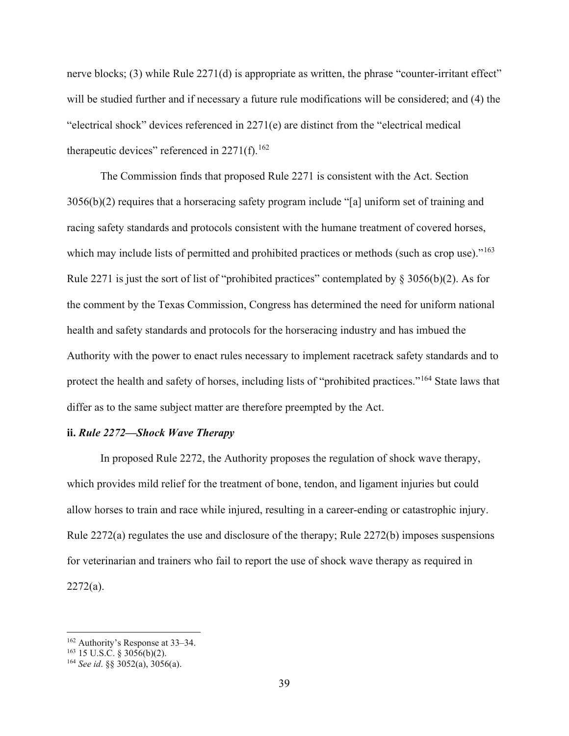nerve blocks; (3) while Rule 2271(d) is appropriate as written, the phrase "counter-irritant effect" will be studied further and if necessary a future rule modifications will be considered; and (4) the "electrical shock" devices referenced in 2271(e) are distinct from the "electrical medical therapeutic devices" referenced in 2271(f).[162]

The Commission finds that proposed Rule 2271 is consistent with the Act. Section 3056(b)(2) requires that a horseracing safety program include "[a] uniform set of training and racing safety standards and protocols consistent with the humane treatment of covered horses, which may include lists of permitted and prohibited practices or methods (such as crop use)."[163] Rule 2271 is just the sort of list of "prohibited practices" contemplated by § 3056(b)(2). As for the comment by the Texas Commission, Congress has determined the need for uniform national health and safety standards and protocols for the horseracing industry and has imbued the Authority with the power to enact rules necessary to implement racetrack safety standards and to protect the health and safety of horses, including lists of "prohibited practices."[164] State laws that differ as to the same subject matter are therefore preempted by the Act.

**ii. *Rule 2272—Shock Wave Therapy***

In proposed Rule 2272, the Authority proposes the regulation of shock wave therapy, which provides mild relief for the treatment of bone, tendon, and ligament injuries but could allow horses to train and race while injured, resulting in a career-ending or catastrophic injury. Rule 2272(a) regulates the use and disclosure of the therapy; Rule 2272(b) imposes suspensions for veterinarian and trainers who fail to report the use of shock wave therapy as required in 2272(a).

---

[162] Authority's Response at 33–34.

[163] 15 U.S.C. § 3056(b)(2).

[164] *See id*. §§ 3052(a), 3056(a).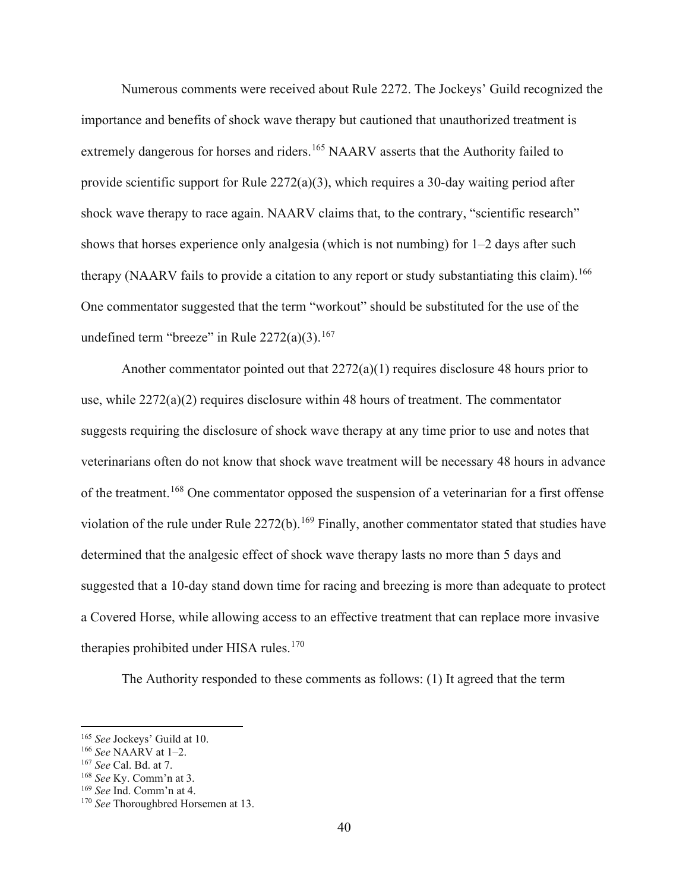Numerous comments were received about Rule 2272. The Jockeys' Guild recognized the importance and benefits of shock wave therapy but cautioned that unauthorized treatment is extremely dangerous for horses and riders.[165] NAARV asserts that the Authority failed to provide scientific support for Rule 2272(a)(3), which requires a 30-day waiting period after shock wave therapy to race again. NAARV claims that, to the contrary, "scientific research" shows that horses experience only analgesia (which is not numbing) for 1–2 days after such therapy (NAARV fails to provide a citation to any report or study substantiating this claim).[166] One commentator suggested that the term "workout" should be substituted for the use of the undefined term "breeze" in Rule 2272(a)(3).[167]

Another commentator pointed out that 2272(a)(1) requires disclosure 48 hours prior to use, while 2272(a)(2) requires disclosure within 48 hours of treatment. The commentator suggests requiring the disclosure of shock wave therapy at any time prior to use and notes that veterinarians often do not know that shock wave treatment will be necessary 48 hours in advance of the treatment.[168] One commentator opposed the suspension of a veterinarian for a first offense violation of the rule under Rule 2272(b).[169] Finally, another commentator stated that studies have determined that the analgesic effect of shock wave therapy lasts no more than 5 days and suggested that a 10-day stand down time for racing and breezing is more than adequate to protect a Covered Horse, while allowing access to an effective treatment that can replace more invasive therapies prohibited under HISA rules.[170]

The Authority responded to these comments as follows: (1) It agreed that the term

---

[165] *See* Jockeys' Guild at 10.

[166] *See* NAARV at 1–2.

[167] *See* Cal. Bd. at 7.

[168] *See* Ky. Comm'n at 3.

[169] *See* Ind. Comm'n at 4.

[170] *See* Thoroughbred Horsemen at 13.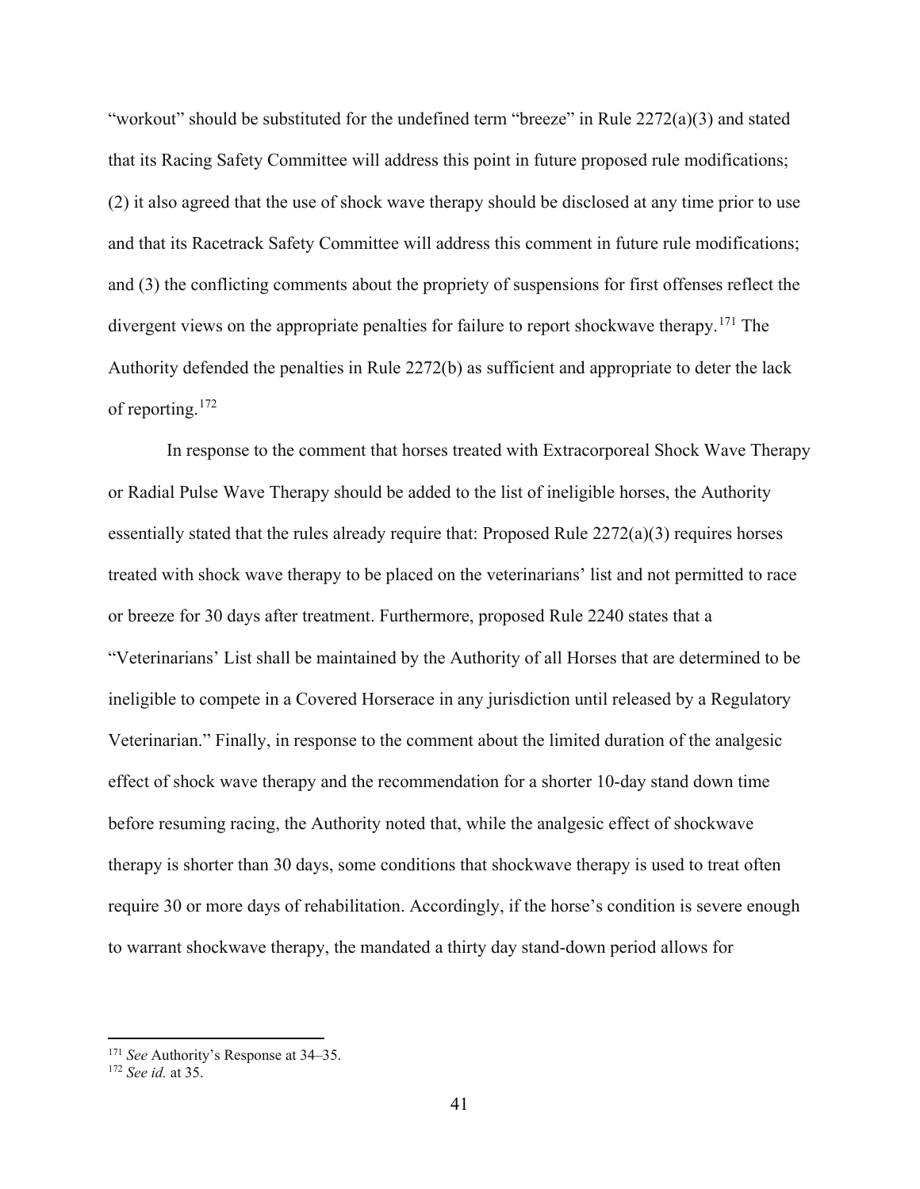"workout" should be substituted for the undefined term "breeze" in Rule 2272(a)(3) and stated that its Racing Safety Committee will address this point in future proposed rule modifications; (2) it also agreed that the use of shock wave therapy should be disclosed at any time prior to use and that its Racetrack Safety Committee will address this comment in future rule modifications; and (3) the conflicting comments about the propriety of suspensions for first offenses reflect the divergent views on the appropriate penalties for failure to report shockwave therapy.[171] The Authority defended the penalties in Rule 2272(b) as sufficient and appropriate to deter the lack of reporting.[172]

In response to the comment that horses treated with Extracorporeal Shock Wave Therapy or Radial Pulse Wave Therapy should be added to the list of ineligible horses, the Authority essentially stated that the rules already require that: Proposed Rule 2272(a)(3) requires horses treated with shock wave therapy to be placed on the veterinarians' list and not permitted to race or breeze for 30 days after treatment. Furthermore, proposed Rule 2240 states that a "Veterinarians' List shall be maintained by the Authority of all Horses that are determined to be ineligible to compete in a Covered Horserace in any jurisdiction until released by a Regulatory Veterinarian." Finally, in response to the comment about the limited duration of the analgesic effect of shock wave therapy and the recommendation for a shorter 10-day stand down time before resuming racing, the Authority noted that, while the analgesic effect of shockwave therapy is shorter than 30 days, some conditions that shockwave therapy is used to treat often require 30 or more days of rehabilitation. Accordingly, if the horse's condition is severe enough to warrant shockwave therapy, the mandated a thirty day stand-down period allows for

[171] *See* Authority's Response at 34–35.

[172] *See id.* at 35.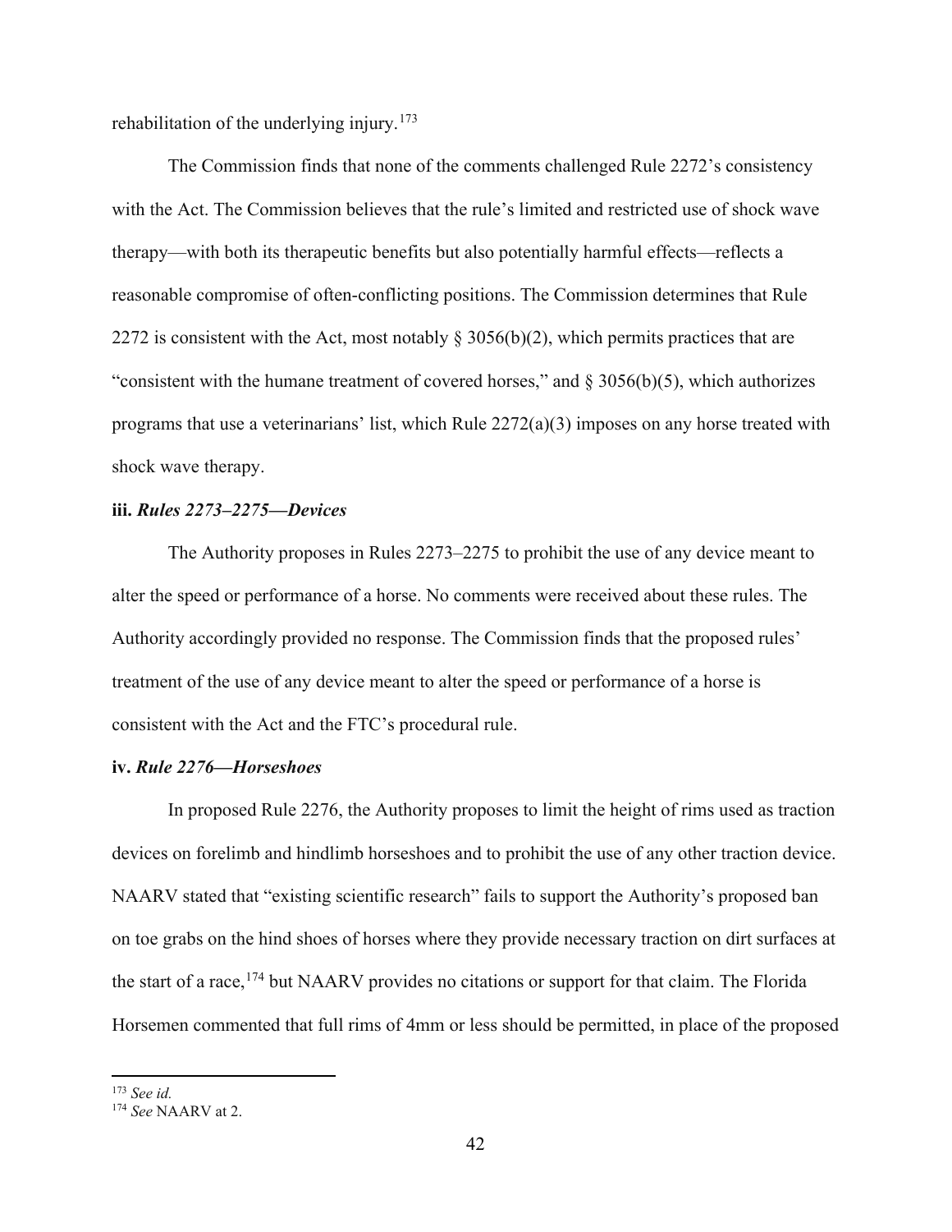rehabilitation of the underlying injury.[173]

The Commission finds that none of the comments challenged Rule 2272's consistency with the Act. The Commission believes that the rule's limited and restricted use of shock wave therapy—with both its therapeutic benefits but also potentially harmful effects—reflects a reasonable compromise of often-conflicting positions. The Commission determines that Rule 2272 is consistent with the Act, most notably § 3056(b)(2), which permits practices that are "consistent with the humane treatment of covered horses," and § 3056(b)(5), which authorizes programs that use a veterinarians' list, which Rule 2272(a)(3) imposes on any horse treated with shock wave therapy.

**iii. *Rules 2273–2275—Devices***

The Authority proposes in Rules 2273–2275 to prohibit the use of any device meant to alter the speed or performance of a horse. No comments were received about these rules. The Authority accordingly provided no response. The Commission finds that the proposed rules' treatment of the use of any device meant to alter the speed or performance of a horse is consistent with the Act and the FTC's procedural rule.

**iv. *Rule 2276—Horseshoes***

In proposed Rule 2276, the Authority proposes to limit the height of rims used as traction devices on forelimb and hindlimb horseshoes and to prohibit the use of any other traction device. NAARV stated that "existing scientific research" fails to support the Authority's proposed ban on toe grabs on the hind shoes of horses where they provide necessary traction on dirt surfaces at the start of a race,[174] but NAARV provides no citations or support for that claim. The Florida Horsemen commented that full rims of 4mm or less should be permitted, in place of the proposed

---

[173] *See id.*

[174] *See* NAARV at 2.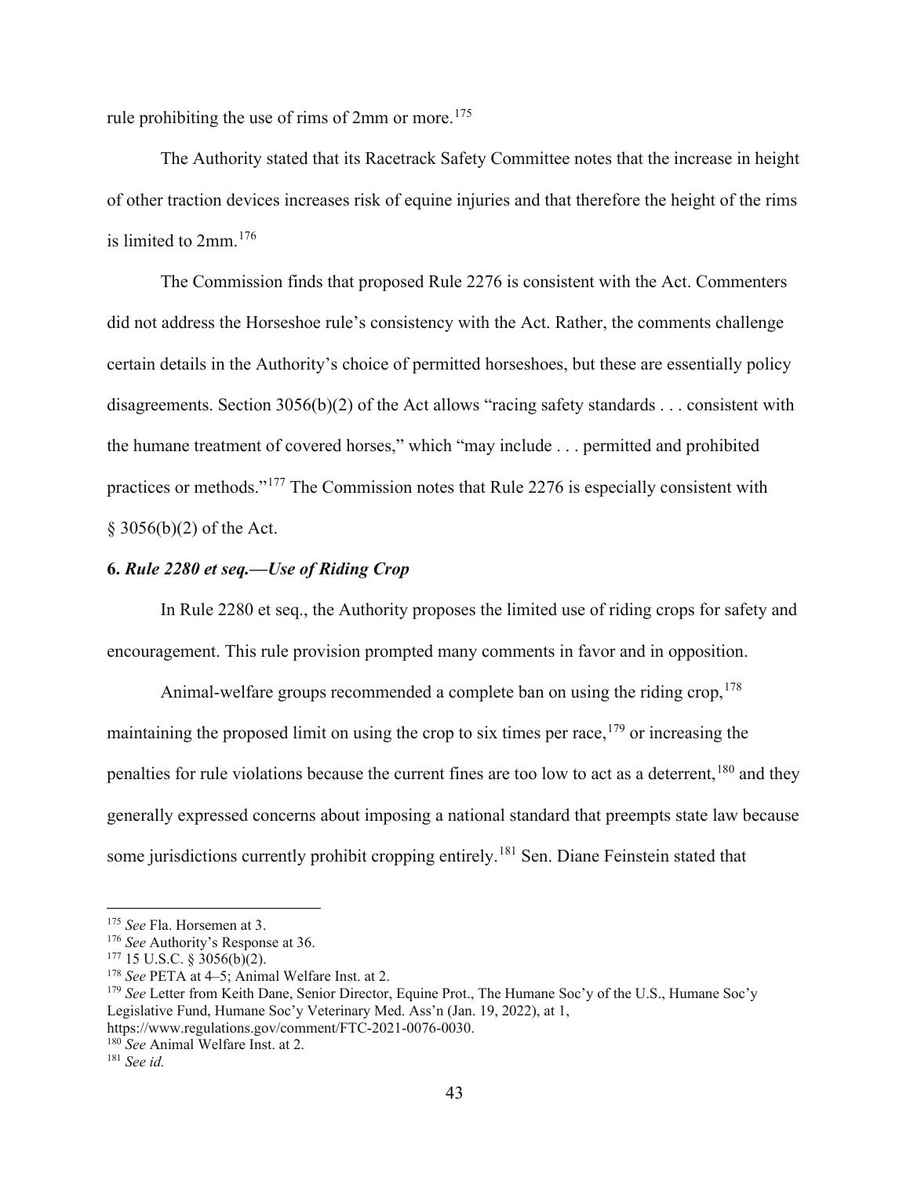rule prohibiting the use of rims of 2mm or more.[175]

The Authority stated that its Racetrack Safety Committee notes that the increase in height of other traction devices increases risk of equine injuries and that therefore the height of the rims is limited to 2mm.[176]

The Commission finds that proposed Rule 2276 is consistent with the Act. Commenters did not address the Horseshoe rule's consistency with the Act. Rather, the comments challenge certain details in the Authority's choice of permitted horseshoes, but these are essentially policy disagreements. Section 3056(b)(2) of the Act allows "racing safety standards . . . consistent with the humane treatment of covered horses," which "may include . . . permitted and prohibited practices or methods."[177] The Commission notes that Rule 2276 is especially consistent with § 3056(b)(2) of the Act.

### 6. *Rule 2280 et seq.—Use of Riding Crop*

In Rule 2280 et seq., the Authority proposes the limited use of riding crops for safety and encouragement. This rule provision prompted many comments in favor and in opposition.

Animal-welfare groups recommended a complete ban on using the riding crop,[178] maintaining the proposed limit on using the crop to six times per race,[179] or increasing the penalties for rule violations because the current fines are too low to act as a deterrent,[180] and they generally expressed concerns about imposing a national standard that preempts state law because some jurisdictions currently prohibit cropping entirely.[181] Sen. Diane Feinstein stated that

---

[175] *See* Fla. Horsemen at 3.

[176] *See* Authority's Response at 36.

[177] 15 U.S.C. § 3056(b)(2).

[178] *See* PETA at 4–5; Animal Welfare Inst. at 2.

[179] *See* Letter from Keith Dane, Senior Director, Equine Prot., The Humane Soc'y of the U.S., Humane Soc'y Legislative Fund, Humane Soc'y Veterinary Med. Ass'n (Jan. 19, 2022), at 1, https://www.regulations.gov/comment/FTC-2021-0076-0030.

[180] *See* Animal Welfare Inst. at 2.

[181] *See id.*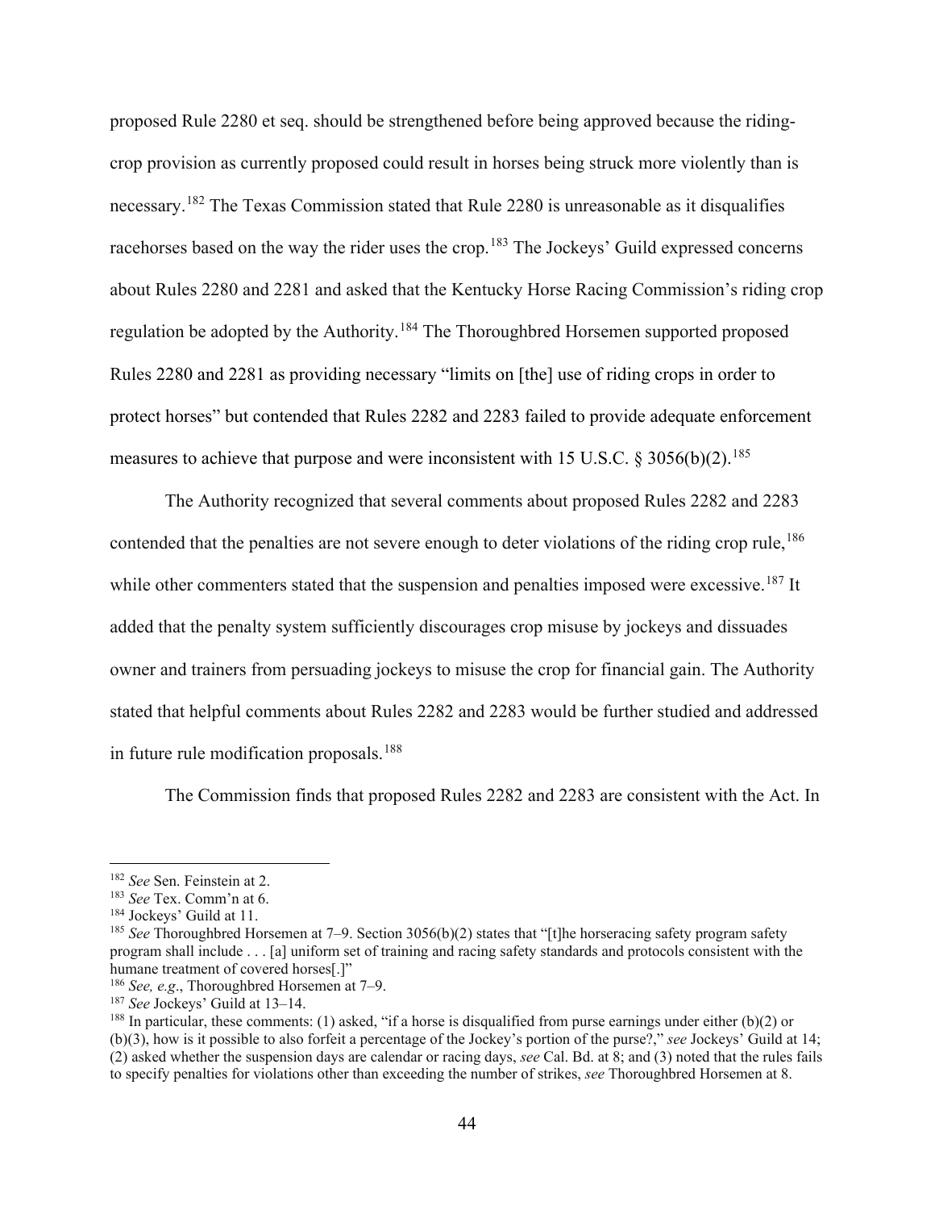proposed Rule 2280 et seq. should be strengthened before being approved because the riding-crop provision as currently proposed could result in horses being struck more violently than is necessary.[182] The Texas Commission stated that Rule 2280 is unreasonable as it disqualifies racehorses based on the way the rider uses the crop.[183] The Jockeys' Guild expressed concerns about Rules 2280 and 2281 and asked that the Kentucky Horse Racing Commission's riding crop regulation be adopted by the Authority.[184] The Thoroughbred Horsemen supported proposed Rules 2280 and 2281 as providing necessary "limits on [the] use of riding crops in order to protect horses" but contended that Rules 2282 and 2283 failed to provide adequate enforcement measures to achieve that purpose and were inconsistent with 15 U.S.C. § 3056(b)(2).[185]

The Authority recognized that several comments about proposed Rules 2282 and 2283 contended that the penalties are not severe enough to deter violations of the riding crop rule,[186] while other commenters stated that the suspension and penalties imposed were excessive.[187] It added that the penalty system sufficiently discourages crop misuse by jockeys and dissuades owner and trainers from persuading jockeys to misuse the crop for financial gain. The Authority stated that helpful comments about Rules 2282 and 2283 would be further studied and addressed in future rule modification proposals.[188]

The Commission finds that proposed Rules 2282 and 2283 are consistent with the Act. In

---

[182] *See* Sen. Feinstein at 2.

[183] *See* Tex. Comm'n at 6.

[184] Jockeys' Guild at 11.

[185] *See* Thoroughbred Horsemen at 7–9. Section 3056(b)(2) states that "[t]he horseracing safety program safety program shall include . . . [a] uniform set of training and racing safety standards and protocols consistent with the humane treatment of covered horses[.]"

[186] *See, e.g*., Thoroughbred Horsemen at 7–9.

[187] *See* Jockeys' Guild at 13–14.

[188] In particular, these comments: (1) asked, "if a horse is disqualified from purse earnings under either (b)(2) or (b)(3), how is it possible to also forfeit a percentage of the Jockey's portion of the purse?," *see* Jockeys' Guild at 14; (2) asked whether the suspension days are calendar or racing days, *see* Cal. Bd. at 8; and (3) noted that the rules fails to specify penalties for violations other than exceeding the number of strikes, *see* Thoroughbred Horsemen at 8.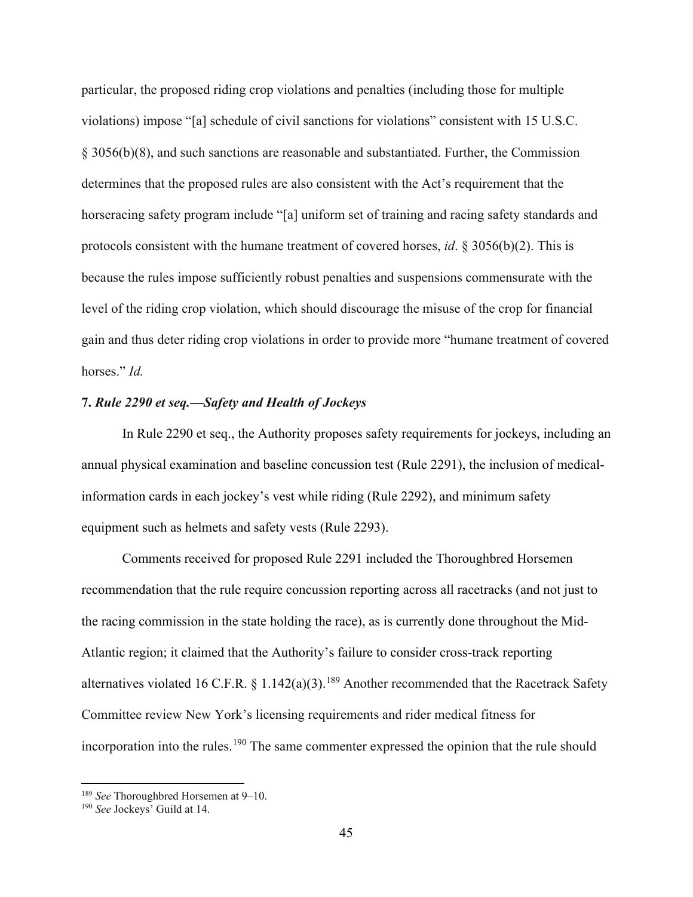particular, the proposed riding crop violations and penalties (including those for multiple violations) impose "[a] schedule of civil sanctions for violations" consistent with 15 U.S.C. § 3056(b)(8), and such sanctions are reasonable and substantiated. Further, the Commission determines that the proposed rules are also consistent with the Act's requirement that the horseracing safety program include "[a] uniform set of training and racing safety standards and protocols consistent with the humane treatment of covered horses, *id*. § 3056(b)(2). This is because the rules impose sufficiently robust penalties and suspensions commensurate with the level of the riding crop violation, which should discourage the misuse of the crop for financial gain and thus deter riding crop violations in order to provide more "humane treatment of covered horses." *Id.*

**7. *Rule 2290 et seq.—Safety and Health of Jockeys***

In Rule 2290 et seq., the Authority proposes safety requirements for jockeys, including an annual physical examination and baseline concussion test (Rule 2291), the inclusion of medical-information cards in each jockey's vest while riding (Rule 2292), and minimum safety equipment such as helmets and safety vests (Rule 2293).

Comments received for proposed Rule 2291 included the Thoroughbred Horsemen recommendation that the rule require concussion reporting across all racetracks (and not just to the racing commission in the state holding the race), as is currently done throughout the Mid-Atlantic region; it claimed that the Authority's failure to consider cross-track reporting alternatives violated 16 C.F.R. § 1.142(a)(3).[189] Another recommended that the Racetrack Safety Committee review New York's licensing requirements and rider medical fitness for incorporation into the rules.[190] The same commenter expressed the opinion that the rule should

[189] *See* Thoroughbred Horsemen at 9–10.

[190] *See* Jockeys' Guild at 14.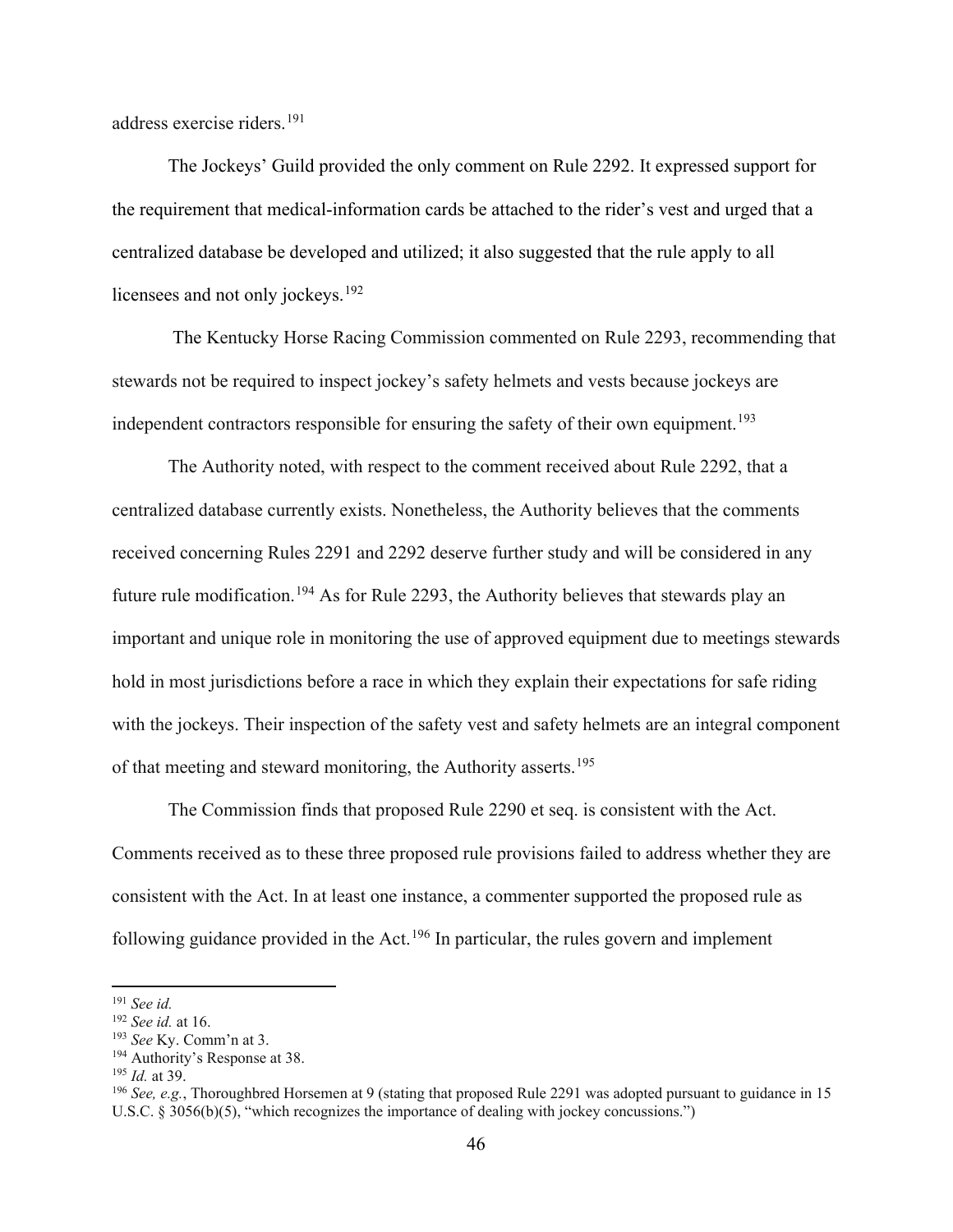address exercise riders.[191]

The Jockeys' Guild provided the only comment on Rule 2292. It expressed support for the requirement that medical-information cards be attached to the rider's vest and urged that a centralized database be developed and utilized; it also suggested that the rule apply to all licensees and not only jockeys.[192]

The Kentucky Horse Racing Commission commented on Rule 2293, recommending that stewards not be required to inspect jockey's safety helmets and vests because jockeys are independent contractors responsible for ensuring the safety of their own equipment.[193]

The Authority noted, with respect to the comment received about Rule 2292, that a centralized database currently exists. Nonetheless, the Authority believes that the comments received concerning Rules 2291 and 2292 deserve further study and will be considered in any future rule modification.[194] As for Rule 2293, the Authority believes that stewards play an important and unique role in monitoring the use of approved equipment due to meetings stewards hold in most jurisdictions before a race in which they explain their expectations for safe riding with the jockeys. Their inspection of the safety vest and safety helmets are an integral component of that meeting and steward monitoring, the Authority asserts.[195]

The Commission finds that proposed Rule 2290 et seq. is consistent with the Act. Comments received as to these three proposed rule provisions failed to address whether they are consistent with the Act. In at least one instance, a commenter supported the proposed rule as following guidance provided in the Act.[196] In particular, the rules govern and implement

---

[191] *See id.*

[192] *See id.* at 16.

[193] *See* Ky. Comm'n at 3.

[194] Authority's Response at 38.

[195] *Id.* at 39.

[196] *See, e.g.*, Thoroughbred Horsemen at 9 (stating that proposed Rule 2291 was adopted pursuant to guidance in 15 U.S.C. § 3056(b)(5), "which recognizes the importance of dealing with jockey concussions.")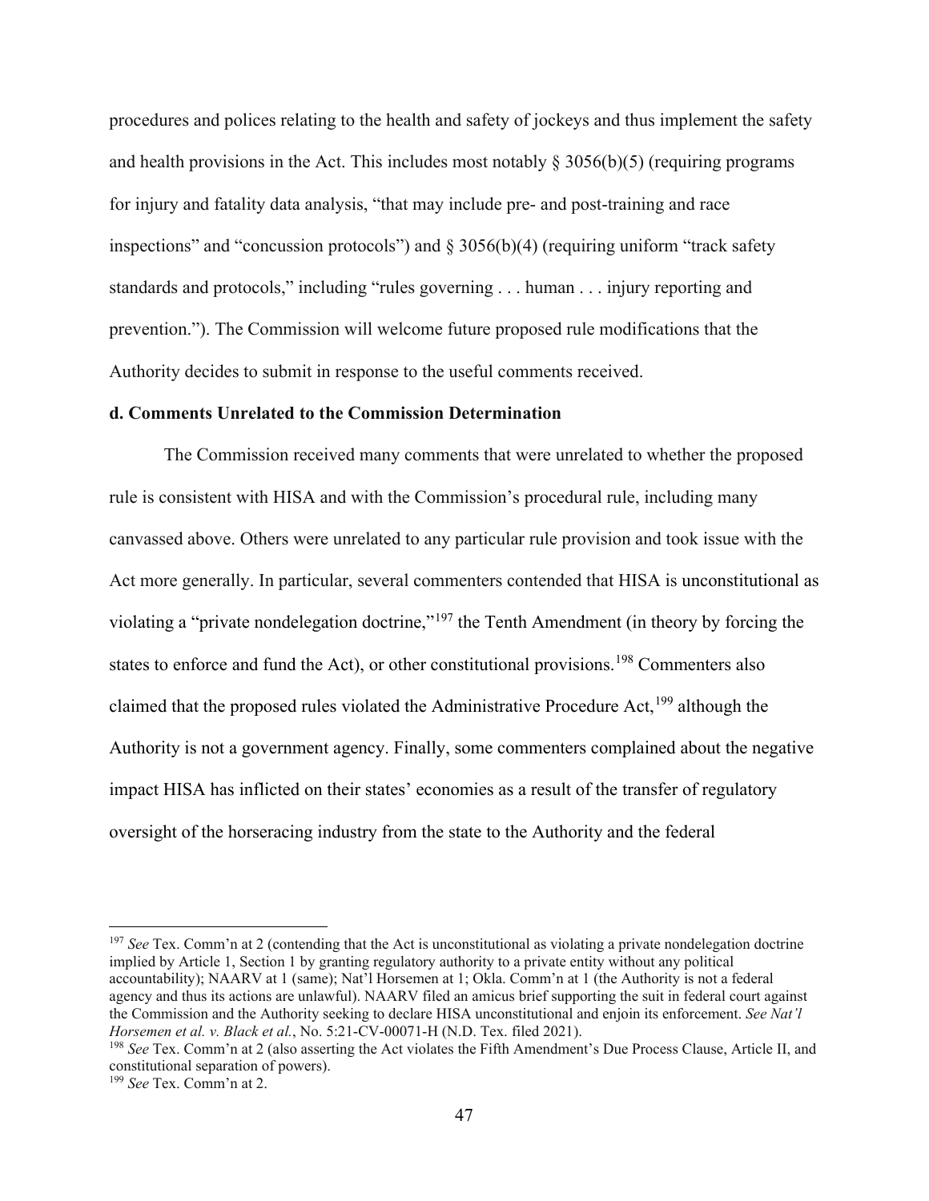procedures and polices relating to the health and safety of jockeys and thus implement the safety and health provisions in the Act. This includes most notably § 3056(b)(5) (requiring programs for injury and fatality data analysis, "that may include pre- and post-training and race inspections" and "concussion protocols") and § 3056(b)(4) (requiring uniform "track safety standards and protocols," including "rules governing . . . human . . . injury reporting and prevention."). The Commission will welcome future proposed rule modifications that the Authority decides to submit in response to the useful comments received.

**d. Comments Unrelated to the Commission Determination**

The Commission received many comments that were unrelated to whether the proposed rule is consistent with HISA and with the Commission's procedural rule, including many canvassed above. Others were unrelated to any particular rule provision and took issue with the Act more generally. In particular, several commenters contended that HISA is unconstitutional as violating a "private nondelegation doctrine,"[197] the Tenth Amendment (in theory by forcing the states to enforce and fund the Act), or other constitutional provisions.[198] Commenters also claimed that the proposed rules violated the Administrative Procedure Act,[199] although the Authority is not a government agency. Finally, some commenters complained about the negative impact HISA has inflicted on their states' economies as a result of the transfer of regulatory oversight of the horseracing industry from the state to the Authority and the federal

---

[197] *See* Tex. Comm'n at 2 (contending that the Act is unconstitutional as violating a private nondelegation doctrine implied by Article 1, Section 1 by granting regulatory authority to a private entity without any political accountability); NAARV at 1 (same); Nat'l Horsemen at 1; Okla. Comm'n at 1 (the Authority is not a federal agency and thus its actions are unlawful). NAARV filed an amicus brief supporting the suit in federal court against the Commission and the Authority seeking to declare HISA unconstitutional and enjoin its enforcement. *See Nat'l Horsemen et al. v. Black et al.*, No. 5:21-CV-00071-H (N.D. Tex. filed 2021).

[198] *See* Tex. Comm'n at 2 (also asserting the Act violates the Fifth Amendment's Due Process Clause, Article II, and constitutional separation of powers).

[199] *See* Tex. Comm'n at 2.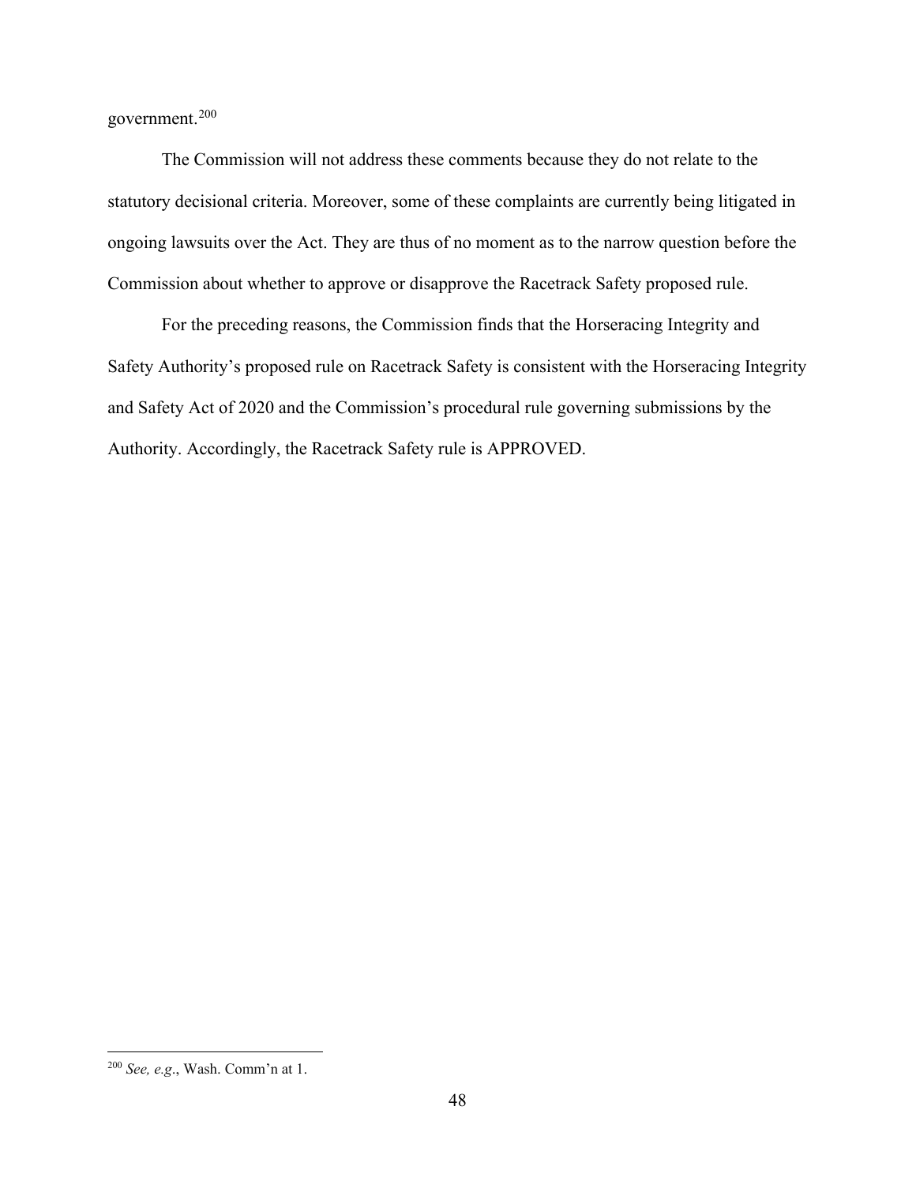government.[200]

The Commission will not address these comments because they do not relate to the statutory decisional criteria. Moreover, some of these complaints are currently being litigated in ongoing lawsuits over the Act. They are thus of no moment as to the narrow question before the Commission about whether to approve or disapprove the Racetrack Safety proposed rule.

For the preceding reasons, the Commission finds that the Horseracing Integrity and Safety Authority's proposed rule on Racetrack Safety is consistent with the Horseracing Integrity and Safety Act of 2020 and the Commission's procedural rule governing submissions by the Authority. Accordingly, the Racetrack Safety rule is APPROVED.

---

[200] *See, e.g*., Wash. Comm'n at 1.